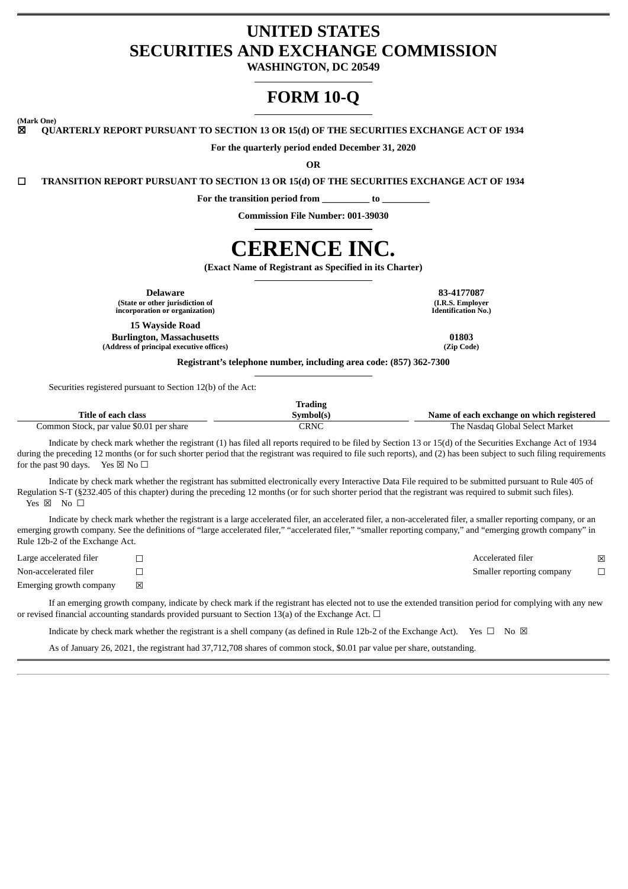# UNITED STATES
# SECURITIES AND EXCHANGE COMMISSION

**WASHINGTON, DC 20549**

# FORM 10-Q

**(Mark One)**

☒ **QUARTERLY REPORT PURSUANT TO SECTION 13 OR 15(d) OF THE SECURITIES EXCHANGE ACT OF 1934**

**For the quarterly period ended December 31, 2020**

**OR**

☐ **TRANSITION REPORT PURSUANT TO SECTION 13 OR 15(d) OF THE SECURITIES EXCHANGE ACT OF 1934**

**For the transition period from __________ to __________**

**Commission File Number: 001-39030**

# CERENCE INC.

**(Exact Name of Registrant as Specified in its Charter)**

| | |
|---|---|
| **Delaware** | **83-4177087** |
| **(State or other jurisdiction of incorporation or organization)** | **(I.R.S. Employer Identification No.)** |
| **15 Wayside Road Burlington, Massachusetts** | **01803** |
| **(Address of principal executive offices)** | **(Zip Code)** |

**Registrant's telephone number, including area code: (857) 362-7300**

Securities registered pursuant to Section 12(b) of the Act:

| Title of each class | Trading Symbol(s) | Name of each exchange on which registered |
|---|---|---|
| Common Stock, par value $0.01 per share | CRNC | The Nasdaq Global Select Market |

Indicate by check mark whether the registrant (1) has filed all reports required to be filed by Section 13 or 15(d) of the Securities Exchange Act of 1934 during the preceding 12 months (or for such shorter period that the registrant was required to file such reports), and (2) has been subject to such filing requirements for the past 90 days. Yes ☒ No ☐

Indicate by check mark whether the registrant has submitted electronically every Interactive Data File required to be submitted pursuant to Rule 405 of Regulation S-T (§232.405 of this chapter) during the preceding 12 months (or for such shorter period that the registrant was required to submit such files). Yes ☒ No ☐

Indicate by check mark whether the registrant is a large accelerated filer, an accelerated filer, a non-accelerated filer, a smaller reporting company, or an emerging growth company. See the definitions of "large accelerated filer," "accelerated filer," "smaller reporting company," and "emerging growth company" in Rule 12b-2 of the Exchange Act.

| | | | |
|---|---|---|---|
| Large accelerated filer | ☐ | Accelerated filer | ☒ |
| Non-accelerated filer | ☐ | Smaller reporting company | ☐ |
| Emerging growth company | ☒ | | |

If an emerging growth company, indicate by check mark if the registrant has elected not to use the extended transition period for complying with any new or revised financial accounting standards provided pursuant to Section 13(a) of the Exchange Act. ☐

Indicate by check mark whether the registrant is a shell company (as defined in Rule 12b-2 of the Exchange Act). Yes ☐ No ☒

As of January 26, 2021, the registrant had 37,712,708 shares of common stock, $0.01 par value per share, outstanding.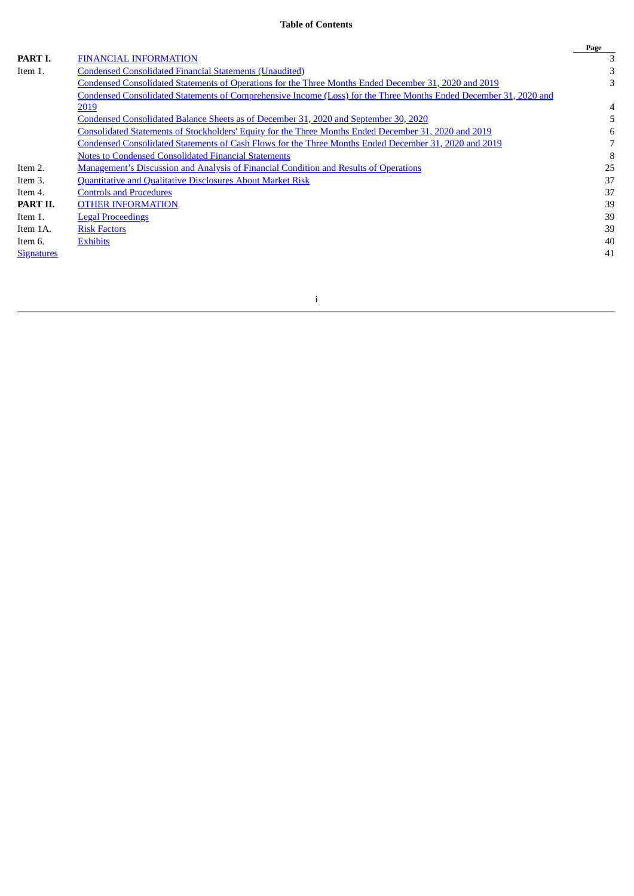**Table of Contents**

| | | Page |
|---|---|---|
| **PART I.** | FINANCIAL INFORMATION | 3 |
| Item 1. | Condensed Consolidated Financial Statements (Unaudited) | 3 |
| | Condensed Consolidated Statements of Operations for the Three Months Ended December 31, 2020 and 2019 | 3 |
| | Condensed Consolidated Statements of Comprehensive Income (Loss) for the Three Months Ended December 31, 2020 and 2019 | 4 |
| | Condensed Consolidated Balance Sheets as of December 31, 2020 and September 30, 2020 | 5 |
| | Consolidated Statements of Stockholders' Equity for the Three Months Ended December 31, 2020 and 2019 | 6 |
| | Condensed Consolidated Statements of Cash Flows for the Three Months Ended December 31, 2020 and 2019 | 7 |
| | Notes to Condensed Consolidated Financial Statements | 8 |
| Item 2. | Management's Discussion and Analysis of Financial Condition and Results of Operations | 25 |
| Item 3. | Quantitative and Qualitative Disclosures About Market Risk | 37 |
| Item 4. | Controls and Procedures | 37 |
| **PART II.** | OTHER INFORMATION | 39 |
| Item 1. | Legal Proceedings | 39 |
| Item 1A. | Risk Factors | 39 |
| Item 6. | Exhibits | 40 |
| Signatures | | 41 |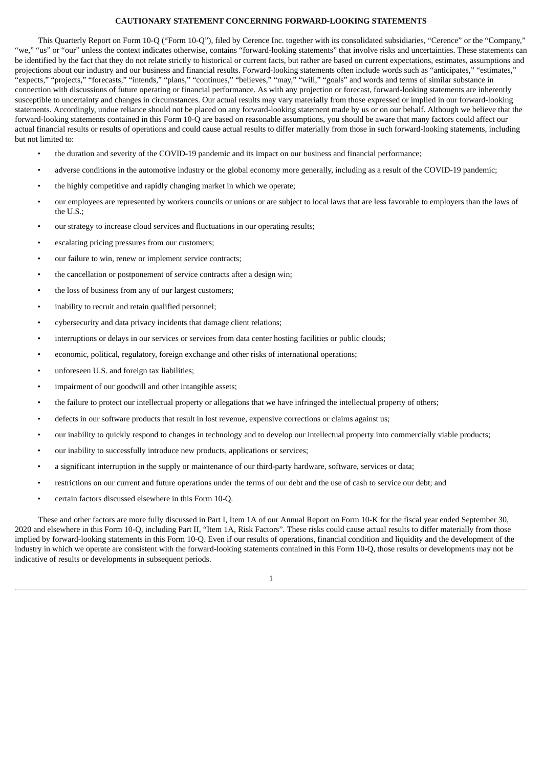## CAUTIONARY STATEMENT CONCERNING FORWARD-LOOKING STATEMENTS

This Quarterly Report on Form 10-Q ("Form 10-Q"), filed by Cerence Inc. together with its consolidated subsidiaries, "Cerence" or the "Company," "we," "us" or "our" unless the context indicates otherwise, contains "forward-looking statements" that involve risks and uncertainties. These statements can be identified by the fact that they do not relate strictly to historical or current facts, but rather are based on current expectations, estimates, assumptions and projections about our industry and our business and financial results. Forward-looking statements often include words such as "anticipates," "estimates," "expects," "projects," "forecasts," "intends," "plans," "continues," "believes," "may," "will," "goals" and words and terms of similar substance in connection with discussions of future operating or financial performance. As with any projection or forecast, forward-looking statements are inherently susceptible to uncertainty and changes in circumstances. Our actual results may vary materially from those expressed or implied in our forward-looking statements. Accordingly, undue reliance should not be placed on any forward-looking statement made by us or on our behalf. Although we believe that the forward-looking statements contained in this Form 10-Q are based on reasonable assumptions, you should be aware that many factors could affect our actual financial results or results of operations and could cause actual results to differ materially from those in such forward-looking statements, including but not limited to:

- the duration and severity of the COVID-19 pandemic and its impact on our business and financial performance;
- adverse conditions in the automotive industry or the global economy more generally, including as a result of the COVID-19 pandemic;
- the highly competitive and rapidly changing market in which we operate;
- our employees are represented by workers councils or unions or are subject to local laws that are less favorable to employers than the laws of the U.S.;
- our strategy to increase cloud services and fluctuations in our operating results;
- escalating pricing pressures from our customers;
- our failure to win, renew or implement service contracts;
- the cancellation or postponement of service contracts after a design win;
- the loss of business from any of our largest customers;
- inability to recruit and retain qualified personnel;
- cybersecurity and data privacy incidents that damage client relations;
- interruptions or delays in our services or services from data center hosting facilities or public clouds;
- economic, political, regulatory, foreign exchange and other risks of international operations;
- unforeseen U.S. and foreign tax liabilities;
- impairment of our goodwill and other intangible assets;
- the failure to protect our intellectual property or allegations that we have infringed the intellectual property of others;
- defects in our software products that result in lost revenue, expensive corrections or claims against us;
- our inability to quickly respond to changes in technology and to develop our intellectual property into commercially viable products;
- our inability to successfully introduce new products, applications or services;
- a significant interruption in the supply or maintenance of our third-party hardware, software, services or data;
- restrictions on our current and future operations under the terms of our debt and the use of cash to service our debt; and
- certain factors discussed elsewhere in this Form 10-Q.

These and other factors are more fully discussed in Part I, Item 1A of our Annual Report on Form 10-K for the fiscal year ended September 30, 2020 and elsewhere in this Form 10-Q, including Part II, "Item 1A, Risk Factors". These risks could cause actual results to differ materially from those implied by forward-looking statements in this Form 10-Q. Even if our results of operations, financial condition and liquidity and the development of the industry in which we operate are consistent with the forward-looking statements contained in this Form 10-Q, those results or developments may not be indicative of results or developments in subsequent periods.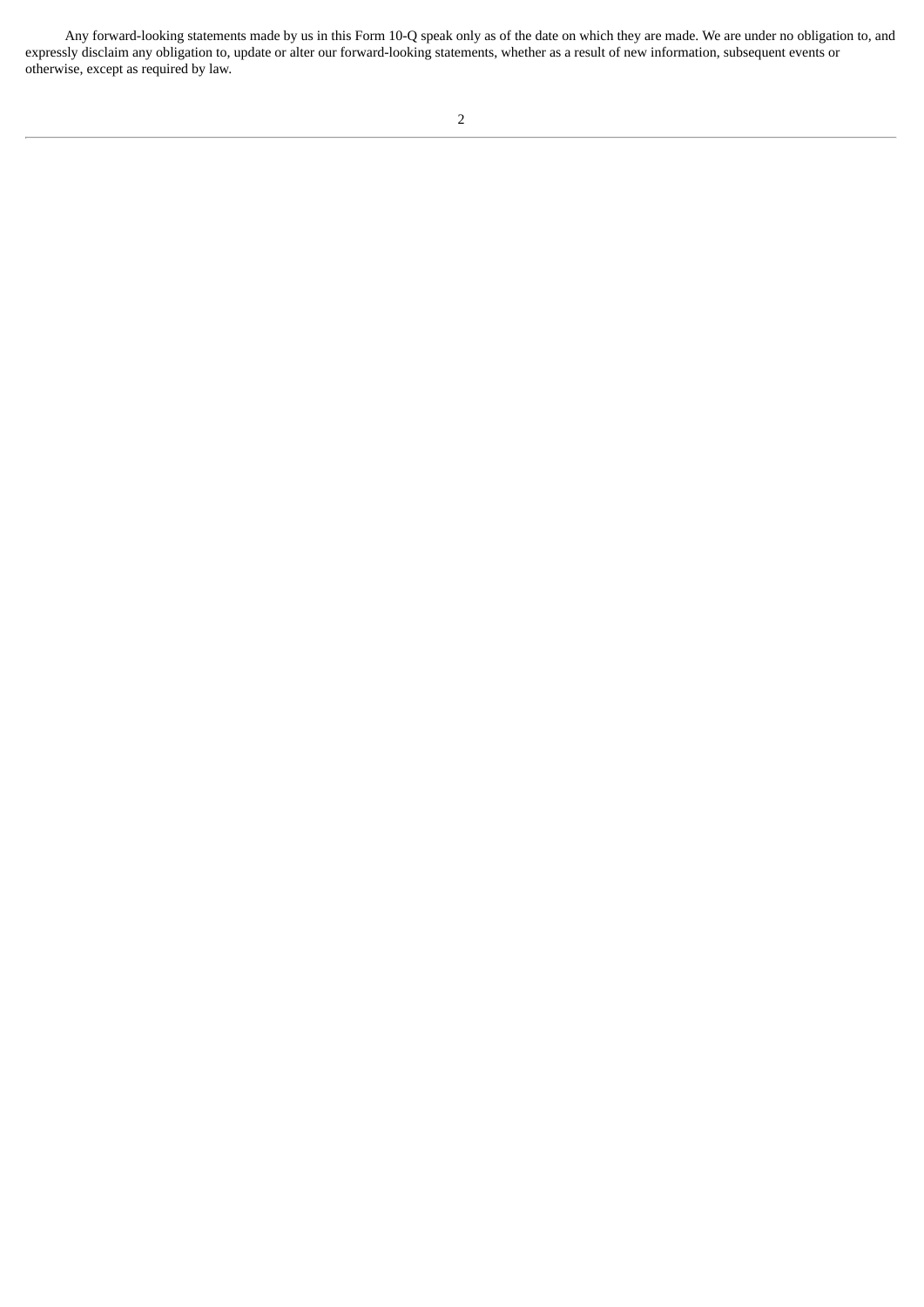Any forward-looking statements made by us in this Form 10-Q speak only as of the date on which they are made. We are under no obligation to, and expressly disclaim any obligation to, update or alter our forward-looking statements, whether as a result of new information, subsequent events or otherwise, except as required by law.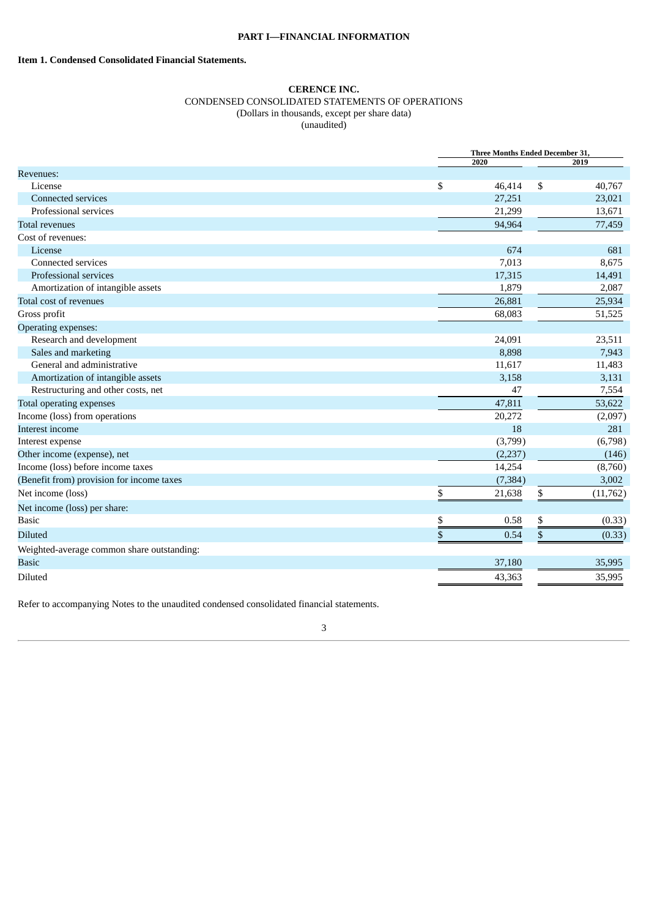# PART I—FINANCIAL INFORMATION

## Item 1. Condensed Consolidated Financial Statements.

**CERENCE INC.**
CONDENSED CONSOLIDATED STATEMENTS OF OPERATIONS
(Dollars in thousands, except per share data)
(unaudited)

| | Three Months Ended December 31, | |
|---|---|---|
| | 2020 | 2019 |
| Revenues: | | |
| License | $ 46,414 | $ 40,767 |
| Connected services | 27,251 | 23,021 |
| Professional services | 21,299 | 13,671 |
| Total revenues | 94,964 | 77,459 |
| Cost of revenues: | | |
| License | 674 | 681 |
| Connected services | 7,013 | 8,675 |
| Professional services | 17,315 | 14,491 |
| Amortization of intangible assets | 1,879 | 2,087 |
| Total cost of revenues | 26,881 | 25,934 |
| Gross profit | 68,083 | 51,525 |
| Operating expenses: | | |
| Research and development | 24,091 | 23,511 |
| Sales and marketing | 8,898 | 7,943 |
| General and administrative | 11,617 | 11,483 |
| Amortization of intangible assets | 3,158 | 3,131 |
| Restructuring and other costs, net | 47 | 7,554 |
| Total operating expenses | 47,811 | 53,622 |
| Income (loss) from operations | 20,272 | (2,097) |
| Interest income | 18 | 281 |
| Interest expense | (3,799) | (6,798) |
| Other income (expense), net | (2,237) | (146) |
| Income (loss) before income taxes | 14,254 | (8,760) |
| (Benefit from) provision for income taxes | (7,384) | 3,002 |
| Net income (loss) | $ 21,638 | $ (11,762) |
| Net income (loss) per share: | | |
| Basic | $ 0.58 | $ (0.33) |
| Diluted | $ 0.54 | $ (0.33) |
| Weighted-average common share outstanding: | | |
| Basic | 37,180 | 35,995 |
| Diluted | 43,363 | 35,995 |

Refer to accompanying Notes to the unaudited condensed consolidated financial statements.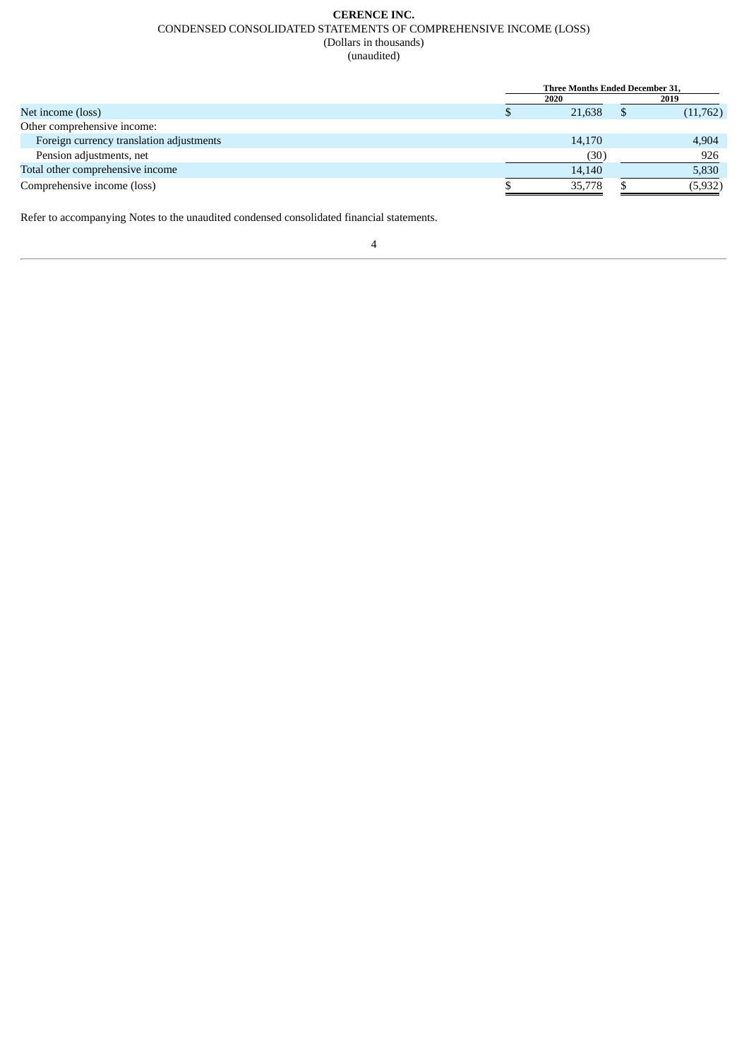**CERENCE INC.**

CONDENSED CONSOLIDATED STATEMENTS OF COMPREHENSIVE INCOME (LOSS)

(Dollars in thousands)

(unaudited)

| | Three Months Ended December 31, | |
|---|---|---|
| | 2020 | 2019 |
| Net income (loss) | $ 21,638 | $ (11,762) |
| Other comprehensive income: | | |
| Foreign currency translation adjustments | 14,170 | 4,904 |
| Pension adjustments, net | (30) | 926 |
| Total other comprehensive income | 14,140 | 5,830 |
| Comprehensive income (loss) | $ 35,778 | $ (5,932) |

Refer to accompanying Notes to the unaudited condensed consolidated financial statements.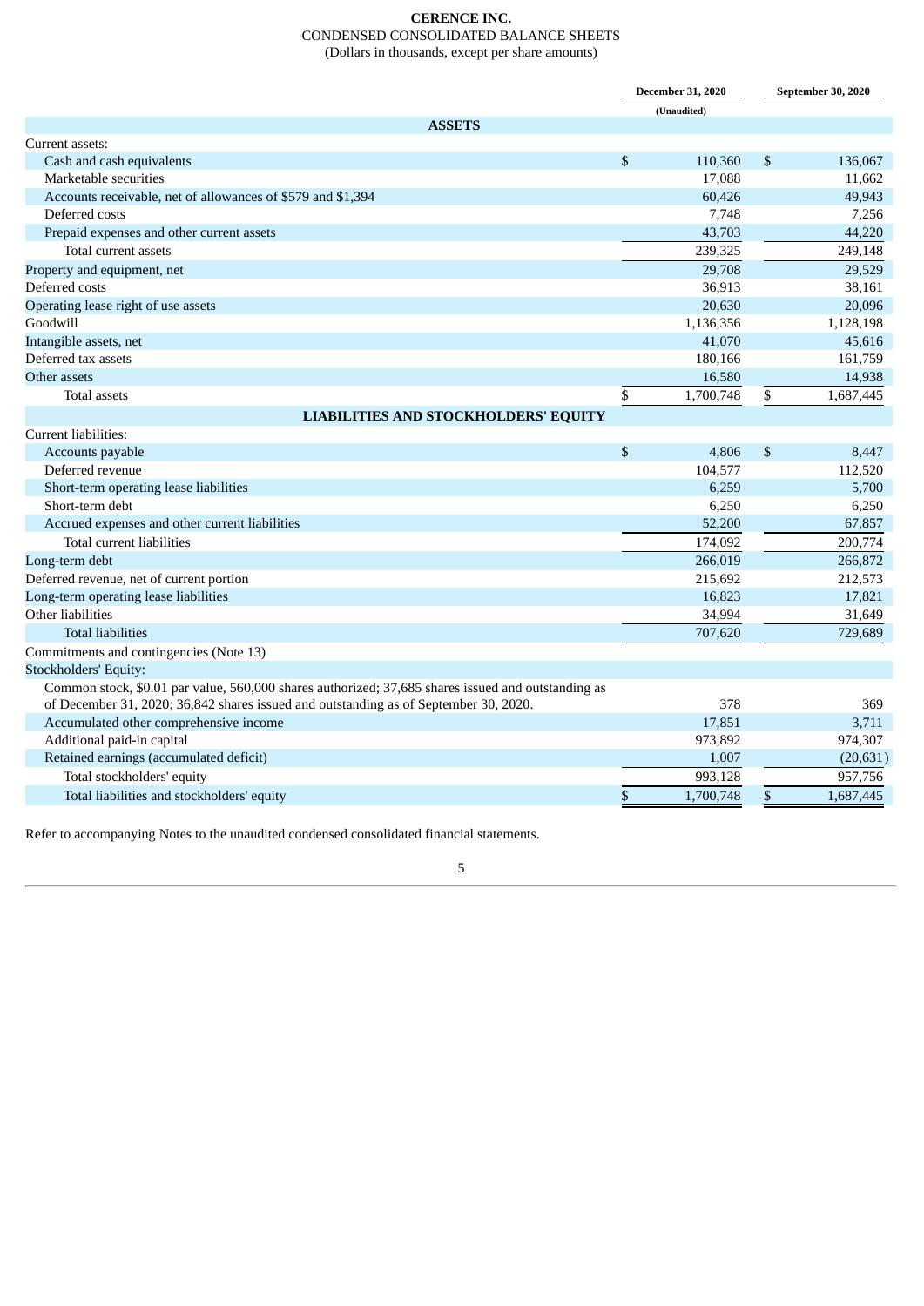**CERENCE INC.**

CONDENSED CONSOLIDATED BALANCE SHEETS

(Dollars in thousands, except per share amounts)

| | December 31, 2020 | September 30, 2020 |
|---|---|---|
| | (Unaudited) | |
| **ASSETS** | | |
| Current assets: | | |
| Cash and cash equivalents | $ 110,360 | $ 136,067 |
| Marketable securities | 17,088 | 11,662 |
| Accounts receivable, net of allowances of $579 and $1,394 | 60,426 | 49,943 |
| Deferred costs | 7,748 | 7,256 |
| Prepaid expenses and other current assets | 43,703 | 44,220 |
| Total current assets | 239,325 | 249,148 |
| Property and equipment, net | 29,708 | 29,529 |
| Deferred costs | 36,913 | 38,161 |
| Operating lease right of use assets | 20,630 | 20,096 |
| Goodwill | 1,136,356 | 1,128,198 |
| Intangible assets, net | 41,070 | 45,616 |
| Deferred tax assets | 180,166 | 161,759 |
| Other assets | 16,580 | 14,938 |
| Total assets | $ 1,700,748 | $ 1,687,445 |
| **LIABILITIES AND STOCKHOLDERS' EQUITY** | | |
| Current liabilities: | | |
| Accounts payable | $ 4,806 | $ 8,447 |
| Deferred revenue | 104,577 | 112,520 |
| Short-term operating lease liabilities | 6,259 | 5,700 |
| Short-term debt | 6,250 | 6,250 |
| Accrued expenses and other current liabilities | 52,200 | 67,857 |
| Total current liabilities | 174,092 | 200,774 |
| Long-term debt | 266,019 | 266,872 |
| Deferred revenue, net of current portion | 215,692 | 212,573 |
| Long-term operating lease liabilities | 16,823 | 17,821 |
| Other liabilities | 34,994 | 31,649 |
| Total liabilities | 707,620 | 729,689 |
| Commitments and contingencies (Note 13) | | |
| Stockholders' Equity: | | |
| Common stock, $0.01 par value, 560,000 shares authorized; 37,685 shares issued and outstanding as of December 31, 2020; 36,842 shares issued and outstanding as of September 30, 2020. | 378 | 369 |
| Accumulated other comprehensive income | 17,851 | 3,711 |
| Additional paid-in capital | 973,892 | 974,307 |
| Retained earnings (accumulated deficit) | 1,007 | (20,631) |
| Total stockholders' equity | 993,128 | 957,756 |
| Total liabilities and stockholders' equity | $ 1,700,748 | $ 1,687,445 |

Refer to accompanying Notes to the unaudited condensed consolidated financial statements.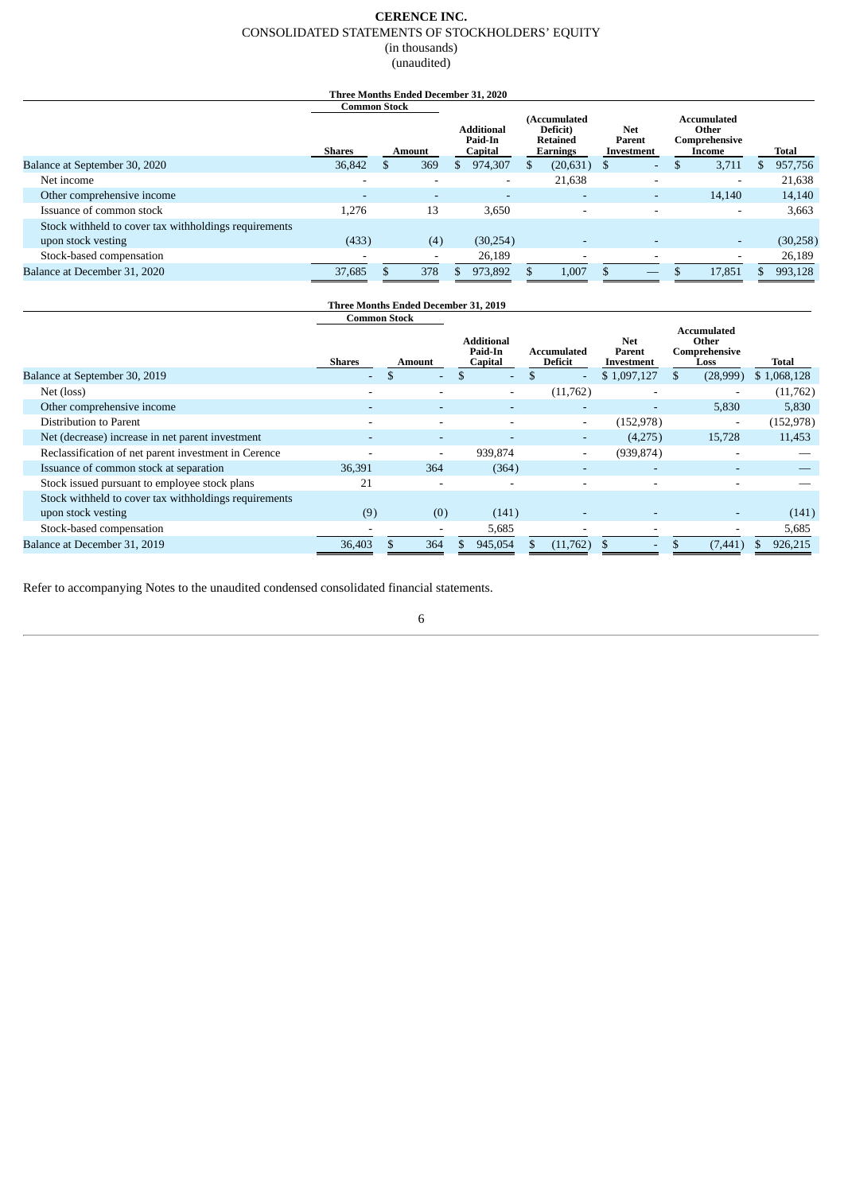# CERENCE INC.

CONSOLIDATED STATEMENTS OF STOCKHOLDERS' EQUITY

(in thousands)

(unaudited)

| Three Months Ended December 31, 2020 | Common Stock | | | | | | |
|---|---|---|---|---|---|---|---|
| | Shares | Amount | Additional Paid-In Capital | (Accumulated Deficit) Retained Earnings | Net Parent Investment | Accumulated Other Comprehensive Income | Total |
| Balance at September 30, 2020 | 36,842 | $ 369 | $ 974,307 | $ (20,631) | $ - | $ 3,711 | $ 957,756 |
| Net income | - | - | - | 21,638 | - | - | 21,638 |
| Other comprehensive income | - | - | - | - | - | 14,140 | 14,140 |
| Issuance of common stock | 1,276 | 13 | 3,650 | - | - | - | 3,663 |
| Stock withheld to cover tax withholdings requirements upon stock vesting | (433) | (4) | (30,254) | - | - | - | (30,258) |
| Stock-based compensation | - | - | 26,189 | - | - | - | 26,189 |
| Balance at December 31, 2020 | 37,685 | $ 378 | $ 973,892 | $ 1,007 | $ — | $ 17,851 | $ 993,128 |

| Three Months Ended December 31, 2019 | Common Stock | | | | | | |
|---|---|---|---|---|---|---|---|
| | Shares | Amount | Additional Paid-In Capital | Accumulated Deficit | Net Parent Investment | Accumulated Other Comprehensive Loss | Total |
| Balance at September 30, 2019 | - | $ - | $ - | $ - | $ 1,097,127 | $ (28,999) | $ 1,068,128 |
| Net (loss) | - | - | - | (11,762) | - | - | (11,762) |
| Other comprehensive income | - | - | - | - | - | 5,830 | 5,830 |
| Distribution to Parent | - | - | - | - | (152,978) | - | (152,978) |
| Net (decrease) increase in net parent investment | - | - | - | - | (4,275) | 15,728 | 11,453 |
| Reclassification of net parent investment in Cerence | - | - | 939,874 | - | (939,874) | - | — |
| Issuance of common stock at separation | 36,391 | 364 | (364) | - | - | - | — |
| Stock issued pursuant to employee stock plans | 21 | - | - | - | - | - | — |
| Stock withheld to cover tax withholdings requirements upon stock vesting | (9) | (0) | (141) | - | - | - | (141) |
| Stock-based compensation | - | - | 5,685 | - | - | - | 5,685 |
| Balance at December 31, 2019 | 36,403 | $ 364 | $ 945,054 | $ (11,762) | $ - | $ (7,441) | $ 926,215 |

Refer to accompanying Notes to the unaudited condensed consolidated financial statements.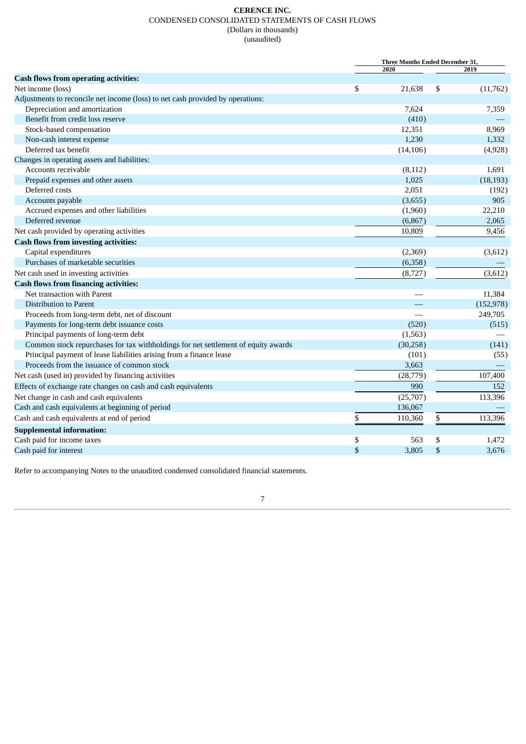**CERENCE INC.**
CONDENSED CONSOLIDATED STATEMENTS OF CASH FLOWS
(Dollars in thousands)
(unaudited)

| | Three Months Ended December 31, 2020 | Three Months Ended December 31, 2019 |
|---|---|---|
| **Cash flows from operating activities:** | | |
| Net income (loss) | $ 21,638 | $ (11,762) |
| Adjustments to reconcile net income (loss) to net cash provided by operations: | | |
| Depreciation and amortization | 7,624 | 7,359 |
| Benefit from credit loss reserve | (410) | — |
| Stock-based compensation | 12,351 | 8,969 |
| Non-cash interest expense | 1,230 | 1,332 |
| Deferred tax benefit | (14,106) | (4,928) |
| Changes in operating assets and liabilities: | | |
| Accounts receivable | (8,112) | 1,691 |
| Prepaid expenses and other assets | 1,025 | (18,193) |
| Deferred costs | 2,051 | (192) |
| Accounts payable | (3,655) | 905 |
| Accrued expenses and other liabilities | (1,960) | 22,210 |
| Deferred revenue | (6,867) | 2,065 |
| Net cash provided by operating activities | 10,809 | 9,456 |
| **Cash flows from investing activities:** | | |
| Capital expenditures | (2,369) | (3,612) |
| Purchases of marketable securities | (6,358) | — |
| Net cash used in investing activities | (8,727) | (3,612) |
| **Cash flows from financing activities:** | | |
| Net transaction with Parent | — | 11,384 |
| Distribution to Parent | — | (152,978) |
| Proceeds from long-term debt, net of discount | — | 249,705 |
| Payments for long-term debt issuance costs | (520) | (515) |
| Principal payments of long-term debt | (1,563) | — |
| Common stock repurchases for tax withholdings for net settlement of equity awards | (30,258) | (141) |
| Principal payment of lease liabilities arising from a finance lease | (101) | (55) |
| Proceeds from the issuance of common stock | 3,663 | — |
| Net cash (used in) provided by financing activities | (28,779) | 107,400 |
| Effects of exchange rate changes on cash and cash equivalents | 990 | 152 |
| Net change in cash and cash equivalents | (25,707) | 113,396 |
| Cash and cash equivalents at beginning of period | 136,067 | — |
| Cash and cash equivalents at end of period | $ 110,360 | $ 113,396 |
| **Supplemental information:** | | |
| Cash paid for income taxes | $ 563 | $ 1,472 |
| Cash paid for interest | $ 3,805 | $ 3,676 |

Refer to accompanying Notes to the unaudited condensed consolidated financial statements.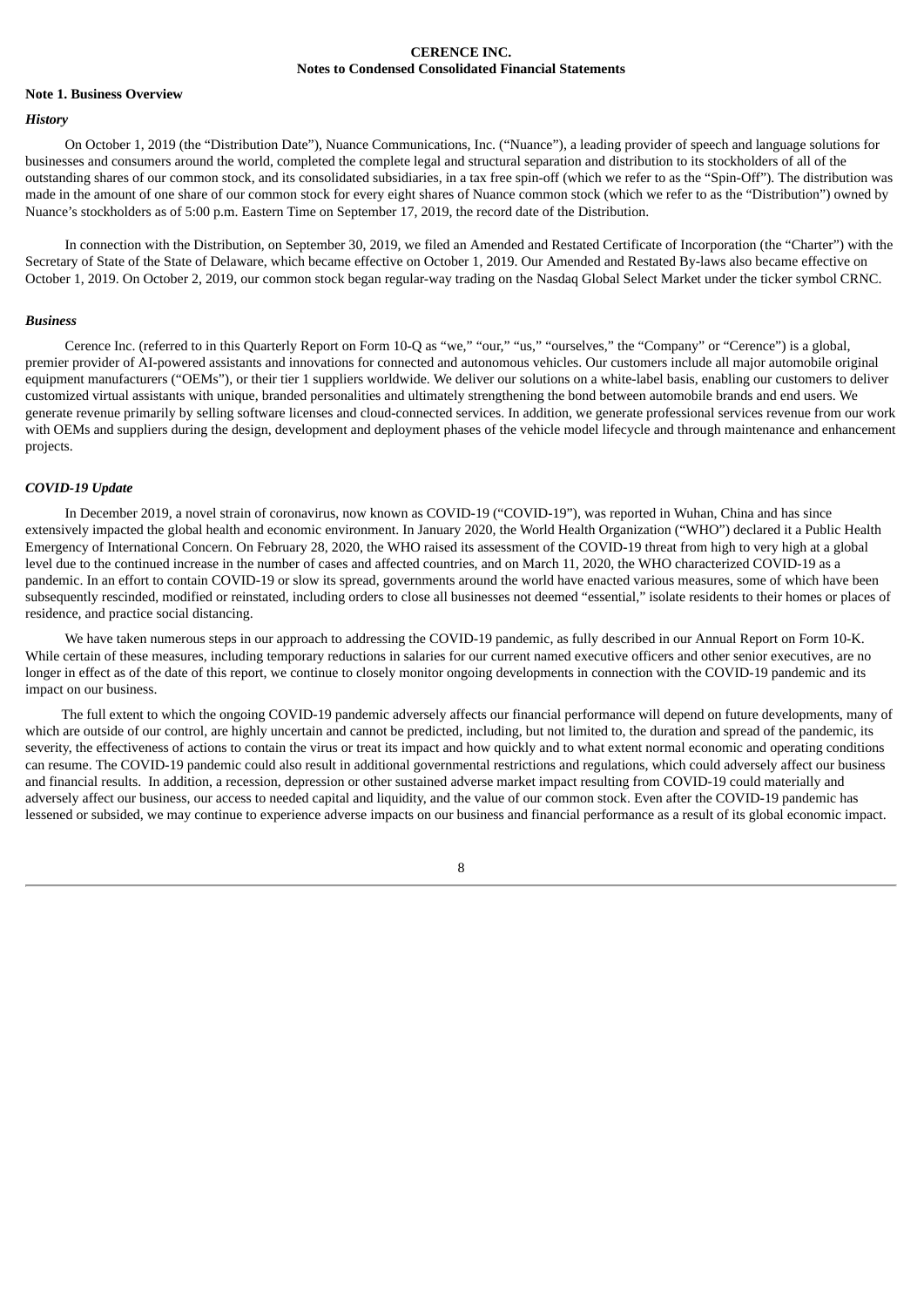**CERENCE INC.**
**Notes to Condensed Consolidated Financial Statements**

## Note 1. Business Overview

### *History*

On October 1, 2019 (the "Distribution Date"), Nuance Communications, Inc. ("Nuance"), a leading provider of speech and language solutions for businesses and consumers around the world, completed the complete legal and structural separation and distribution to its stockholders of all of the outstanding shares of our common stock, and its consolidated subsidiaries, in a tax free spin-off (which we refer to as the "Spin-Off"). The distribution was made in the amount of one share of our common stock for every eight shares of Nuance common stock (which we refer to as the "Distribution") owned by Nuance's stockholders as of 5:00 p.m. Eastern Time on September 17, 2019, the record date of the Distribution.

In connection with the Distribution, on September 30, 2019, we filed an Amended and Restated Certificate of Incorporation (the "Charter") with the Secretary of State of the State of Delaware, which became effective on October 1, 2019. Our Amended and Restated By-laws also became effective on October 1, 2019. On October 2, 2019, our common stock began regular-way trading on the Nasdaq Global Select Market under the ticker symbol CRNC.

### *Business*

Cerence Inc. (referred to in this Quarterly Report on Form 10-Q as "we," "our," "us," "ourselves," the "Company" or "Cerence") is a global, premier provider of AI-powered assistants and innovations for connected and autonomous vehicles. Our customers include all major automobile original equipment manufacturers ("OEMs"), or their tier 1 suppliers worldwide. We deliver our solutions on a white-label basis, enabling our customers to deliver customized virtual assistants with unique, branded personalities and ultimately strengthening the bond between automobile brands and end users. We generate revenue primarily by selling software licenses and cloud-connected services. In addition, we generate professional services revenue from our work with OEMs and suppliers during the design, development and deployment phases of the vehicle model lifecycle and through maintenance and enhancement projects.

### *COVID-19 Update*

In December 2019, a novel strain of coronavirus, now known as COVID-19 ("COVID-19"), was reported in Wuhan, China and has since extensively impacted the global health and economic environment. In January 2020, the World Health Organization ("WHO") declared it a Public Health Emergency of International Concern. On February 28, 2020, the WHO raised its assessment of the COVID-19 threat from high to very high at a global level due to the continued increase in the number of cases and affected countries, and on March 11, 2020, the WHO characterized COVID-19 as a pandemic. In an effort to contain COVID-19 or slow its spread, governments around the world have enacted various measures, some of which have been subsequently rescinded, modified or reinstated, including orders to close all businesses not deemed "essential," isolate residents to their homes or places of residence, and practice social distancing.

We have taken numerous steps in our approach to addressing the COVID-19 pandemic, as fully described in our Annual Report on Form 10-K. While certain of these measures, including temporary reductions in salaries for our current named executive officers and other senior executives, are no longer in effect as of the date of this report, we continue to closely monitor ongoing developments in connection with the COVID-19 pandemic and its impact on our business.

The full extent to which the ongoing COVID-19 pandemic adversely affects our financial performance will depend on future developments, many of which are outside of our control, are highly uncertain and cannot be predicted, including, but not limited to, the duration and spread of the pandemic, its severity, the effectiveness of actions to contain the virus or treat its impact and how quickly and to what extent normal economic and operating conditions can resume. The COVID-19 pandemic could also result in additional governmental restrictions and regulations, which could adversely affect our business and financial results. In addition, a recession, depression or other sustained adverse market impact resulting from COVID-19 could materially and adversely affect our business, our access to needed capital and liquidity, and the value of our common stock. Even after the COVID-19 pandemic has lessened or subsided, we may continue to experience adverse impacts on our business and financial performance as a result of its global economic impact.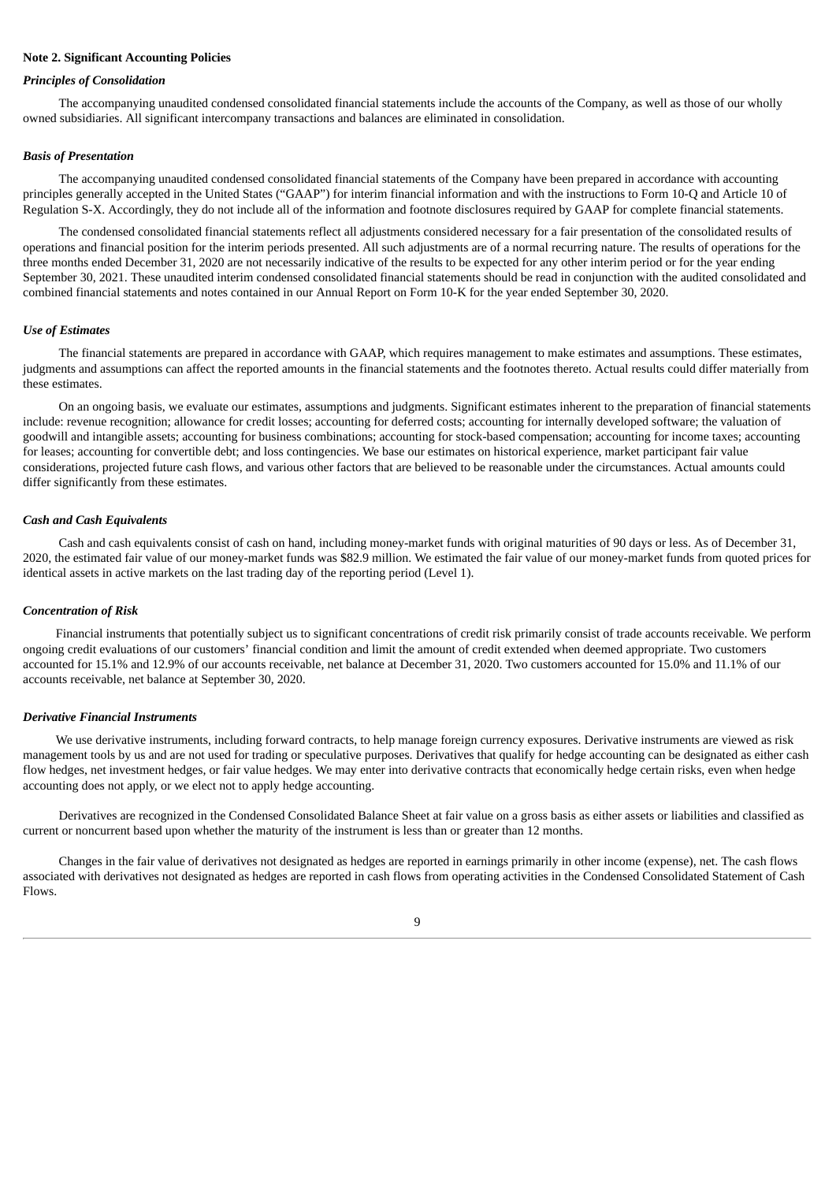**Note 2. Significant Accounting Policies**

***Principles of Consolidation***

The accompanying unaudited condensed consolidated financial statements include the accounts of the Company, as well as those of our wholly owned subsidiaries. All significant intercompany transactions and balances are eliminated in consolidation.

***Basis of Presentation***

The accompanying unaudited condensed consolidated financial statements of the Company have been prepared in accordance with accounting principles generally accepted in the United States ("GAAP") for interim financial information and with the instructions to Form 10-Q and Article 10 of Regulation S-X. Accordingly, they do not include all of the information and footnote disclosures required by GAAP for complete financial statements.

The condensed consolidated financial statements reflect all adjustments considered necessary for a fair presentation of the consolidated results of operations and financial position for the interim periods presented. All such adjustments are of a normal recurring nature. The results of operations for the three months ended December 31, 2020 are not necessarily indicative of the results to be expected for any other interim period or for the year ending September 30, 2021. These unaudited interim condensed consolidated financial statements should be read in conjunction with the audited consolidated and combined financial statements and notes contained in our Annual Report on Form 10-K for the year ended September 30, 2020.

***Use of Estimates***

The financial statements are prepared in accordance with GAAP, which requires management to make estimates and assumptions. These estimates, judgments and assumptions can affect the reported amounts in the financial statements and the footnotes thereto. Actual results could differ materially from these estimates.

On an ongoing basis, we evaluate our estimates, assumptions and judgments. Significant estimates inherent to the preparation of financial statements include: revenue recognition; allowance for credit losses; accounting for deferred costs; accounting for internally developed software; the valuation of goodwill and intangible assets; accounting for business combinations; accounting for stock-based compensation; accounting for income taxes; accounting for leases; accounting for convertible debt; and loss contingencies. We base our estimates on historical experience, market participant fair value considerations, projected future cash flows, and various other factors that are believed to be reasonable under the circumstances. Actual amounts could differ significantly from these estimates.

***Cash and Cash Equivalents***

Cash and cash equivalents consist of cash on hand, including money-market funds with original maturities of 90 days or less. As of December 31, 2020, the estimated fair value of our money-market funds was $82.9 million. We estimated the fair value of our money-market funds from quoted prices for identical assets in active markets on the last trading day of the reporting period (Level 1).

***Concentration of Risk***

Financial instruments that potentially subject us to significant concentrations of credit risk primarily consist of trade accounts receivable. We perform ongoing credit evaluations of our customers' financial condition and limit the amount of credit extended when deemed appropriate. Two customers accounted for 15.1% and 12.9% of our accounts receivable, net balance at December 31, 2020. Two customers accounted for 15.0% and 11.1% of our accounts receivable, net balance at September 30, 2020.

***Derivative Financial Instruments***

We use derivative instruments, including forward contracts, to help manage foreign currency exposures. Derivative instruments are viewed as risk management tools by us and are not used for trading or speculative purposes. Derivatives that qualify for hedge accounting can be designated as either cash flow hedges, net investment hedges, or fair value hedges. We may enter into derivative contracts that economically hedge certain risks, even when hedge accounting does not apply, or we elect not to apply hedge accounting.

Derivatives are recognized in the Condensed Consolidated Balance Sheet at fair value on a gross basis as either assets or liabilities and classified as current or noncurrent based upon whether the maturity of the instrument is less than or greater than 12 months.

Changes in the fair value of derivatives not designated as hedges are reported in earnings primarily in other income (expense), net. The cash flows associated with derivatives not designated as hedges are reported in cash flows from operating activities in the Condensed Consolidated Statement of Cash Flows.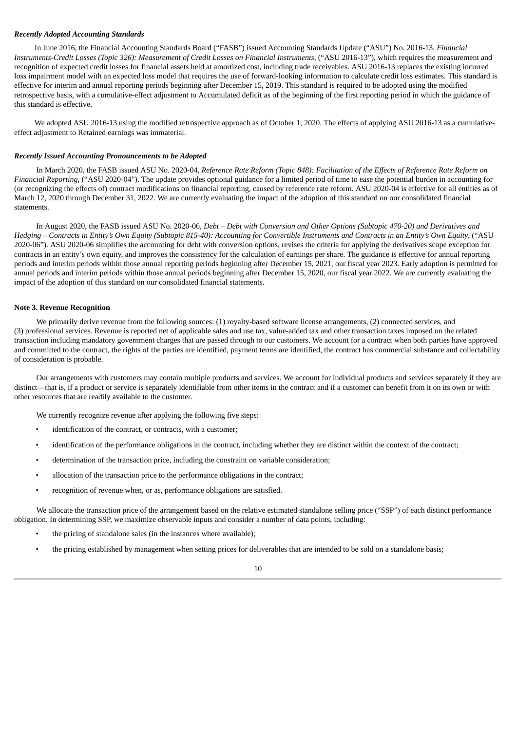***Recently Adopted Accounting Standards***

In June 2016, the Financial Accounting Standards Board ("FASB") issued Accounting Standards Update ("ASU") No. 2016-13, *Financial Instruments-Credit Losses (Topic 326): Measurement of Credit Losses on Financial Instruments*, ("ASU 2016-13"), which requires the measurement and recognition of expected credit losses for financial assets held at amortized cost, including trade receivables. ASU 2016-13 replaces the existing incurred loss impairment model with an expected loss model that requires the use of forward-looking information to calculate credit loss estimates. This standard is effective for interim and annual reporting periods beginning after December 15, 2019. This standard is required to be adopted using the modified retrospective basis, with a cumulative-effect adjustment to Accumulated deficit as of the beginning of the first reporting period in which the guidance of this standard is effective.

We adopted ASU 2016-13 using the modified retrospective approach as of October 1, 2020. The effects of applying ASU 2016-13 as a cumulative-effect adjustment to Retained earnings was immaterial.

***Recently Issued Accounting Pronouncements to be Adopted***

In March 2020, the FASB issued ASU No. 2020-04, *Reference Rate Reform (Topic 848): Facilitation of the Effects of Reference Rate Reform on Financial Reporting*, ("ASU 2020-04"). The update provides optional guidance for a limited period of time to ease the potential burden in accounting for (or recognizing the effects of) contract modifications on financial reporting, caused by reference rate reform. ASU 2020-04 is effective for all entities as of March 12, 2020 through December 31, 2022. We are currently evaluating the impact of the adoption of this standard on our consolidated financial statements.

In August 2020, the FASB issued ASU No. 2020-06, *Debt – Debt with Conversion and Other Options (Subtopic 470-20) and Derivatives and Hedging – Contracts in Entity's Own Equity (Subtopic 815-40): Accounting for Convertible Instruments and Contracts in an Entity's Own Equity*, ("ASU 2020-06"). ASU 2020-06 simplifies the accounting for debt with conversion options, revises the criteria for applying the derivatives scope exception for contracts in an entity's own equity, and improves the consistency for the calculation of earnings per share. The guidance is effective for annual reporting periods and interim periods within those annual reporting periods beginning after December 15, 2021, our fiscal year 2023. Early adoption is permitted for annual periods and interim periods within those annual periods beginning after December 15, 2020, our fiscal year 2022. We are currently evaluating the impact of the adoption of this standard on our consolidated financial statements.

**Note 3. Revenue Recognition**

We primarily derive revenue from the following sources: (1) royalty-based software license arrangements, (2) connected services, and (3) professional services. Revenue is reported net of applicable sales and use tax, value-added tax and other transaction taxes imposed on the related transaction including mandatory government charges that are passed through to our customers. We account for a contract when both parties have approved and committed to the contract, the rights of the parties are identified, payment terms are identified, the contract has commercial substance and collectability of consideration is probable.

Our arrangements with customers may contain multiple products and services. We account for individual products and services separately if they are distinct—that is, if a product or service is separately identifiable from other items in the contract and if a customer can benefit from it on its own or with other resources that are readily available to the customer.

We currently recognize revenue after applying the following five steps:

- identification of the contract, or contracts, with a customer;
- identification of the performance obligations in the contract, including whether they are distinct within the context of the contract;
- determination of the transaction price, including the constraint on variable consideration;
- allocation of the transaction price to the performance obligations in the contract;
- recognition of revenue when, or as, performance obligations are satisfied.

We allocate the transaction price of the arrangement based on the relative estimated standalone selling price ("SSP") of each distinct performance obligation. In determining SSP, we maximize observable inputs and consider a number of data points, including:

- the pricing of standalone sales (in the instances where available);
- the pricing established by management when setting prices for deliverables that are intended to be sold on a standalone basis;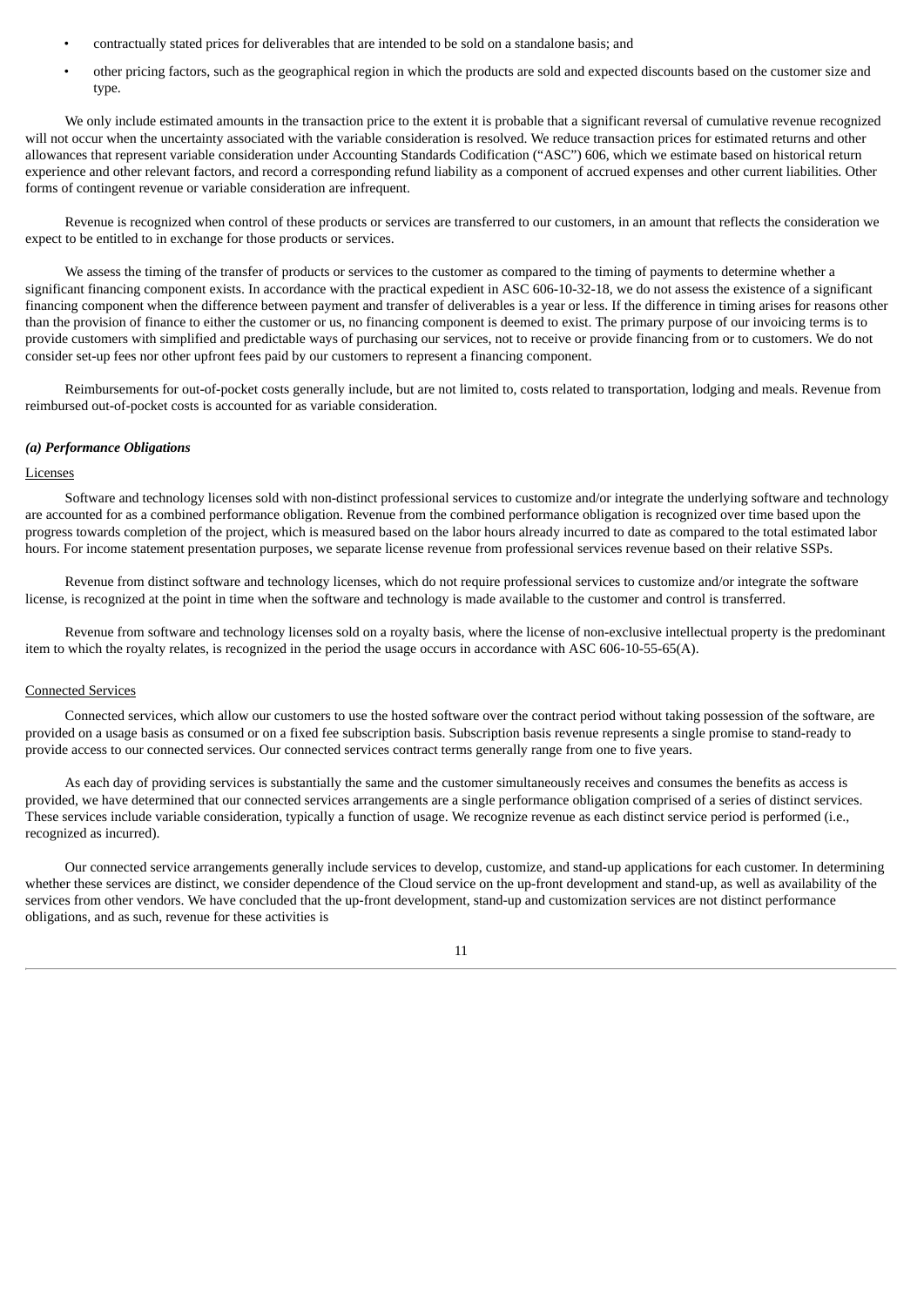- contractually stated prices for deliverables that are intended to be sold on a standalone basis; and
- other pricing factors, such as the geographical region in which the products are sold and expected discounts based on the customer size and type.

We only include estimated amounts in the transaction price to the extent it is probable that a significant reversal of cumulative revenue recognized will not occur when the uncertainty associated with the variable consideration is resolved. We reduce transaction prices for estimated returns and other allowances that represent variable consideration under Accounting Standards Codification ("ASC") 606, which we estimate based on historical return experience and other relevant factors, and record a corresponding refund liability as a component of accrued expenses and other current liabilities. Other forms of contingent revenue or variable consideration are infrequent.

Revenue is recognized when control of these products or services are transferred to our customers, in an amount that reflects the consideration we expect to be entitled to in exchange for those products or services.

We assess the timing of the transfer of products or services to the customer as compared to the timing of payments to determine whether a significant financing component exists. In accordance with the practical expedient in ASC 606-10-32-18, we do not assess the existence of a significant financing component when the difference between payment and transfer of deliverables is a year or less. If the difference in timing arises for reasons other than the provision of finance to either the customer or us, no financing component is deemed to exist. The primary purpose of our invoicing terms is to provide customers with simplified and predictable ways of purchasing our services, not to receive or provide financing from or to customers. We do not consider set-up fees nor other upfront fees paid by our customers to represent a financing component.

Reimbursements for out-of-pocket costs generally include, but are not limited to, costs related to transportation, lodging and meals. Revenue from reimbursed out-of-pocket costs is accounted for as variable consideration.

***(a) Performance Obligations***

Licenses

Software and technology licenses sold with non-distinct professional services to customize and/or integrate the underlying software and technology are accounted for as a combined performance obligation. Revenue from the combined performance obligation is recognized over time based upon the progress towards completion of the project, which is measured based on the labor hours already incurred to date as compared to the total estimated labor hours. For income statement presentation purposes, we separate license revenue from professional services revenue based on their relative SSPs.

Revenue from distinct software and technology licenses, which do not require professional services to customize and/or integrate the software license, is recognized at the point in time when the software and technology is made available to the customer and control is transferred.

Revenue from software and technology licenses sold on a royalty basis, where the license of non-exclusive intellectual property is the predominant item to which the royalty relates, is recognized in the period the usage occurs in accordance with ASC 606-10-55-65(A).

Connected Services

Connected services, which allow our customers to use the hosted software over the contract period without taking possession of the software, are provided on a usage basis as consumed or on a fixed fee subscription basis. Subscription basis revenue represents a single promise to stand-ready to provide access to our connected services. Our connected services contract terms generally range from one to five years.

As each day of providing services is substantially the same and the customer simultaneously receives and consumes the benefits as access is provided, we have determined that our connected services arrangements are a single performance obligation comprised of a series of distinct services. These services include variable consideration, typically a function of usage. We recognize revenue as each distinct service period is performed (i.e., recognized as incurred).

Our connected service arrangements generally include services to develop, customize, and stand-up applications for each customer. In determining whether these services are distinct, we consider dependence of the Cloud service on the up-front development and stand-up, as well as availability of the services from other vendors. We have concluded that the up-front development, stand-up and customization services are not distinct performance obligations, and as such, revenue for these activities is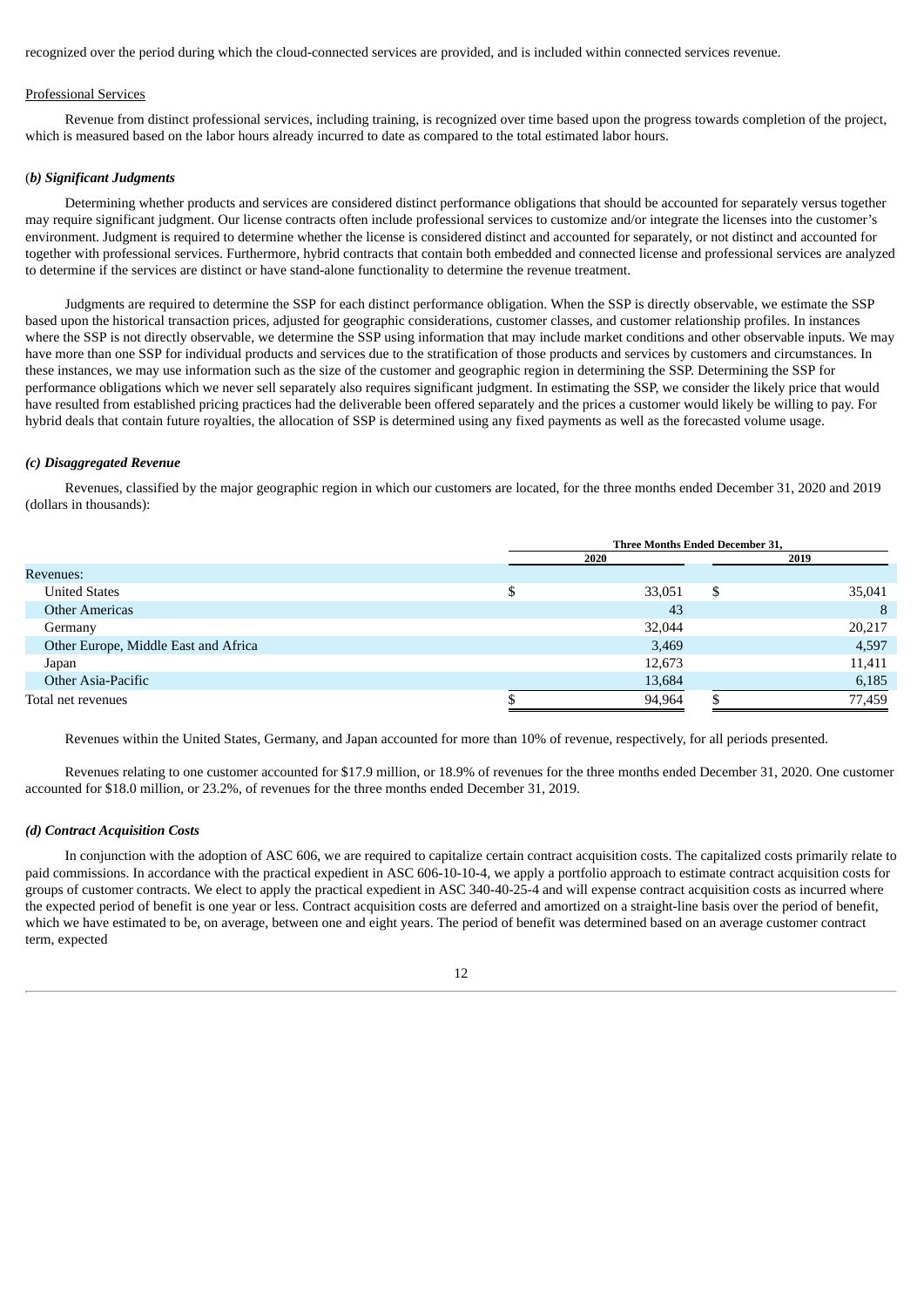recognized over the period during which the cloud-connected services are provided, and is included within connected services revenue.

Professional Services

Revenue from distinct professional services, including training, is recognized over time based upon the progress towards completion of the project, which is measured based on the labor hours already incurred to date as compared to the total estimated labor hours.

### (*b) Significant Judgments*

Determining whether products and services are considered distinct performance obligations that should be accounted for separately versus together may require significant judgment. Our license contracts often include professional services to customize and/or integrate the licenses into the customer's environment. Judgment is required to determine whether the license is considered distinct and accounted for separately, or not distinct and accounted for together with professional services. Furthermore, hybrid contracts that contain both embedded and connected license and professional services are analyzed to determine if the services are distinct or have stand-alone functionality to determine the revenue treatment.

Judgments are required to determine the SSP for each distinct performance obligation. When the SSP is directly observable, we estimate the SSP based upon the historical transaction prices, adjusted for geographic considerations, customer classes, and customer relationship profiles. In instances where the SSP is not directly observable, we determine the SSP using information that may include market conditions and other observable inputs. We may have more than one SSP for individual products and services due to the stratification of those products and services by customers and circumstances. In these instances, we may use information such as the size of the customer and geographic region in determining the SSP. Determining the SSP for performance obligations which we never sell separately also requires significant judgment. In estimating the SSP, we consider the likely price that would have resulted from established pricing practices had the deliverable been offered separately and the prices a customer would likely be willing to pay. For hybrid deals that contain future royalties, the allocation of SSP is determined using any fixed payments as well as the forecasted volume usage.

### *(c) Disaggregated Revenue*

Revenues, classified by the major geographic region in which our customers are located, for the three months ended December 31, 2020 and 2019 (dollars in thousands):

| | Three Months Ended December 31, | |
|---|---|---|
| | 2020 | 2019 |
| Revenues: | | |
| United States | $ 33,051 | $ 35,041 |
| Other Americas | 43 | 8 |
| Germany | 32,044 | 20,217 |
| Other Europe, Middle East and Africa | 3,469 | 4,597 |
| Japan | 12,673 | 11,411 |
| Other Asia-Pacific | 13,684 | 6,185 |
| Total net revenues | $ 94,964 | $ 77,459 |

Revenues within the United States, Germany, and Japan accounted for more than 10% of revenue, respectively, for all periods presented.

Revenues relating to one customer accounted for $17.9 million, or 18.9% of revenues for the three months ended December 31, 2020. One customer accounted for $18.0 million, or 23.2%, of revenues for the three months ended December 31, 2019.

### *(d) Contract Acquisition Costs*

In conjunction with the adoption of ASC 606, we are required to capitalize certain contract acquisition costs. The capitalized costs primarily relate to paid commissions. In accordance with the practical expedient in ASC 606-10-10-4, we apply a portfolio approach to estimate contract acquisition costs for groups of customer contracts. We elect to apply the practical expedient in ASC 340-40-25-4 and will expense contract acquisition costs as incurred where the expected period of benefit is one year or less. Contract acquisition costs are deferred and amortized on a straight-line basis over the period of benefit, which we have estimated to be, on average, between one and eight years. The period of benefit was determined based on an average customer contract term, expected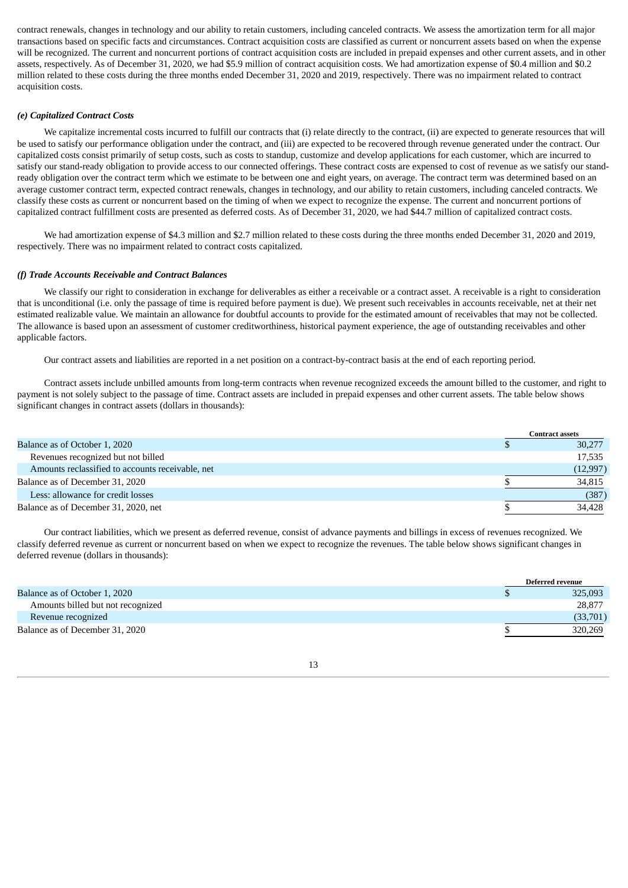contract renewals, changes in technology and our ability to retain customers, including canceled contracts. We assess the amortization term for all major transactions based on specific facts and circumstances. Contract acquisition costs are classified as current or noncurrent assets based on when the expense will be recognized. The current and noncurrent portions of contract acquisition costs are included in prepaid expenses and other current assets, and in other assets, respectively. As of December 31, 2020, we had $5.9 million of contract acquisition costs. We had amortization expense of $0.4 million and $0.2 million related to these costs during the three months ended December 31, 2020 and 2019, respectively. There was no impairment related to contract acquisition costs.

***(e) Capitalized Contract Costs***

We capitalize incremental costs incurred to fulfill our contracts that (i) relate directly to the contract, (ii) are expected to generate resources that will be used to satisfy our performance obligation under the contract, and (iii) are expected to be recovered through revenue generated under the contract. Our capitalized costs consist primarily of setup costs, such as costs to standup, customize and develop applications for each customer, which are incurred to satisfy our stand-ready obligation to provide access to our connected offerings. These contract costs are expensed to cost of revenue as we satisfy our stand-ready obligation over the contract term which we estimate to be between one and eight years, on average. The contract term was determined based on an average customer contract term, expected contract renewals, changes in technology, and our ability to retain customers, including canceled contracts. We classify these costs as current or noncurrent based on the timing of when we expect to recognize the expense. The current and noncurrent portions of capitalized contract fulfillment costs are presented as deferred costs. As of December 31, 2020, we had $44.7 million of capitalized contract costs.

We had amortization expense of $4.3 million and $2.7 million related to these costs during the three months ended December 31, 2020 and 2019, respectively. There was no impairment related to contract costs capitalized.

***(f) Trade Accounts Receivable and Contract Balances***

We classify our right to consideration in exchange for deliverables as either a receivable or a contract asset. A receivable is a right to consideration that is unconditional (i.e. only the passage of time is required before payment is due). We present such receivables in accounts receivable, net at their net estimated realizable value. We maintain an allowance for doubtful accounts to provide for the estimated amount of receivables that may not be collected. The allowance is based upon an assessment of customer creditworthiness, historical payment experience, the age of outstanding receivables and other applicable factors.

Our contract assets and liabilities are reported in a net position on a contract-by-contract basis at the end of each reporting period.

Contract assets include unbilled amounts from long-term contracts when revenue recognized exceeds the amount billed to the customer, and right to payment is not solely subject to the passage of time. Contract assets are included in prepaid expenses and other current assets. The table below shows significant changes in contract assets (dollars in thousands):

| | Contract assets |
|---|---|
| Balance as of October 1, 2020 | $ 30,277 |
| Revenues recognized but not billed | 17,535 |
| Amounts reclassified to accounts receivable, net | (12,997) |
| Balance as of December 31, 2020 | $ 34,815 |
| Less: allowance for credit losses | (387) |
| Balance as of December 31, 2020, net | $ 34,428 |

Our contract liabilities, which we present as deferred revenue, consist of advance payments and billings in excess of revenues recognized. We classify deferred revenue as current or noncurrent based on when we expect to recognize the revenues. The table below shows significant changes in deferred revenue (dollars in thousands):

| | Deferred revenue |
|---|---|
| Balance as of October 1, 2020 | $ 325,093 |
| Amounts billed but not recognized | 28,877 |
| Revenue recognized | (33,701) |
| Balance as of December 31, 2020 | $ 320,269 |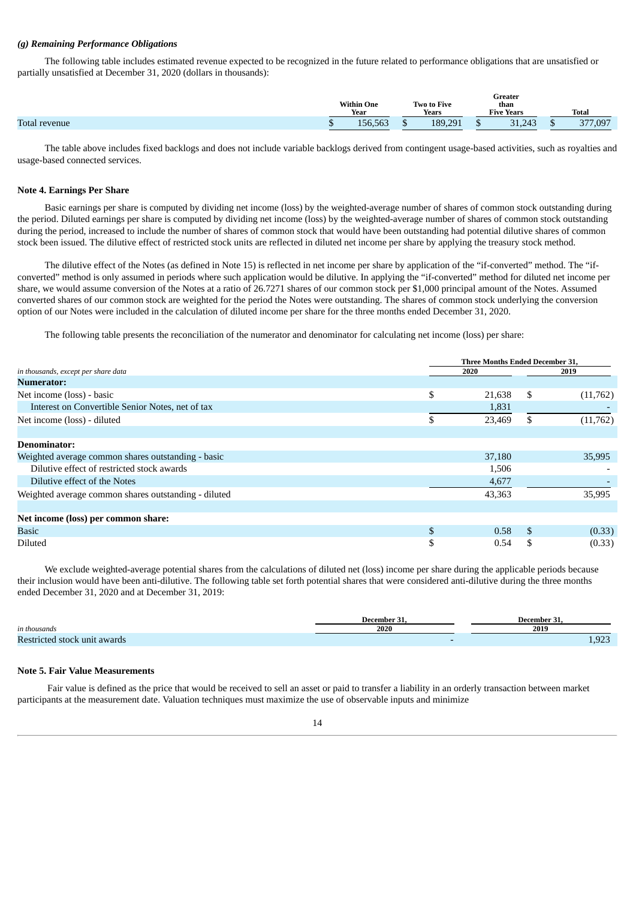*(g) Remaining Performance Obligations*

The following table includes estimated revenue expected to be recognized in the future related to performance obligations that are unsatisfied or partially unsatisfied at December 31, 2020 (dollars in thousands):

| | Within One Year | Two to Five Years | Greater than Five Years | Total |
|---|---|---|---|---|
| Total revenue | $ 156,563 | $ 189,291 | $ 31,243 | $ 377,097 |

The table above includes fixed backlogs and does not include variable backlogs derived from contingent usage-based activities, such as royalties and usage-based connected services.

**Note 4. Earnings Per Share**

Basic earnings per share is computed by dividing net income (loss) by the weighted-average number of shares of common stock outstanding during the period. Diluted earnings per share is computed by dividing net income (loss) by the weighted-average number of shares of common stock outstanding during the period, increased to include the number of shares of common stock that would have been outstanding had potential dilutive shares of common stock been issued. The dilutive effect of restricted stock units are reflected in diluted net income per share by applying the treasury stock method.

The dilutive effect of the Notes (as defined in Note 15) is reflected in net income per share by application of the "if-converted" method. The "if-converted" method is only assumed in periods where such application would be dilutive. In applying the "if-converted" method for diluted net income per share, we would assume conversion of the Notes at a ratio of 26.7271 shares of our common stock per $1,000 principal amount of the Notes. Assumed converted shares of our common stock are weighted for the period the Notes were outstanding. The shares of common stock underlying the conversion option of our Notes were included in the calculation of diluted income per share for the three months ended December 31, 2020.

The following table presents the reconciliation of the numerator and denominator for calculating net income (loss) per share:

| *in thousands, except per share data* | Three Months Ended December 31, 2020 | Three Months Ended December 31, 2019 |
|---|---|---|
| **Numerator:** | | |
| Net income (loss) - basic | $ 21,638 | $ (11,762) |
| Interest on Convertible Senior Notes, net of tax | 1,831 | - |
| Net income (loss) - diluted | $ 23,469 | $ (11,762) |
| | | |
| **Denominator:** | | |
| Weighted average common shares outstanding - basic | 37,180 | 35,995 |
| Dilutive effect of restricted stock awards | 1,506 | - |
| Dilutive effect of the Notes | 4,677 | - |
| Weighted average common shares outstanding - diluted | 43,363 | 35,995 |
| | | |
| **Net income (loss) per common share:** | | |
| Basic | $ 0.58 | $ (0.33) |
| Diluted | $ 0.54 | $ (0.33) |

We exclude weighted-average potential shares from the calculations of diluted net (loss) income per share during the applicable periods because their inclusion would have been anti-dilutive. The following table set forth potential shares that were considered anti-dilutive during the three months ended December 31, 2020 and at December 31, 2019:

| *in thousands* | December 31, 2020 | December 31, 2019 |
|---|---|---|
| Restricted stock unit awards | - | 1,923 |

**Note 5. Fair Value Measurements**

Fair value is defined as the price that would be received to sell an asset or paid to transfer a liability in an orderly transaction between market participants at the measurement date. Valuation techniques must maximize the use of observable inputs and minimize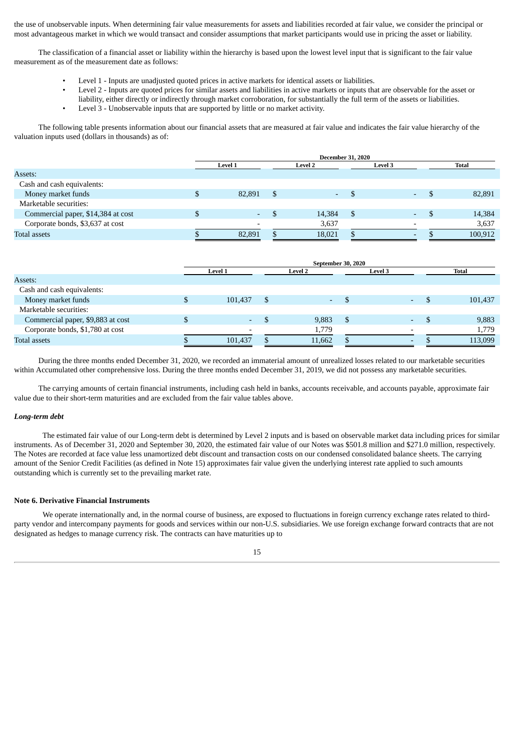the use of unobservable inputs. When determining fair value measurements for assets and liabilities recorded at fair value, we consider the principal or most advantageous market in which we would transact and consider assumptions that market participants would use in pricing the asset or liability.

The classification of a financial asset or liability within the hierarchy is based upon the lowest level input that is significant to the fair value measurement as of the measurement date as follows:

- Level 1 - Inputs are unadjusted quoted prices in active markets for identical assets or liabilities.
- Level 2 - Inputs are quoted prices for similar assets and liabilities in active markets or inputs that are observable for the asset or liability, either directly or indirectly through market corroboration, for substantially the full term of the assets or liabilities.
- Level 3 - Unobservable inputs that are supported by little or no market activity.

The following table presents information about our financial assets that are measured at fair value and indicates the fair value hierarchy of the valuation inputs used (dollars in thousands) as of:

| | December 31, 2020 | | | |
|---|---|---|---|---|
| | Level 1 | Level 2 | Level 3 | Total |
| Assets: | | | | |
| Cash and cash equivalents: | | | | |
| Money market funds | $ 82,891 | $ - | $ - | $ 82,891 |
| Marketable securities: | | | | |
| Commercial paper, $14,384 at cost | $ - | $ 14,384 | $ - | $ 14,384 |
| Corporate bonds, $3,637 at cost | - | 3,637 | - | 3,637 |
| Total assets | $ 82,891 | $ 18,021 | $ - | $ 100,912 |

| | September 30, 2020 | | | |
|---|---|---|---|---|
| | Level 1 | Level 2 | Level 3 | Total |
| Assets: | | | | |
| Cash and cash equivalents: | | | | |
| Money market funds | $ 101,437 | $ - | $ - | $ 101,437 |
| Marketable securities: | | | | |
| Commercial paper, $9,883 at cost | $ - | $ 9,883 | $ - | $ 9,883 |
| Corporate bonds, $1,780 at cost | - | 1,779 | - | 1,779 |
| Total assets | $ 101,437 | $ 11,662 | $ - | $ 113,099 |

During the three months ended December 31, 2020, we recorded an immaterial amount of unrealized losses related to our marketable securities within Accumulated other comprehensive loss. During the three months ended December 31, 2019, we did not possess any marketable securities.

The carrying amounts of certain financial instruments, including cash held in banks, accounts receivable, and accounts payable, approximate fair value due to their short-term maturities and are excluded from the fair value tables above.

***Long-term debt***

The estimated fair value of our Long-term debt is determined by Level 2 inputs and is based on observable market data including prices for similar instruments. As of December 31, 2020 and September 30, 2020, the estimated fair value of our Notes was $501.8 million and $271.0 million, respectively. The Notes are recorded at face value less unamortized debt discount and transaction costs on our condensed consolidated balance sheets. The carrying amount of the Senior Credit Facilities (as defined in Note 15) approximates fair value given the underlying interest rate applied to such amounts outstanding which is currently set to the prevailing market rate.

**Note 6. Derivative Financial Instruments**

We operate internationally and, in the normal course of business, are exposed to fluctuations in foreign currency exchange rates related to third-party vendor and intercompany payments for goods and services within our non-U.S. subsidiaries. We use foreign exchange forward contracts that are not designated as hedges to manage currency risk. The contracts can have maturities up to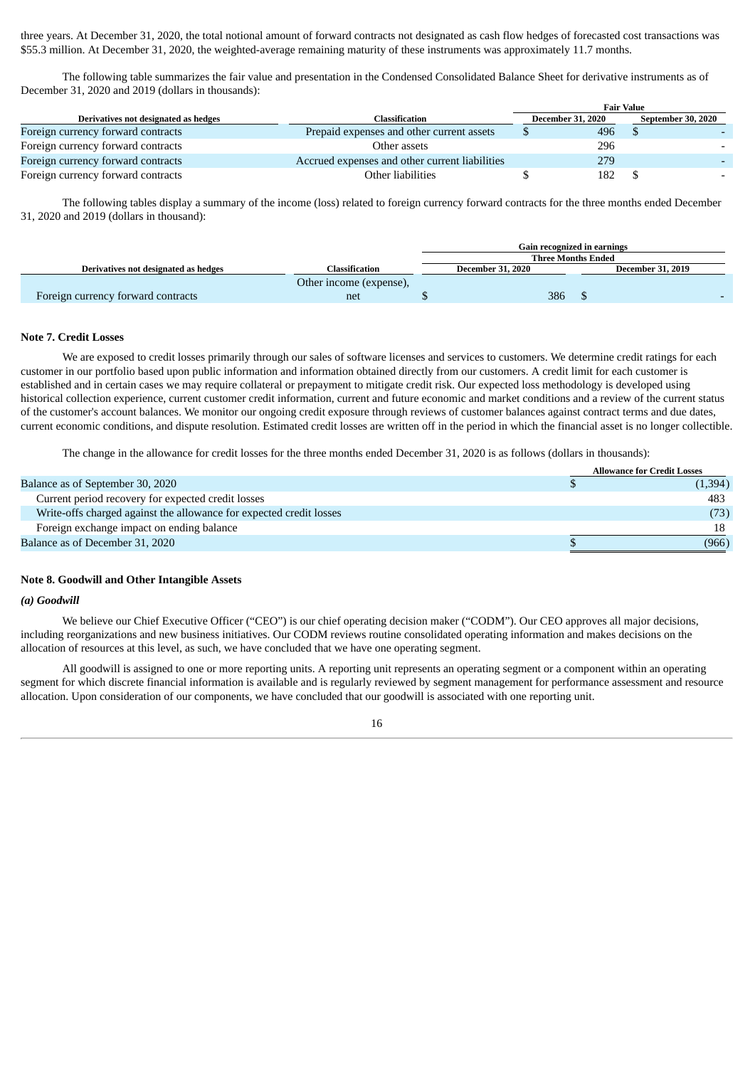three years. At December 31, 2020, the total notional amount of forward contracts not designated as cash flow hedges of forecasted cost transactions was $55.3 million. At December 31, 2020, the weighted-average remaining maturity of these instruments was approximately 11.7 months.

The following table summarizes the fair value and presentation in the Condensed Consolidated Balance Sheet for derivative instruments as of December 31, 2020 and 2019 (dollars in thousands):

| | | Fair Value | |
|---|---|---|---|
| **Derivatives not designated as hedges** | **Classification** | **December 31, 2020** | **September 30, 2020** |
| Foreign currency forward contracts | Prepaid expenses and other current assets | $ 496 | $ - |
| Foreign currency forward contracts | Other assets | 296 | - |
| Foreign currency forward contracts | Accrued expenses and other current liabilities | 279 | - |
| Foreign currency forward contracts | Other liabilities | $ 182 | $ - |

The following tables display a summary of the income (loss) related to foreign currency forward contracts for the three months ended December 31, 2020 and 2019 (dollars in thousand):

| | | Gain recognized in earnings | |
|---|---|---|---|
| | | Three Months Ended | |
| **Derivatives not designated as hedges** | **Classification** | **December 31, 2020** | **December 31, 2019** |
| Foreign currency forward contracts | Other income (expense), net | $ 386 | $ - |

**Note 7. Credit Losses**

We are exposed to credit losses primarily through our sales of software licenses and services to customers. We determine credit ratings for each customer in our portfolio based upon public information and information obtained directly from our customers. A credit limit for each customer is established and in certain cases we may require collateral or prepayment to mitigate credit risk. Our expected loss methodology is developed using historical collection experience, current customer credit information, current and future economic and market conditions and a review of the current status of the customer's account balances. We monitor our ongoing credit exposure through reviews of customer balances against contract terms and due dates, current economic conditions, and dispute resolution. Estimated credit losses are written off in the period in which the financial asset is no longer collectible.

The change in the allowance for credit losses for the three months ended December 31, 2020 is as follows (dollars in thousands):

| | Allowance for Credit Losses |
|---|---|
| Balance as of September 30, 2020 | $ (1,394) |
| Current period recovery for expected credit losses | 483 |
| Write-offs charged against the allowance for expected credit losses | (73) |
| Foreign exchange impact on ending balance | 18 |
| Balance as of December 31, 2020 | $ (966) |

**Note 8. Goodwill and Other Intangible Assets**

***(a) Goodwill***

We believe our Chief Executive Officer ("CEO") is our chief operating decision maker ("CODM"). Our CEO approves all major decisions, including reorganizations and new business initiatives. Our CODM reviews routine consolidated operating information and makes decisions on the allocation of resources at this level, as such, we have concluded that we have one operating segment.

All goodwill is assigned to one or more reporting units. A reporting unit represents an operating segment or a component within an operating segment for which discrete financial information is available and is regularly reviewed by segment management for performance assessment and resource allocation. Upon consideration of our components, we have concluded that our goodwill is associated with one reporting unit.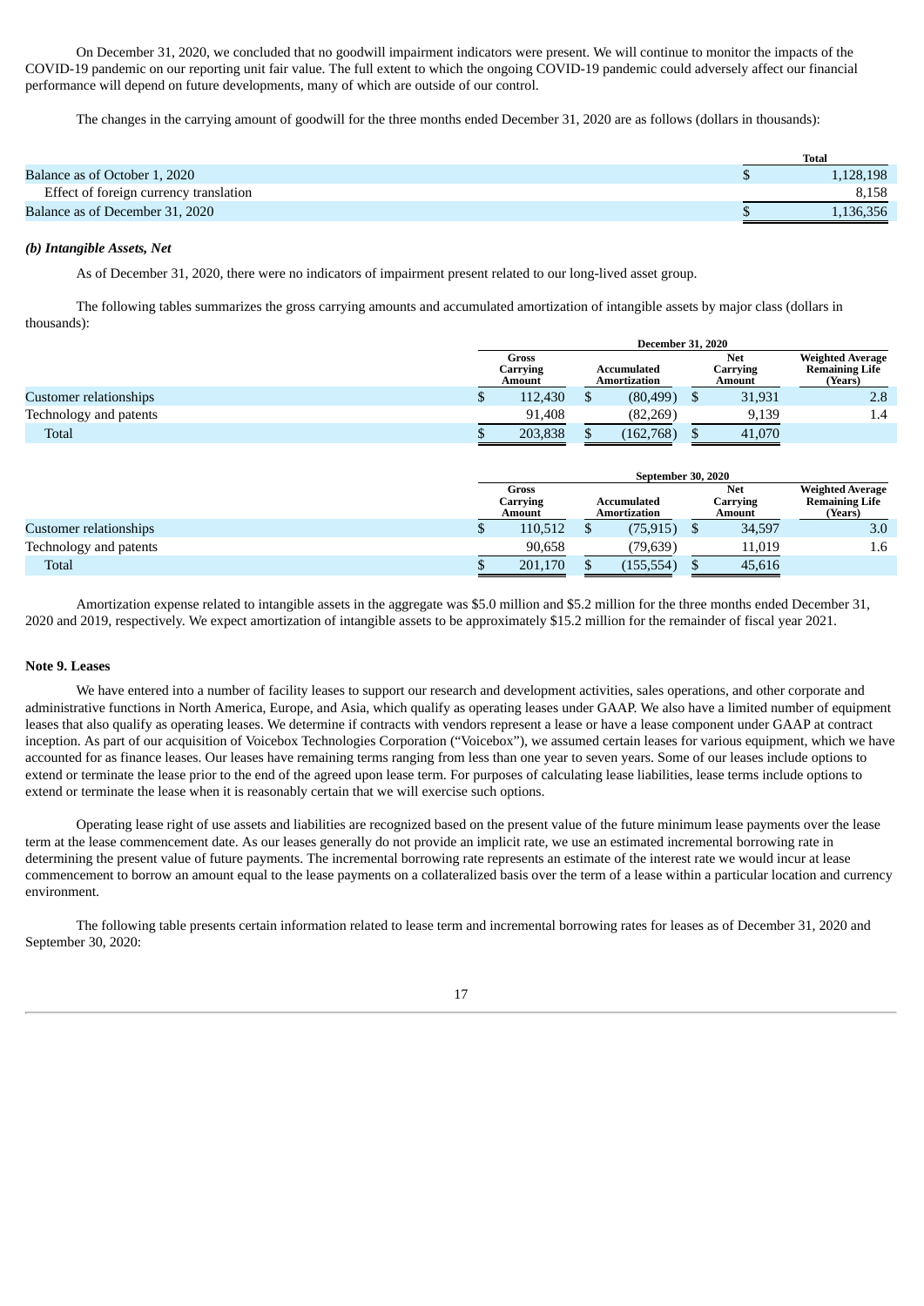On December 31, 2020, we concluded that no goodwill impairment indicators were present. We will continue to monitor the impacts of the COVID-19 pandemic on our reporting unit fair value. The full extent to which the ongoing COVID-19 pandemic could adversely affect our financial performance will depend on future developments, many of which are outside of our control.

The changes in the carrying amount of goodwill for the three months ended December 31, 2020 are as follows (dollars in thousands):

| | Total |
|---|---|
| Balance as of October 1, 2020 | $ 1,128,198 |
| Effect of foreign currency translation | 8,158 |
| Balance as of December 31, 2020 | $ 1,136,356 |

### *(b) Intangible Assets, Net*

As of December 31, 2020, there were no indicators of impairment present related to our long-lived asset group.

The following tables summarizes the gross carrying amounts and accumulated amortization of intangible assets by major class (dollars in thousands):

| | December 31, 2020 | | | |
|---|---|---|---|---|
| | Gross Carrying Amount | Accumulated Amortization | Net Carrying Amount | Weighted Average Remaining Life (Years) |
| Customer relationships | $ 112,430 | $ (80,499) | $ 31,931 | 2.8 |
| Technology and patents | 91,408 | (82,269) | 9,139 | 1.4 |
| Total | $ 203,838 | $ (162,768) | $ 41,070 | |

| | September 30, 2020 | | | |
|---|---|---|---|---|
| | Gross Carrying Amount | Accumulated Amortization | Net Carrying Amount | Weighted Average Remaining Life (Years) |
| Customer relationships | $ 110,512 | $ (75,915) | $ 34,597 | 3.0 |
| Technology and patents | 90,658 | (79,639) | 11,019 | 1.6 |
| Total | $ 201,170 | $ (155,554) | $ 45,616 | |

Amortization expense related to intangible assets in the aggregate was $5.0 million and $5.2 million for the three months ended December 31, 2020 and 2019, respectively. We expect amortization of intangible assets to be approximately $15.2 million for the remainder of fiscal year 2021.

### Note 9. Leases

We have entered into a number of facility leases to support our research and development activities, sales operations, and other corporate and administrative functions in North America, Europe, and Asia, which qualify as operating leases under GAAP. We also have a limited number of equipment leases that also qualify as operating leases. We determine if contracts with vendors represent a lease or have a lease component under GAAP at contract inception. As part of our acquisition of Voicebox Technologies Corporation ("Voicebox"), we assumed certain leases for various equipment, which we have accounted for as finance leases. Our leases have remaining terms ranging from less than one year to seven years. Some of our leases include options to extend or terminate the lease prior to the end of the agreed upon lease term. For purposes of calculating lease liabilities, lease terms include options to extend or terminate the lease when it is reasonably certain that we will exercise such options.

Operating lease right of use assets and liabilities are recognized based on the present value of the future minimum lease payments over the lease term at the lease commencement date. As our leases generally do not provide an implicit rate, we use an estimated incremental borrowing rate in determining the present value of future payments. The incremental borrowing rate represents an estimate of the interest rate we would incur at lease commencement to borrow an amount equal to the lease payments on a collateralized basis over the term of a lease within a particular location and currency environment.

The following table presents certain information related to lease term and incremental borrowing rates for leases as of December 31, 2020 and September 30, 2020: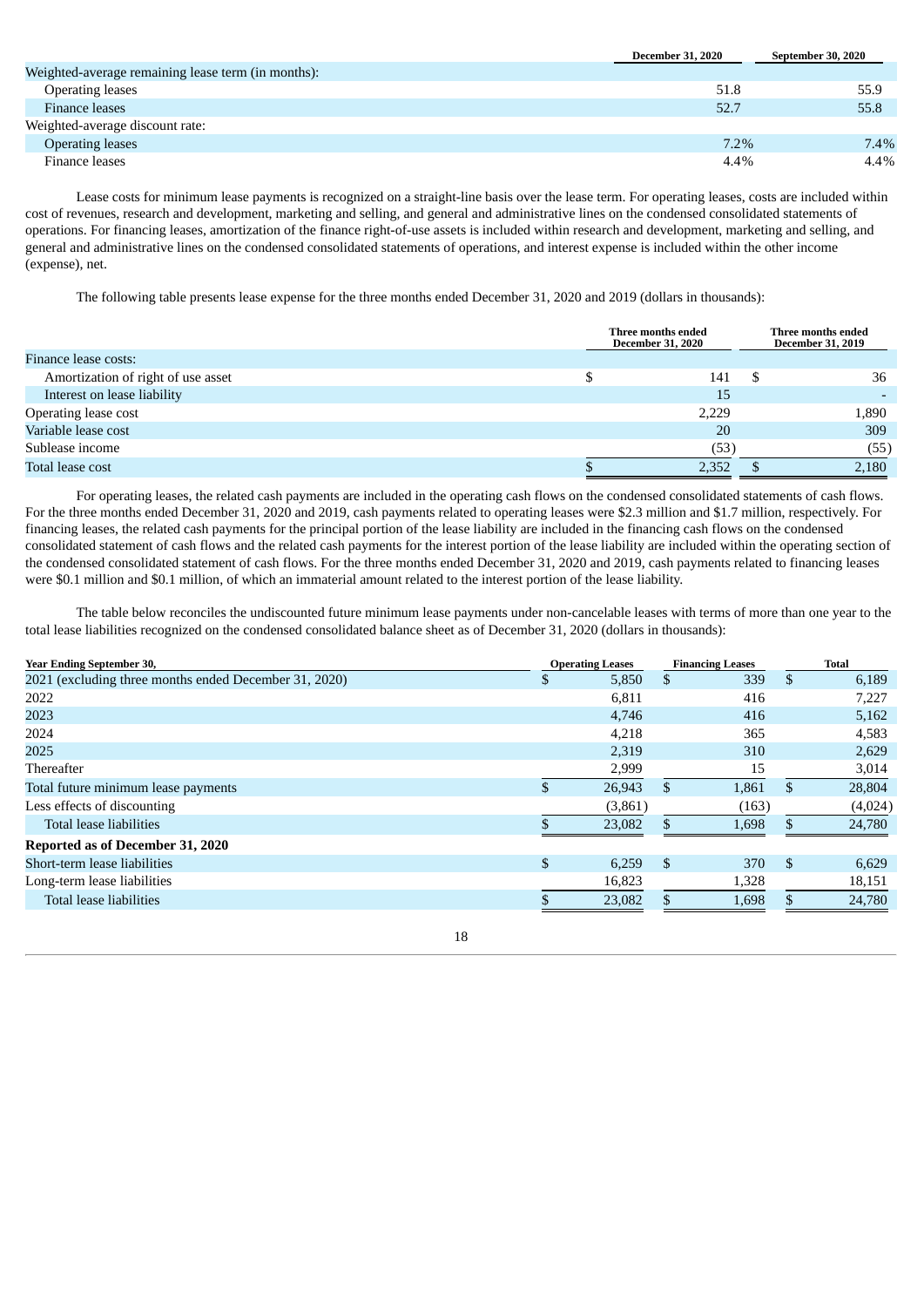| | December 31, 2020 | September 30, 2020 |
|---|---|---|
| Weighted-average remaining lease term (in months): | | |
| Operating leases | 51.8 | 55.9 |
| Finance leases | 52.7 | 55.8 |
| Weighted-average discount rate: | | |
| Operating leases | 7.2% | 7.4% |
| Finance leases | 4.4% | 4.4% |

Lease costs for minimum lease payments is recognized on a straight-line basis over the lease term. For operating leases, costs are included within cost of revenues, research and development, marketing and selling, and general and administrative lines on the condensed consolidated statements of operations. For financing leases, amortization of the finance right-of-use assets is included within research and development, marketing and selling, and general and administrative lines on the condensed consolidated statements of operations, and interest expense is included within the other income (expense), net.

The following table presents lease expense for the three months ended December 31, 2020 and 2019 (dollars in thousands):

| | Three months ended December 31, 2020 | Three months ended December 31, 2019 |
|---|---|---|
| Finance lease costs: | | |
| Amortization of right of use asset | $ 141 | $ 36 |
| Interest on lease liability | 15 | - |
| Operating lease cost | 2,229 | 1,890 |
| Variable lease cost | 20 | 309 |
| Sublease income | (53) | (55) |
| Total lease cost | $ 2,352 | $ 2,180 |

For operating leases, the related cash payments are included in the operating cash flows on the condensed consolidated statements of cash flows. For the three months ended December 31, 2020 and 2019, cash payments related to operating leases were $2.3 million and $1.7 million, respectively. For financing leases, the related cash payments for the principal portion of the lease liability are included in the financing cash flows on the condensed consolidated statement of cash flows and the related cash payments for the interest portion of the lease liability are included within the operating section of the condensed consolidated statement of cash flows. For the three months ended December 31, 2020 and 2019, cash payments related to financing leases were $0.1 million and $0.1 million, of which an immaterial amount related to the interest portion of the lease liability.

The table below reconciles the undiscounted future minimum lease payments under non-cancelable leases with terms of more than one year to the total lease liabilities recognized on the condensed consolidated balance sheet as of December 31, 2020 (dollars in thousands):

| Year Ending September 30, | Operating Leases | Financing Leases | Total |
|---|---|---|---|
| 2021 (excluding three months ended December 31, 2020) | $ 5,850 | $ 339 | $ 6,189 |
| 2022 | 6,811 | 416 | 7,227 |
| 2023 | 4,746 | 416 | 5,162 |
| 2024 | 4,218 | 365 | 4,583 |
| 2025 | 2,319 | 310 | 2,629 |
| Thereafter | 2,999 | 15 | 3,014 |
| Total future minimum lease payments | $ 26,943 | $ 1,861 | $ 28,804 |
| Less effects of discounting | (3,861) | (163) | (4,024) |
| Total lease liabilities | $ 23,082 | $ 1,698 | $ 24,780 |
| **Reported as of December 31, 2020** | | | |
| Short-term lease liabilities | $ 6,259 | $ 370 | $ 6,629 |
| Long-term lease liabilities | 16,823 | 1,328 | 18,151 |
| Total lease liabilities | $ 23,082 | $ 1,698 | $ 24,780 |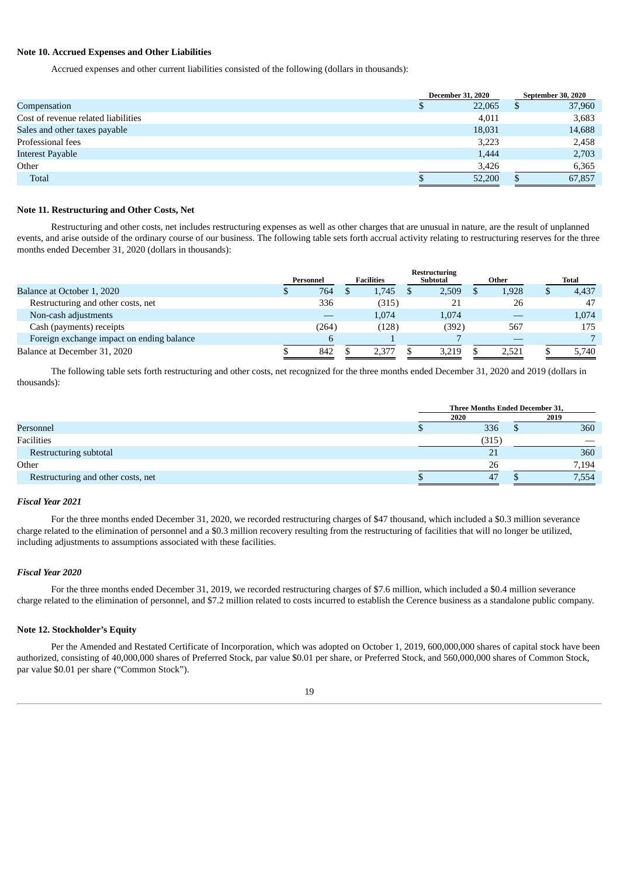### Note 10. Accrued Expenses and Other Liabilities

Accrued expenses and other current liabilities consisted of the following (dollars in thousands):

| | December 31, 2020 | September 30, 2020 |
|---|---|---|
| Compensation | $ 22,065 | $ 37,960 |
| Cost of revenue related liabilities | 4,011 | 3,683 |
| Sales and other taxes payable | 18,031 | 14,688 |
| Professional fees | 3,223 | 2,458 |
| Interest Payable | 1,444 | 2,703 |
| Other | 3,426 | 6,365 |
| Total | $ 52,200 | $ 67,857 |

### Note 11. Restructuring and Other Costs, Net

Restructuring and other costs, net includes restructuring expenses as well as other charges that are unusual in nature, are the result of unplanned events, and arise outside of the ordinary course of our business. The following table sets forth accrual activity relating to restructuring reserves for the three months ended December 31, 2020 (dollars in thousands):

| | Personnel | Facilities | Restructuring Subtotal | Other | Total |
|---|---|---|---|---|---|
| Balance at October 1, 2020 | $ 764 | $ 1,745 | $ 2,509 | $ 1,928 | $ 4,437 |
| Restructuring and other costs, net | 336 | (315) | 21 | 26 | 47 |
| Non-cash adjustments | — | 1,074 | 1,074 | — | 1,074 |
| Cash (payments) receipts | (264) | (128) | (392) | 567 | 175 |
| Foreign exchange impact on ending balance | 6 | 1 | 7 | — | 7 |
| Balance at December 31, 2020 | $ 842 | $ 2,377 | $ 3,219 | $ 2,521 | $ 5,740 |

The following table sets forth restructuring and other costs, net recognized for the three months ended December 31, 2020 and 2019 (dollars in thousands):

| | Three Months Ended December 31, | |
|---|---|---|
| | 2020 | 2019 |
| Personnel | $ 336 | $ 360 |
| Facilities | (315) | — |
| Restructuring subtotal | 21 | 360 |
| Other | 26 | 7,194 |
| Restructuring and other costs, net | $ 47 | $ 7,554 |

***Fiscal Year 2021***

For the three months ended December 31, 2020, we recorded restructuring charges of $47 thousand, which included a $0.3 million severance charge related to the elimination of personnel and a $0.3 million recovery resulting from the restructuring of facilities that will no longer be utilized, including adjustments to assumptions associated with these facilities.

***Fiscal Year 2020***

For the three months ended December 31, 2019, we recorded restructuring charges of $7.6 million, which included a $0.4 million severance charge related to the elimination of personnel, and $7.2 million related to costs incurred to establish the Cerence business as a standalone public company.

### Note 12. Stockholder's Equity

Per the Amended and Restated Certificate of Incorporation, which was adopted on October 1, 2019, 600,000,000 shares of capital stock have been authorized, consisting of 40,000,000 shares of Preferred Stock, par value $0.01 per share, or Preferred Stock, and 560,000,000 shares of Common Stock, par value $0.01 per share ("Common Stock").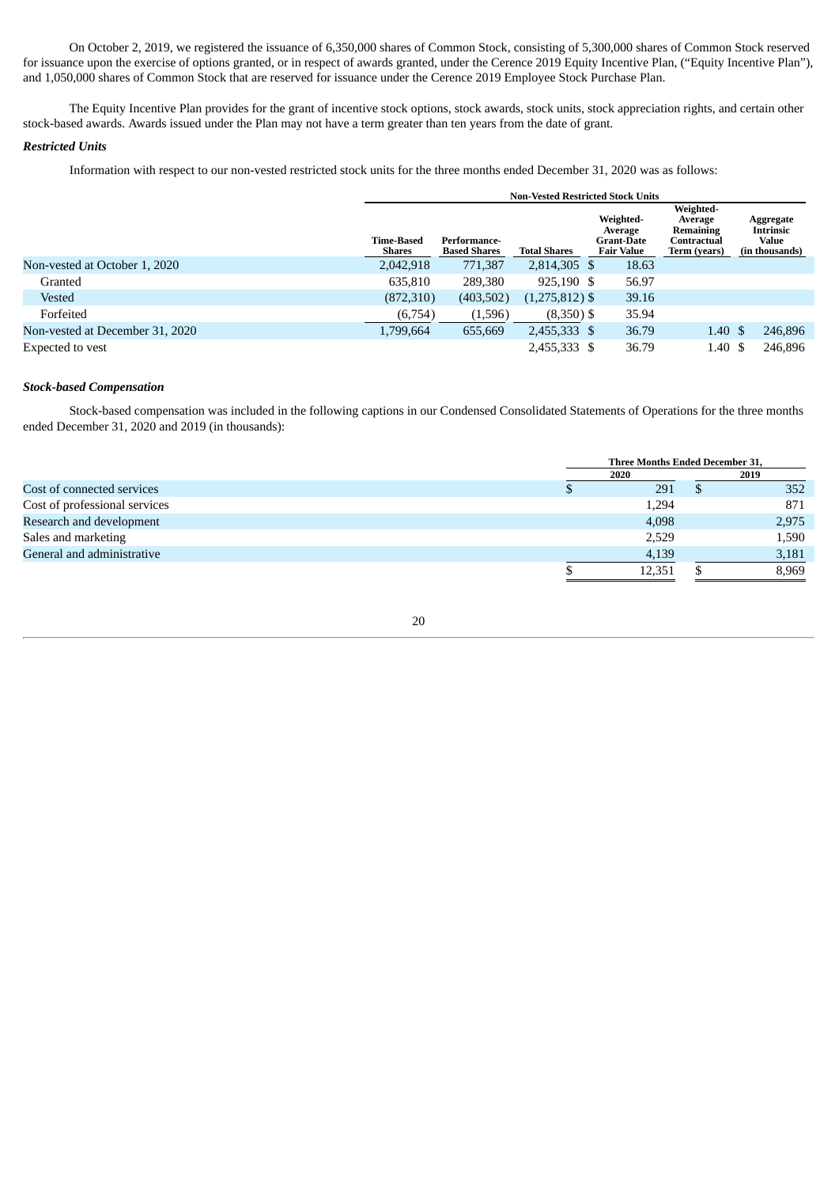On October 2, 2019, we registered the issuance of 6,350,000 shares of Common Stock, consisting of 5,300,000 shares of Common Stock reserved for issuance upon the exercise of options granted, or in respect of awards granted, under the Cerence 2019 Equity Incentive Plan, ("Equity Incentive Plan"), and 1,050,000 shares of Common Stock that are reserved for issuance under the Cerence 2019 Employee Stock Purchase Plan.

The Equity Incentive Plan provides for the grant of incentive stock options, stock awards, stock units, stock appreciation rights, and certain other stock-based awards. Awards issued under the Plan may not have a term greater than ten years from the date of grant.

***Restricted Units***

Information with respect to our non-vested restricted stock units for the three months ended December 31, 2020 was as follows:

| | Non-Vested Restricted Stock Units | | | | | |
|---|---|---|---|---|---|---|
| | Time-Based Shares | Performance-Based Shares | Total Shares | Weighted-Average Grant-Date Fair Value | Weighted-Average Remaining Contractual Term (years) | Aggregate Intrinsic Value (in thousands) |
| Non-vested at October 1, 2020 | 2,042,918 | 771,387 | 2,814,305 | $ 18.63 | | |
| Granted | 635,810 | 289,380 | 925,190 | $ 56.97 | | |
| Vested | (872,310) | (403,502) | (1,275,812) | $ 39.16 | | |
| Forfeited | (6,754) | (1,596) | (8,350) | $ 35.94 | | |
| Non-vested at December 31, 2020 | 1,799,664 | 655,669 | 2,455,333 | $ 36.79 | 1.40 | $ 246,896 |
| Expected to vest | | | 2,455,333 | $ 36.79 | 1.40 | $ 246,896 |

***Stock-based Compensation***

Stock-based compensation was included in the following captions in our Condensed Consolidated Statements of Operations for the three months ended December 31, 2020 and 2019 (in thousands):

| | Three Months Ended December 31, | |
|---|---|---|
| | 2020 | 2019 |
| Cost of connected services | $ 291 | $ 352 |
| Cost of professional services | 1,294 | 871 |
| Research and development | 4,098 | 2,975 |
| Sales and marketing | 2,529 | 1,590 |
| General and administrative | 4,139 | 3,181 |
| | $ 12,351 | $ 8,969 |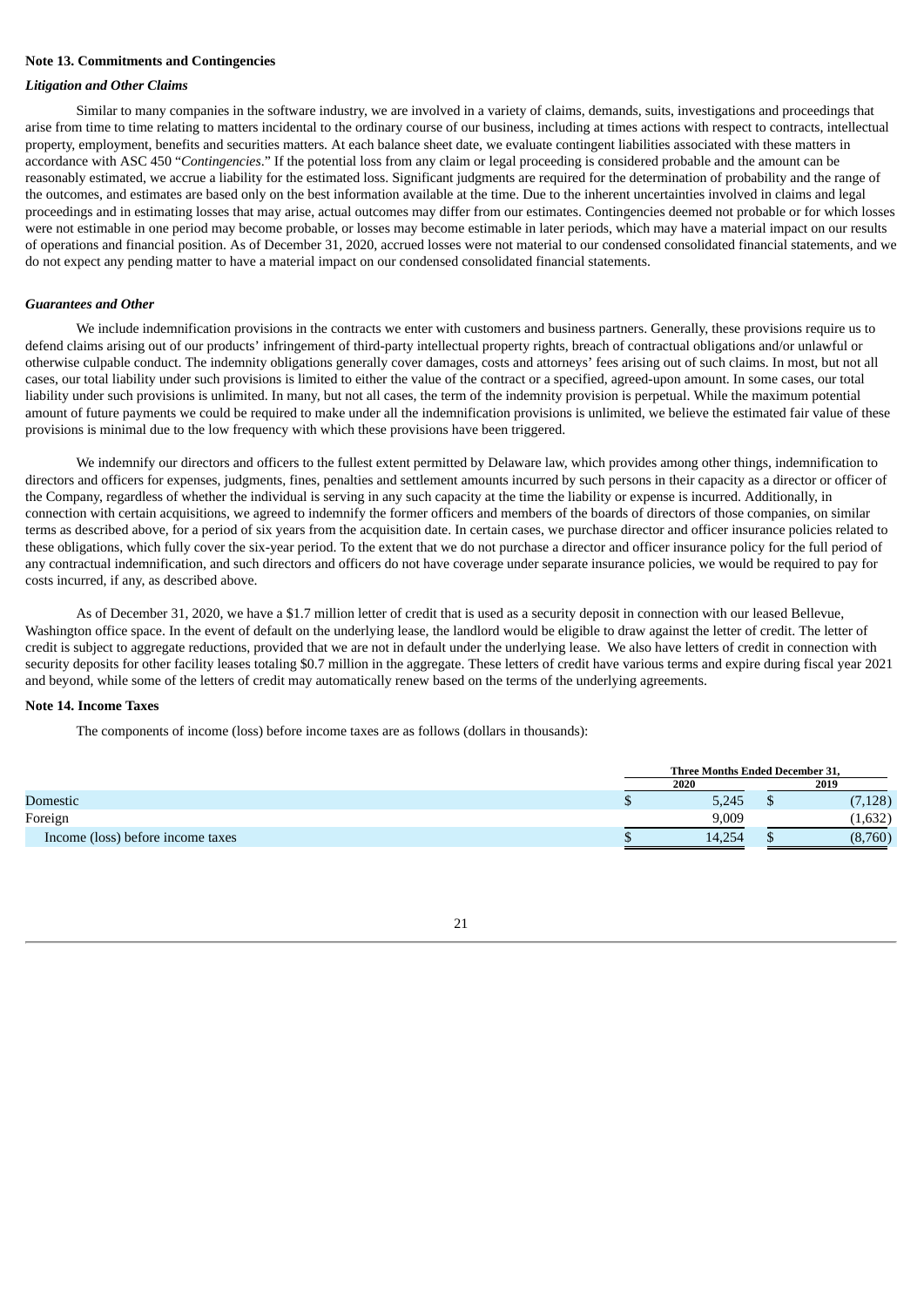**Note 13. Commitments and Contingencies**

***Litigation and Other Claims***

Similar to many companies in the software industry, we are involved in a variety of claims, demands, suits, investigations and proceedings that arise from time to time relating to matters incidental to the ordinary course of our business, including at times actions with respect to contracts, intellectual property, employment, benefits and securities matters. At each balance sheet date, we evaluate contingent liabilities associated with these matters in accordance with ASC 450 "*Contingencies*." If the potential loss from any claim or legal proceeding is considered probable and the amount can be reasonably estimated, we accrue a liability for the estimated loss. Significant judgments are required for the determination of probability and the range of the outcomes, and estimates are based only on the best information available at the time. Due to the inherent uncertainties involved in claims and legal proceedings and in estimating losses that may arise, actual outcomes may differ from our estimates. Contingencies deemed not probable or for which losses were not estimable in one period may become probable, or losses may become estimable in later periods, which may have a material impact on our results of operations and financial position. As of December 31, 2020, accrued losses were not material to our condensed consolidated financial statements, and we do not expect any pending matter to have a material impact on our condensed consolidated financial statements.

***Guarantees and Other***

We include indemnification provisions in the contracts we enter with customers and business partners. Generally, these provisions require us to defend claims arising out of our products' infringement of third-party intellectual property rights, breach of contractual obligations and/or unlawful or otherwise culpable conduct. The indemnity obligations generally cover damages, costs and attorneys' fees arising out of such claims. In most, but not all cases, our total liability under such provisions is limited to either the value of the contract or a specified, agreed-upon amount. In some cases, our total liability under such provisions is unlimited. In many, but not all cases, the term of the indemnity provision is perpetual. While the maximum potential amount of future payments we could be required to make under all the indemnification provisions is unlimited, we believe the estimated fair value of these provisions is minimal due to the low frequency with which these provisions have been triggered.

We indemnify our directors and officers to the fullest extent permitted by Delaware law, which provides among other things, indemnification to directors and officers for expenses, judgments, fines, penalties and settlement amounts incurred by such persons in their capacity as a director or officer of the Company, regardless of whether the individual is serving in any such capacity at the time the liability or expense is incurred. Additionally, in connection with certain acquisitions, we agreed to indemnify the former officers and members of the boards of directors of those companies, on similar terms as described above, for a period of six years from the acquisition date. In certain cases, we purchase director and officer insurance policies related to these obligations, which fully cover the six-year period. To the extent that we do not purchase a director and officer insurance policy for the full period of any contractual indemnification, and such directors and officers do not have coverage under separate insurance policies, we would be required to pay for costs incurred, if any, as described above.

As of December 31, 2020, we have a $1.7 million letter of credit that is used as a security deposit in connection with our leased Bellevue, Washington office space. In the event of default on the underlying lease, the landlord would be eligible to draw against the letter of credit. The letter of credit is subject to aggregate reductions, provided that we are not in default under the underlying lease. We also have letters of credit in connection with security deposits for other facility leases totaling $0.7 million in the aggregate. These letters of credit have various terms and expire during fiscal year 2021 and beyond, while some of the letters of credit may automatically renew based on the terms of the underlying agreements.

**Note 14. Income Taxes**

The components of income (loss) before income taxes are as follows (dollars in thousands):

| | Three Months Ended December 31, | |
|---|---|---|
| | 2020 | 2019 |
| Domestic | $ 5,245 | $ (7,128) |
| Foreign | 9,009 | (1,632) |
| Income (loss) before income taxes | $ 14,254 | $ (8,760) |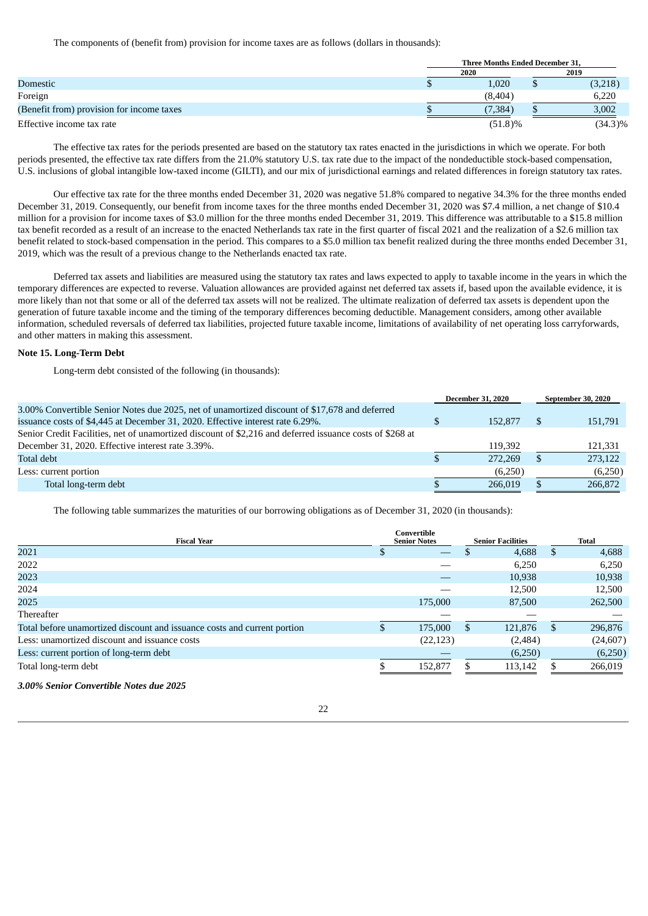The components of (benefit from) provision for income taxes are as follows (dollars in thousands):

| | Three Months Ended December 31, | |
|---|---|---|
| | 2020 | 2019 |
| Domestic | $ 1,020 | $ (3,218) |
| Foreign | (8,404) | 6,220 |
| (Benefit from) provision for income taxes | $ (7,384) | $ 3,002 |
| Effective income tax rate | (51.8)% | (34.3)% |

The effective tax rates for the periods presented are based on the statutory tax rates enacted in the jurisdictions in which we operate. For both periods presented, the effective tax rate differs from the 21.0% statutory U.S. tax rate due to the impact of the nondeductible stock-based compensation, U.S. inclusions of global intangible low-taxed income (GILTI), and our mix of jurisdictional earnings and related differences in foreign statutory tax rates.

Our effective tax rate for the three months ended December 31, 2020 was negative 51.8% compared to negative 34.3% for the three months ended December 31, 2019. Consequently, our benefit from income taxes for the three months ended December 31, 2020 was $7.4 million, a net change of $10.4 million for a provision for income taxes of $3.0 million for the three months ended December 31, 2019. This difference was attributable to a $15.8 million tax benefit recorded as a result of an increase to the enacted Netherlands tax rate in the first quarter of fiscal 2021 and the realization of a $2.6 million tax benefit related to stock-based compensation in the period. This compares to a $5.0 million tax benefit realized during the three months ended December 31, 2019, which was the result of a previous change to the Netherlands enacted tax rate.

Deferred tax assets and liabilities are measured using the statutory tax rates and laws expected to apply to taxable income in the years in which the temporary differences are expected to reverse. Valuation allowances are provided against net deferred tax assets if, based upon the available evidence, it is more likely than not that some or all of the deferred tax assets will not be realized. The ultimate realization of deferred tax assets is dependent upon the generation of future taxable income and the timing of the temporary differences becoming deductible. Management considers, among other available information, scheduled reversals of deferred tax liabilities, projected future taxable income, limitations of availability of net operating loss carryforwards, and other matters in making this assessment.

**Note 15. Long-Term Debt**

Long-term debt consisted of the following (in thousands):

| | December 31, 2020 | September 30, 2020 |
|---|---|---|
| 3.00% Convertible Senior Notes due 2025, net of unamortized discount of $17,678 and deferred issuance costs of $4,445 at December 31, 2020. Effective interest rate 6.29%. | $ 152,877 | $ 151,791 |
| Senior Credit Facilities, net of unamortized discount of $2,216 and deferred issuance costs of $268 at December 31, 2020. Effective interest rate 3.39%. | 119,392 | 121,331 |
| Total debt | $ 272,269 | $ 273,122 |
| Less: current portion | (6,250) | (6,250) |
| Total long-term debt | $ 266,019 | $ 266,872 |

The following table summarizes the maturities of our borrowing obligations as of December 31, 2020 (in thousands):

| Fiscal Year | Convertible Senior Notes | Senior Facilities | Total |
|---|---|---|---|
| 2021 | $ — | $ 4,688 | $ 4,688 |
| 2022 | — | 6,250 | 6,250 |
| 2023 | — | 10,938 | 10,938 |
| 2024 | — | 12,500 | 12,500 |
| 2025 | 175,000 | 87,500 | 262,500 |
| Thereafter | — | — | — |
| Total before unamortized discount and issuance costs and current portion | $ 175,000 | $ 121,876 | $ 296,876 |
| Less: unamortized discount and issuance costs | (22,123) | (2,484) | (24,607) |
| Less: current portion of long-term debt | — | (6,250) | (6,250) |
| Total long-term debt | $ 152,877 | $ 113,142 | $ 266,019 |

***3.00% Senior Convertible Notes due 2025***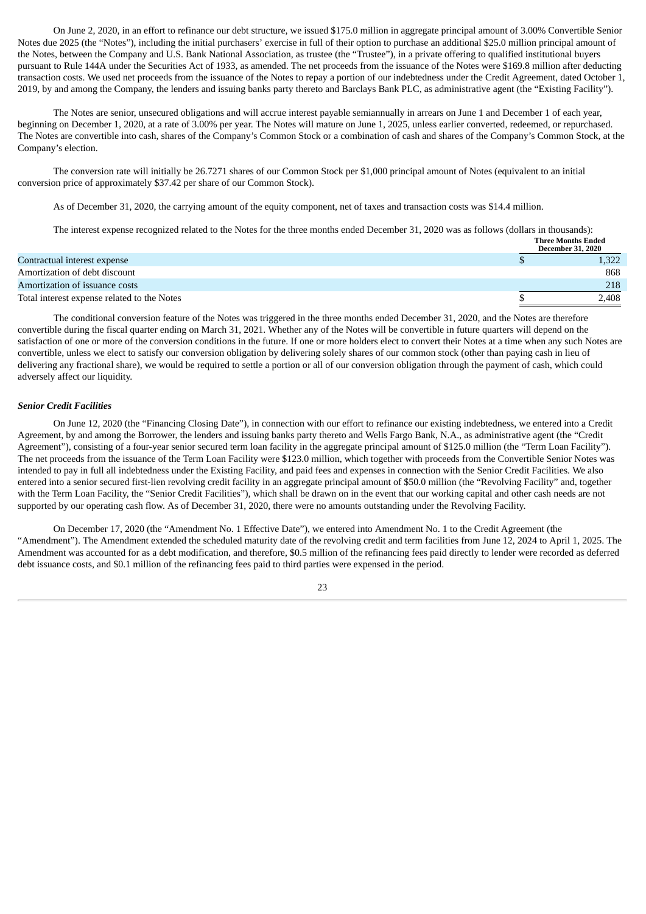On June 2, 2020, in an effort to refinance our debt structure, we issued $175.0 million in aggregate principal amount of 3.00% Convertible Senior Notes due 2025 (the "Notes"), including the initial purchasers' exercise in full of their option to purchase an additional $25.0 million principal amount of the Notes, between the Company and U.S. Bank National Association, as trustee (the "Trustee"), in a private offering to qualified institutional buyers pursuant to Rule 144A under the Securities Act of 1933, as amended. The net proceeds from the issuance of the Notes were $169.8 million after deducting transaction costs. We used net proceeds from the issuance of the Notes to repay a portion of our indebtedness under the Credit Agreement, dated October 1, 2019, by and among the Company, the lenders and issuing banks party thereto and Barclays Bank PLC, as administrative agent (the "Existing Facility").

The Notes are senior, unsecured obligations and will accrue interest payable semiannually in arrears on June 1 and December 1 of each year, beginning on December 1, 2020, at a rate of 3.00% per year. The Notes will mature on June 1, 2025, unless earlier converted, redeemed, or repurchased. The Notes are convertible into cash, shares of the Company's Common Stock or a combination of cash and shares of the Company's Common Stock, at the Company's election.

The conversion rate will initially be 26.7271 shares of our Common Stock per $1,000 principal amount of Notes (equivalent to an initial conversion price of approximately $37.42 per share of our Common Stock).

As of December 31, 2020, the carrying amount of the equity component, net of taxes and transaction costs was $14.4 million.

The interest expense recognized related to the Notes for the three months ended December 31, 2020 was as follows (dollars in thousands):

| | Three Months Ended December 31, 2020 |
|---|---|
| Contractual interest expense | $ 1,322 |
| Amortization of debt discount | 868 |
| Amortization of issuance costs | 218 |
| Total interest expense related to the Notes | $ 2,408 |

The conditional conversion feature of the Notes was triggered in the three months ended December 31, 2020, and the Notes are therefore convertible during the fiscal quarter ending on March 31, 2021. Whether any of the Notes will be convertible in future quarters will depend on the satisfaction of one or more of the conversion conditions in the future. If one or more holders elect to convert their Notes at a time when any such Notes are convertible, unless we elect to satisfy our conversion obligation by delivering solely shares of our common stock (other than paying cash in lieu of delivering any fractional share), we would be required to settle a portion or all of our conversion obligation through the payment of cash, which could adversely affect our liquidity.

***Senior Credit Facilities***

On June 12, 2020 (the "Financing Closing Date"), in connection with our effort to refinance our existing indebtedness, we entered into a Credit Agreement, by and among the Borrower, the lenders and issuing banks party thereto and Wells Fargo Bank, N.A., as administrative agent (the "Credit Agreement"), consisting of a four-year senior secured term loan facility in the aggregate principal amount of $125.0 million (the "Term Loan Facility"). The net proceeds from the issuance of the Term Loan Facility were $123.0 million, which together with proceeds from the Convertible Senior Notes was intended to pay in full all indebtedness under the Existing Facility, and paid fees and expenses in connection with the Senior Credit Facilities. We also entered into a senior secured first-lien revolving credit facility in an aggregate principal amount of $50.0 million (the "Revolving Facility" and, together with the Term Loan Facility, the "Senior Credit Facilities"), which shall be drawn on in the event that our working capital and other cash needs are not supported by our operating cash flow. As of December 31, 2020, there were no amounts outstanding under the Revolving Facility.

On December 17, 2020 (the "Amendment No. 1 Effective Date"), we entered into Amendment No. 1 to the Credit Agreement (the "Amendment"). The Amendment extended the scheduled maturity date of the revolving credit and term facilities from June 12, 2024 to April 1, 2025. The Amendment was accounted for as a debt modification, and therefore, $0.5 million of the refinancing fees paid directly to lender were recorded as deferred debt issuance costs, and $0.1 million of the refinancing fees paid to third parties were expensed in the period.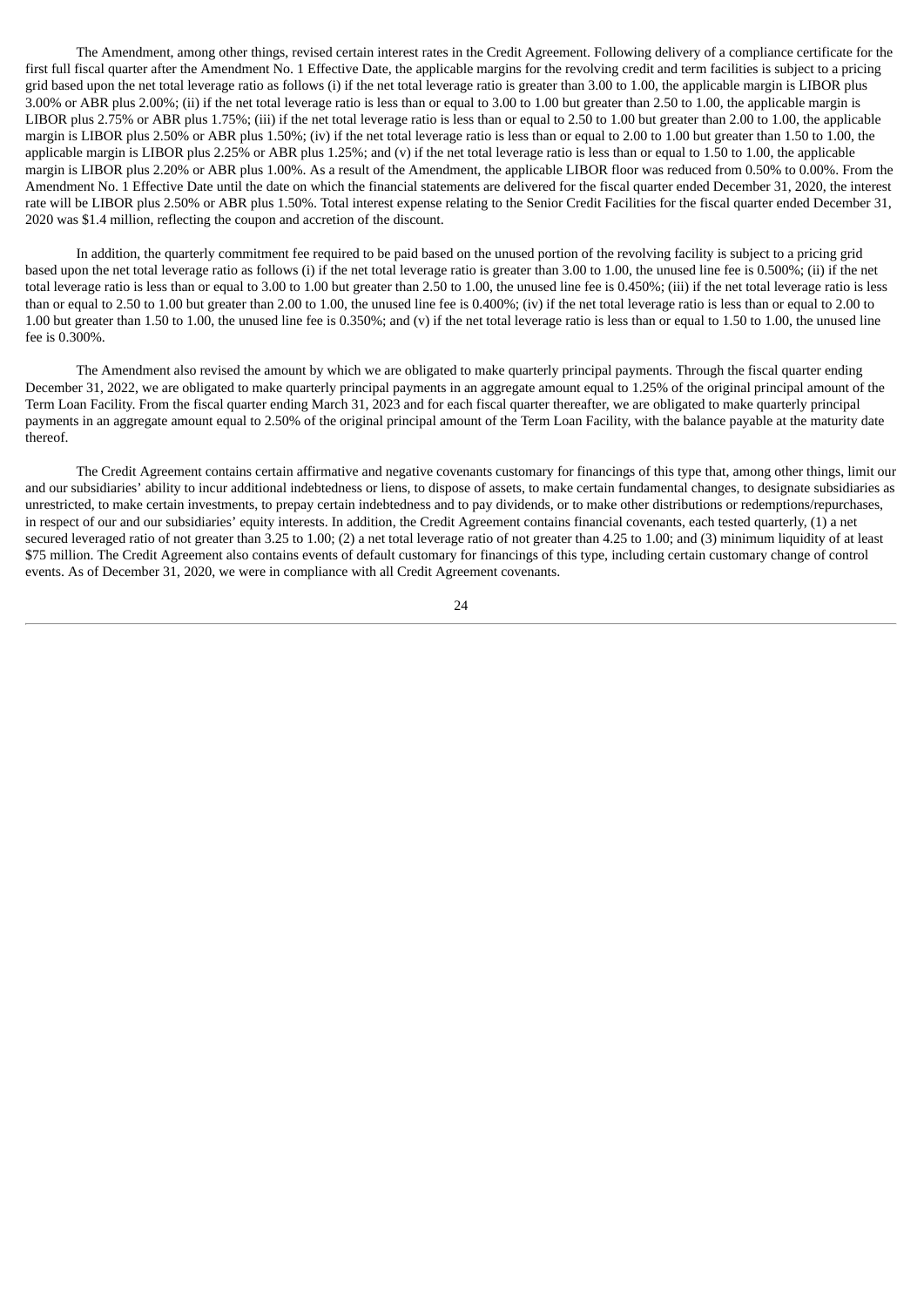The Amendment, among other things, revised certain interest rates in the Credit Agreement. Following delivery of a compliance certificate for the first full fiscal quarter after the Amendment No. 1 Effective Date, the applicable margins for the revolving credit and term facilities is subject to a pricing grid based upon the net total leverage ratio as follows (i) if the net total leverage ratio is greater than 3.00 to 1.00, the applicable margin is LIBOR plus 3.00% or ABR plus 2.00%; (ii) if the net total leverage ratio is less than or equal to 3.00 to 1.00 but greater than 2.50 to 1.00, the applicable margin is LIBOR plus 2.75% or ABR plus 1.75%; (iii) if the net total leverage ratio is less than or equal to 2.50 to 1.00 but greater than 2.00 to 1.00, the applicable margin is LIBOR plus 2.50% or ABR plus 1.50%; (iv) if the net total leverage ratio is less than or equal to 2.00 to 1.00 but greater than 1.50 to 1.00, the applicable margin is LIBOR plus 2.25% or ABR plus 1.25%; and (v) if the net total leverage ratio is less than or equal to 1.50 to 1.00, the applicable margin is LIBOR plus 2.20% or ABR plus 1.00%. As a result of the Amendment, the applicable LIBOR floor was reduced from 0.50% to 0.00%. From the Amendment No. 1 Effective Date until the date on which the financial statements are delivered for the fiscal quarter ended December 31, 2020, the interest rate will be LIBOR plus 2.50% or ABR plus 1.50%. Total interest expense relating to the Senior Credit Facilities for the fiscal quarter ended December 31, 2020 was $1.4 million, reflecting the coupon and accretion of the discount.

In addition, the quarterly commitment fee required to be paid based on the unused portion of the revolving facility is subject to a pricing grid based upon the net total leverage ratio as follows (i) if the net total leverage ratio is greater than 3.00 to 1.00, the unused line fee is 0.500%; (ii) if the net total leverage ratio is less than or equal to 3.00 to 1.00 but greater than 2.50 to 1.00, the unused line fee is 0.450%; (iii) if the net total leverage ratio is less than or equal to 2.50 to 1.00 but greater than 2.00 to 1.00, the unused line fee is 0.400%; (iv) if the net total leverage ratio is less than or equal to 2.00 to 1.00 but greater than 1.50 to 1.00, the unused line fee is 0.350%; and (v) if the net total leverage ratio is less than or equal to 1.50 to 1.00, the unused line fee is 0.300%.

The Amendment also revised the amount by which we are obligated to make quarterly principal payments. Through the fiscal quarter ending December 31, 2022, we are obligated to make quarterly principal payments in an aggregate amount equal to 1.25% of the original principal amount of the Term Loan Facility. From the fiscal quarter ending March 31, 2023 and for each fiscal quarter thereafter, we are obligated to make quarterly principal payments in an aggregate amount equal to 2.50% of the original principal amount of the Term Loan Facility, with the balance payable at the maturity date thereof.

The Credit Agreement contains certain affirmative and negative covenants customary for financings of this type that, among other things, limit our and our subsidiaries' ability to incur additional indebtedness or liens, to dispose of assets, to make certain fundamental changes, to designate subsidiaries as unrestricted, to make certain investments, to prepay certain indebtedness and to pay dividends, or to make other distributions or redemptions/repurchases, in respect of our and our subsidiaries' equity interests. In addition, the Credit Agreement contains financial covenants, each tested quarterly, (1) a net secured leveraged ratio of not greater than 3.25 to 1.00; (2) a net total leverage ratio of not greater than 4.25 to 1.00; and (3) minimum liquidity of at least $75 million. The Credit Agreement also contains events of default customary for financings of this type, including certain customary change of control events. As of December 31, 2020, we were in compliance with all Credit Agreement covenants.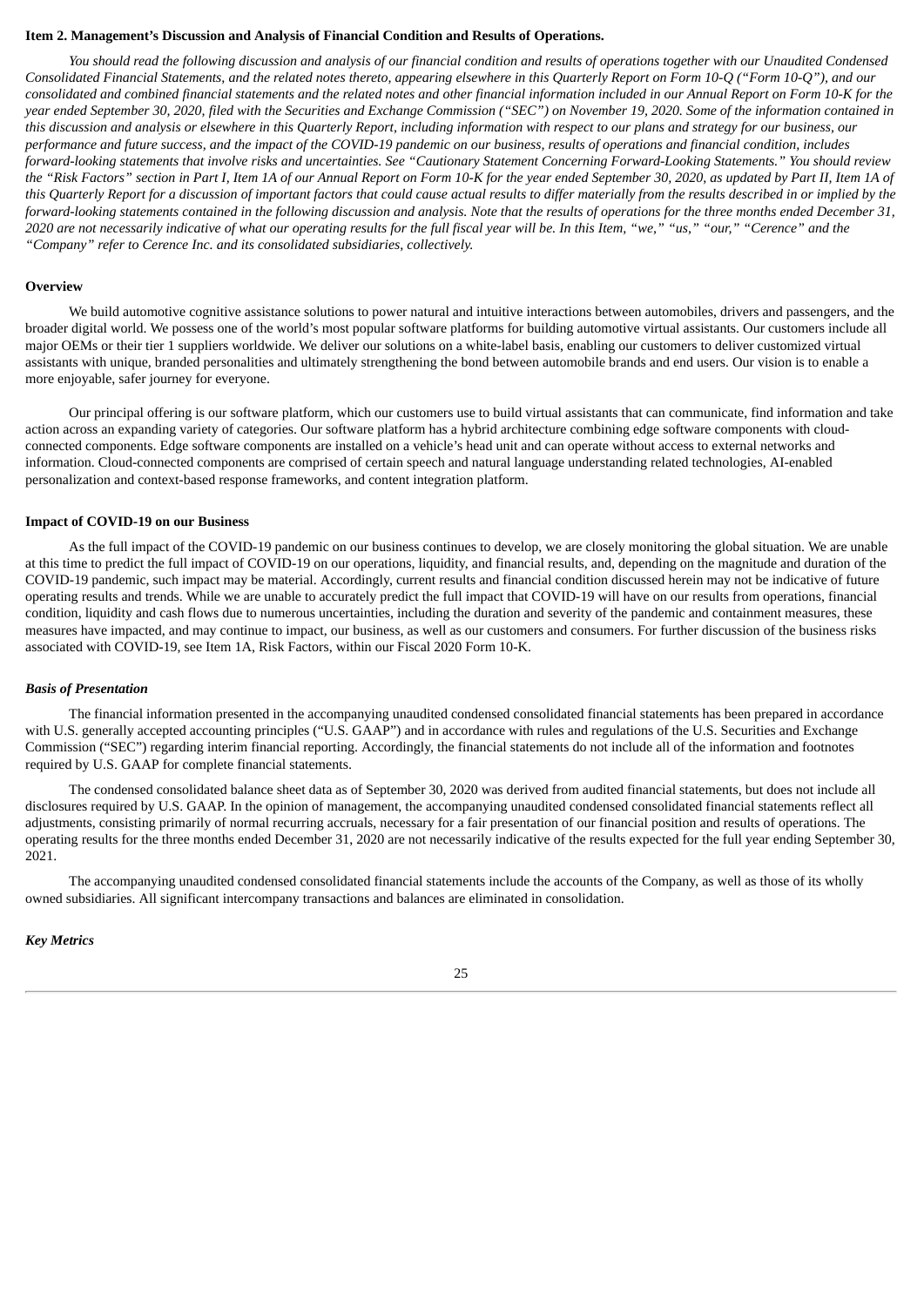### Item 2. Management's Discussion and Analysis of Financial Condition and Results of Operations.

*You should read the following discussion and analysis of our financial condition and results of operations together with our Unaudited Condensed Consolidated Financial Statements, and the related notes thereto, appearing elsewhere in this Quarterly Report on Form 10-Q ("Form 10-Q"), and our consolidated and combined financial statements and the related notes and other financial information included in our Annual Report on Form 10-K for the year ended September 30, 2020, filed with the Securities and Exchange Commission ("SEC") on November 19, 2020. Some of the information contained in this discussion and analysis or elsewhere in this Quarterly Report, including information with respect to our plans and strategy for our business, our performance and future success, and the impact of the COVID-19 pandemic on our business, results of operations and financial condition, includes forward-looking statements that involve risks and uncertainties. See "Cautionary Statement Concerning Forward-Looking Statements." You should review the "Risk Factors" section in Part I, Item 1A of our Annual Report on Form 10-K for the year ended September 30, 2020, as updated by Part II, Item 1A of this Quarterly Report for a discussion of important factors that could cause actual results to differ materially from the results described in or implied by the forward-looking statements contained in the following discussion and analysis. Note that the results of operations for the three months ended December 31, 2020 are not necessarily indicative of what our operating results for the full fiscal year will be. In this Item, "we," "us," "our," "Cerence" and the "Company" refer to Cerence Inc. and its consolidated subsidiaries, collectively.*

#### Overview

We build automotive cognitive assistance solutions to power natural and intuitive interactions between automobiles, drivers and passengers, and the broader digital world. We possess one of the world's most popular software platforms for building automotive virtual assistants. Our customers include all major OEMs or their tier 1 suppliers worldwide. We deliver our solutions on a white-label basis, enabling our customers to deliver customized virtual assistants with unique, branded personalities and ultimately strengthening the bond between automobile brands and end users. Our vision is to enable a more enjoyable, safer journey for everyone.

Our principal offering is our software platform, which our customers use to build virtual assistants that can communicate, find information and take action across an expanding variety of categories. Our software platform has a hybrid architecture combining edge software components with cloud-connected components. Edge software components are installed on a vehicle's head unit and can operate without access to external networks and information. Cloud-connected components are comprised of certain speech and natural language understanding related technologies, AI-enabled personalization and context-based response frameworks, and content integration platform.

#### Impact of COVID-19 on our Business

As the full impact of the COVID-19 pandemic on our business continues to develop, we are closely monitoring the global situation. We are unable at this time to predict the full impact of COVID-19 on our operations, liquidity, and financial results, and, depending on the magnitude and duration of the COVID-19 pandemic, such impact may be material. Accordingly, current results and financial condition discussed herein may not be indicative of future operating results and trends. While we are unable to accurately predict the full impact that COVID-19 will have on our results from operations, financial condition, liquidity and cash flows due to numerous uncertainties, including the duration and severity of the pandemic and containment measures, these measures have impacted, and may continue to impact, our business, as well as our customers and consumers. For further discussion of the business risks associated with COVID-19, see Item 1A, Risk Factors, within our Fiscal 2020 Form 10-K.

#### *Basis of Presentation*

The financial information presented in the accompanying unaudited condensed consolidated financial statements has been prepared in accordance with U.S. generally accepted accounting principles ("U.S. GAAP") and in accordance with rules and regulations of the U.S. Securities and Exchange Commission ("SEC") regarding interim financial reporting. Accordingly, the financial statements do not include all of the information and footnotes required by U.S. GAAP for complete financial statements.

The condensed consolidated balance sheet data as of September 30, 2020 was derived from audited financial statements, but does not include all disclosures required by U.S. GAAP. In the opinion of management, the accompanying unaudited condensed consolidated financial statements reflect all adjustments, consisting primarily of normal recurring accruals, necessary for a fair presentation of our financial position and results of operations. The operating results for the three months ended December 31, 2020 are not necessarily indicative of the results expected for the full year ending September 30, 2021.

The accompanying unaudited condensed consolidated financial statements include the accounts of the Company, as well as those of its wholly owned subsidiaries. All significant intercompany transactions and balances are eliminated in consolidation.

#### *Key Metrics*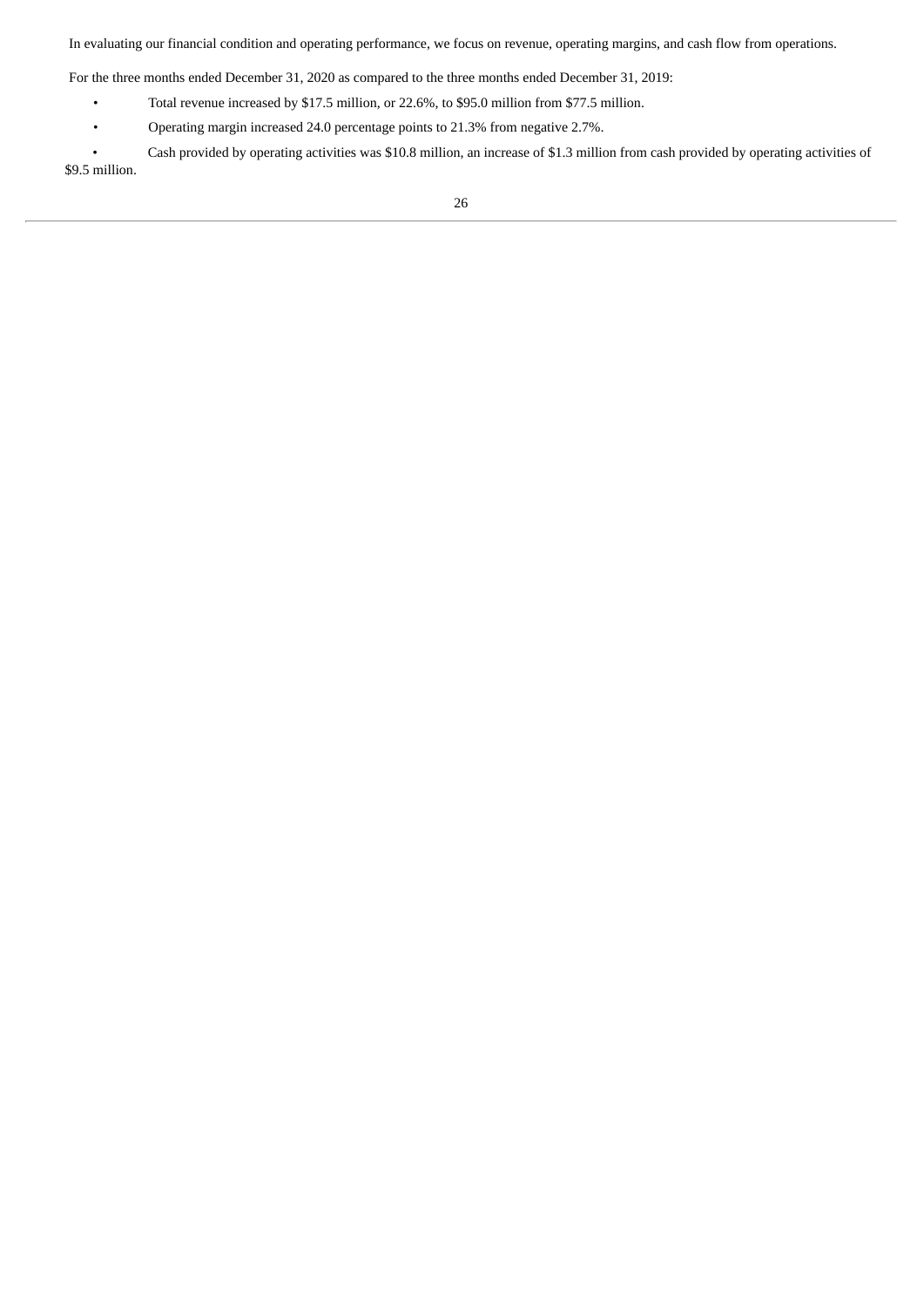In evaluating our financial condition and operating performance, we focus on revenue, operating margins, and cash flow from operations.

For the three months ended December 31, 2020 as compared to the three months ended December 31, 2019:

- Total revenue increased by $17.5 million, or 22.6%, to $95.0 million from $77.5 million.
- Operating margin increased 24.0 percentage points to 21.3% from negative 2.7%.
- Cash provided by operating activities was $10.8 million, an increase of $1.3 million from cash provided by operating activities of $9.5 million.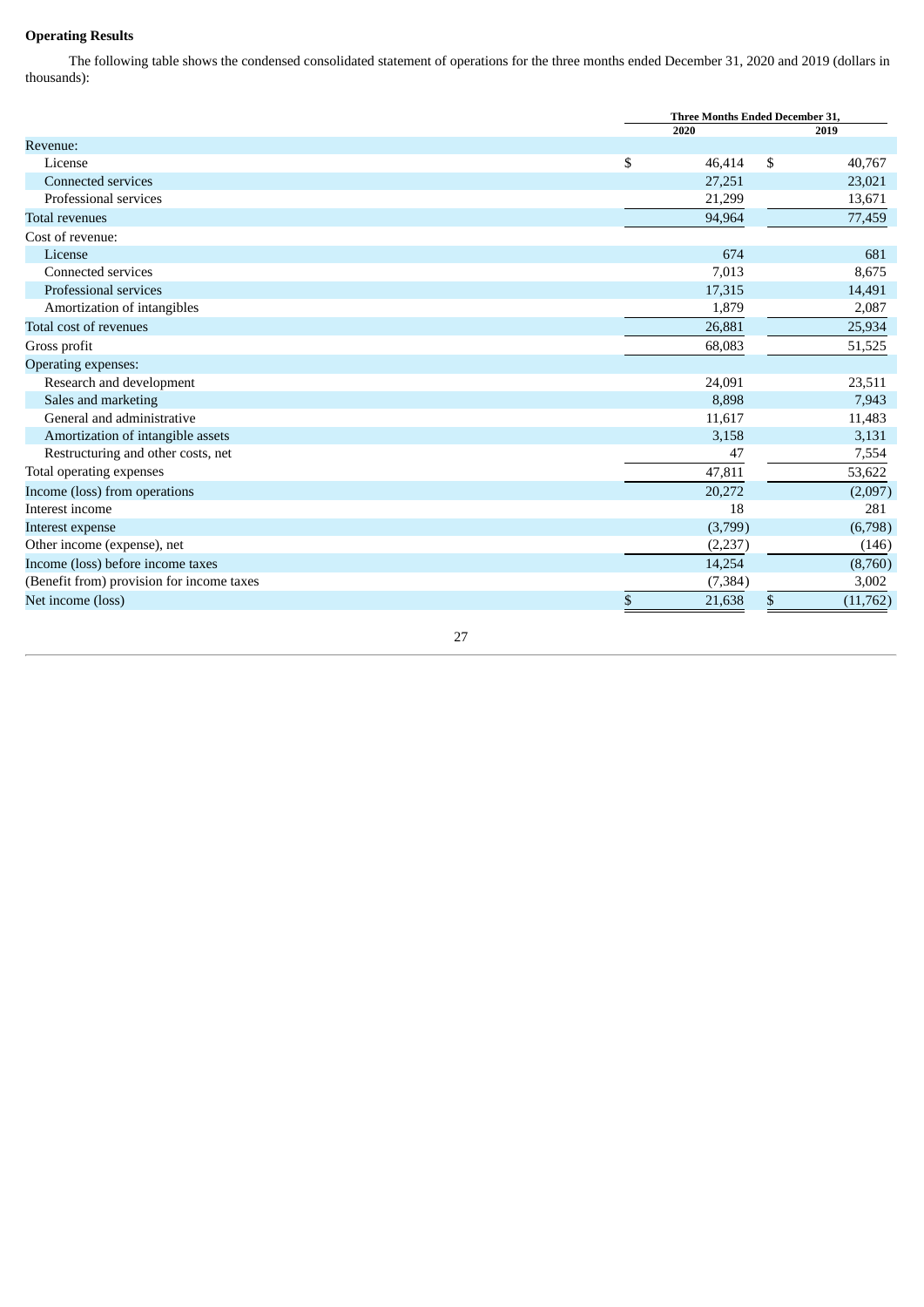## Operating Results

The following table shows the condensed consolidated statement of operations for the three months ended December 31, 2020 and 2019 (dollars in thousands):

| | Three Months Ended December 31, | |
|---|---|---|
| | 2020 | 2019 |
| Revenue: | | |
| License | $ 46,414 | $ 40,767 |
| Connected services | 27,251 | 23,021 |
| Professional services | 21,299 | 13,671 |
| Total revenues | 94,964 | 77,459 |
| Cost of revenue: | | |
| License | 674 | 681 |
| Connected services | 7,013 | 8,675 |
| Professional services | 17,315 | 14,491 |
| Amortization of intangibles | 1,879 | 2,087 |
| Total cost of revenues | 26,881 | 25,934 |
| Gross profit | 68,083 | 51,525 |
| Operating expenses: | | |
| Research and development | 24,091 | 23,511 |
| Sales and marketing | 8,898 | 7,943 |
| General and administrative | 11,617 | 11,483 |
| Amortization of intangible assets | 3,158 | 3,131 |
| Restructuring and other costs, net | 47 | 7,554 |
| Total operating expenses | 47,811 | 53,622 |
| Income (loss) from operations | 20,272 | (2,097) |
| Interest income | 18 | 281 |
| Interest expense | (3,799) | (6,798) |
| Other income (expense), net | (2,237) | (146) |
| Income (loss) before income taxes | 14,254 | (8,760) |
| (Benefit from) provision for income taxes | (7,384) | 3,002 |
| Net income (loss) | $ 21,638 | $ (11,762) |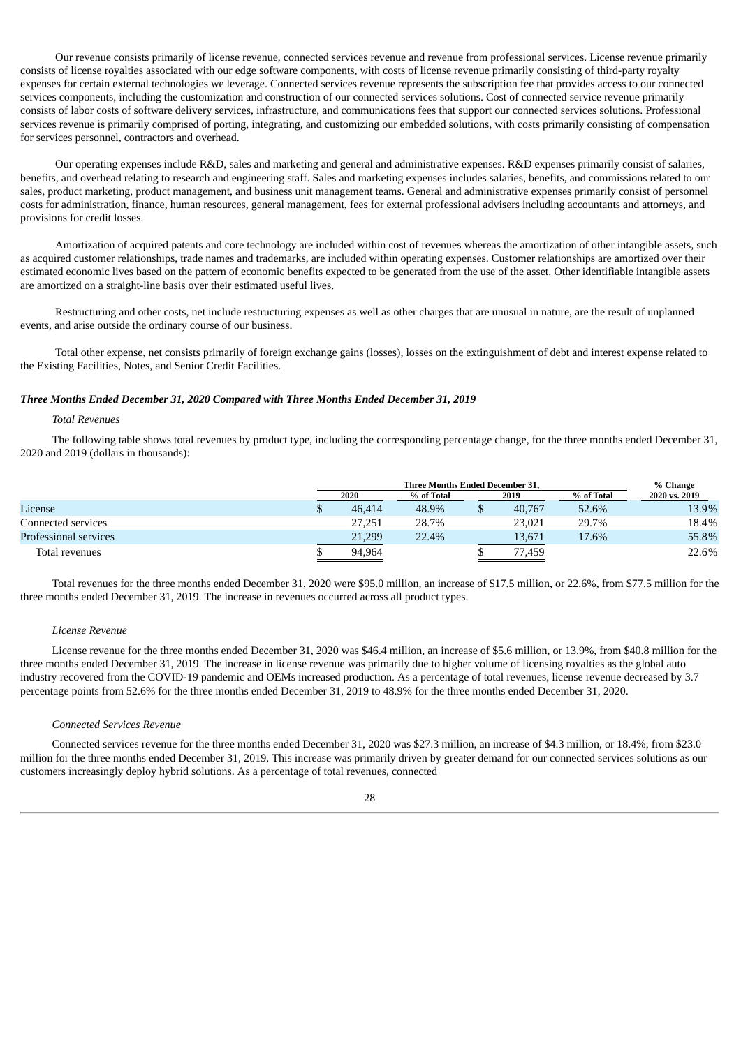Our revenue consists primarily of license revenue, connected services revenue and revenue from professional services. License revenue primarily consists of license royalties associated with our edge software components, with costs of license revenue primarily consisting of third-party royalty expenses for certain external technologies we leverage. Connected services revenue represents the subscription fee that provides access to our connected services components, including the customization and construction of our connected services solutions. Cost of connected service revenue primarily consists of labor costs of software delivery services, infrastructure, and communications fees that support our connected services solutions. Professional services revenue is primarily comprised of porting, integrating, and customizing our embedded solutions, with costs primarily consisting of compensation for services personnel, contractors and overhead.

Our operating expenses include R&D, sales and marketing and general and administrative expenses. R&D expenses primarily consist of salaries, benefits, and overhead relating to research and engineering staff. Sales and marketing expenses includes salaries, benefits, and commissions related to our sales, product marketing, product management, and business unit management teams. General and administrative expenses primarily consist of personnel costs for administration, finance, human resources, general management, fees for external professional advisers including accountants and attorneys, and provisions for credit losses.

Amortization of acquired patents and core technology are included within cost of revenues whereas the amortization of other intangible assets, such as acquired customer relationships, trade names and trademarks, are included within operating expenses. Customer relationships are amortized over their estimated economic lives based on the pattern of economic benefits expected to be generated from the use of the asset. Other identifiable intangible assets are amortized on a straight-line basis over their estimated useful lives.

Restructuring and other costs, net include restructuring expenses as well as other charges that are unusual in nature, are the result of unplanned events, and arise outside the ordinary course of our business.

Total other expense, net consists primarily of foreign exchange gains (losses), losses on the extinguishment of debt and interest expense related to the Existing Facilities, Notes, and Senior Credit Facilities.

### *Three Months Ended December 31, 2020 Compared with Three Months Ended December 31, 2019*

*Total Revenues*

The following table shows total revenues by product type, including the corresponding percentage change, for the three months ended December 31, 2020 and 2019 (dollars in thousands):

| | Three Months Ended December 31, | | | | % Change |
|---|---|---|---|---|---|
| | 2020 | % of Total | 2019 | % of Total | 2020 vs. 2019 |
| License | $ 46,414 | 48.9% | $ 40,767 | 52.6% | 13.9% |
| Connected services | 27,251 | 28.7% | 23,021 | 29.7% | 18.4% |
| Professional services | 21,299 | 22.4% | 13,671 | 17.6% | 55.8% |
| Total revenues | $ 94,964 | | $ 77,459 | | 22.6% |

Total revenues for the three months ended December 31, 2020 were $95.0 million, an increase of $17.5 million, or 22.6%, from $77.5 million for the three months ended December 31, 2019. The increase in revenues occurred across all product types.

*License Revenue*

License revenue for the three months ended December 31, 2020 was $46.4 million, an increase of $5.6 million, or 13.9%, from $40.8 million for the three months ended December 31, 2019. The increase in license revenue was primarily due to higher volume of licensing royalties as the global auto industry recovered from the COVID-19 pandemic and OEMs increased production. As a percentage of total revenues, license revenue decreased by 3.7 percentage points from 52.6% for the three months ended December 31, 2019 to 48.9% for the three months ended December 31, 2020.

*Connected Services Revenue*

Connected services revenue for the three months ended December 31, 2020 was $27.3 million, an increase of $4.3 million, or 18.4%, from $23.0 million for the three months ended December 31, 2019. This increase was primarily driven by greater demand for our connected services solutions as our customers increasingly deploy hybrid solutions. As a percentage of total revenues, connected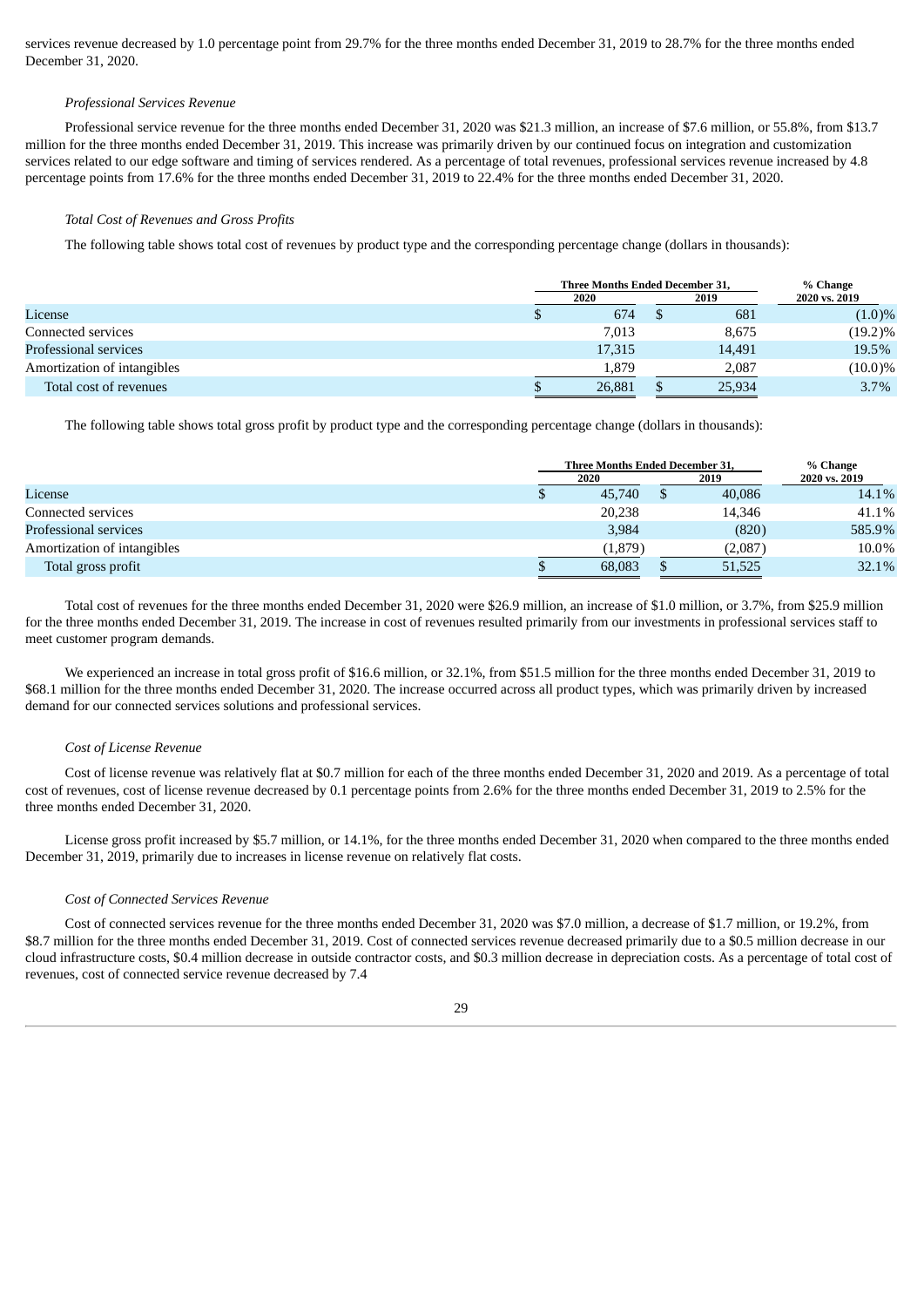services revenue decreased by 1.0 percentage point from 29.7% for the three months ended December 31, 2019 to 28.7% for the three months ended December 31, 2020.

*Professional Services Revenue*

Professional service revenue for the three months ended December 31, 2020 was $21.3 million, an increase of $7.6 million, or 55.8%, from $13.7 million for the three months ended December 31, 2019. This increase was primarily driven by our continued focus on integration and customization services related to our edge software and timing of services rendered. As a percentage of total revenues, professional services revenue increased by 4.8 percentage points from 17.6% for the three months ended December 31, 2019 to 22.4% for the three months ended December 31, 2020.

*Total Cost of Revenues and Gross Profits*

The following table shows total cost of revenues by product type and the corresponding percentage change (dollars in thousands):

| | Three Months Ended December 31, | | % Change |
|---|---|---|---|
| | 2020 | 2019 | 2020 vs. 2019 |
| License | $ 674 | $ 681 | (1.0)% |
| Connected services | 7,013 | 8,675 | (19.2)% |
| Professional services | 17,315 | 14,491 | 19.5% |
| Amortization of intangibles | 1,879 | 2,087 | (10.0)% |
| Total cost of revenues | $ 26,881 | $ 25,934 | 3.7% |

The following table shows total gross profit by product type and the corresponding percentage change (dollars in thousands):

| | Three Months Ended December 31, | | % Change |
|---|---|---|---|
| | 2020 | 2019 | 2020 vs. 2019 |
| License | $ 45,740 | $ 40,086 | 14.1% |
| Connected services | 20,238 | 14,346 | 41.1% |
| Professional services | 3,984 | (820) | 585.9% |
| Amortization of intangibles | (1,879) | (2,087) | 10.0% |
| Total gross profit | $ 68,083 | $ 51,525 | 32.1% |

Total cost of revenues for the three months ended December 31, 2020 were $26.9 million, an increase of $1.0 million, or 3.7%, from $25.9 million for the three months ended December 31, 2019. The increase in cost of revenues resulted primarily from our investments in professional services staff to meet customer program demands.

We experienced an increase in total gross profit of $16.6 million, or 32.1%, from $51.5 million for the three months ended December 31, 2019 to $68.1 million for the three months ended December 31, 2020. The increase occurred across all product types, which was primarily driven by increased demand for our connected services solutions and professional services.

*Cost of License Revenue*

Cost of license revenue was relatively flat at $0.7 million for each of the three months ended December 31, 2020 and 2019. As a percentage of total cost of revenues, cost of license revenue decreased by 0.1 percentage points from 2.6% for the three months ended December 31, 2019 to 2.5% for the three months ended December 31, 2020.

License gross profit increased by $5.7 million, or 14.1%, for the three months ended December 31, 2020 when compared to the three months ended December 31, 2019, primarily due to increases in license revenue on relatively flat costs.

*Cost of Connected Services Revenue*

Cost of connected services revenue for the three months ended December 31, 2020 was $7.0 million, a decrease of $1.7 million, or 19.2%, from $8.7 million for the three months ended December 31, 2019. Cost of connected services revenue decreased primarily due to a $0.5 million decrease in our cloud infrastructure costs, $0.4 million decrease in outside contractor costs, and $0.3 million decrease in depreciation costs. As a percentage of total cost of revenues, cost of connected service revenue decreased by 7.4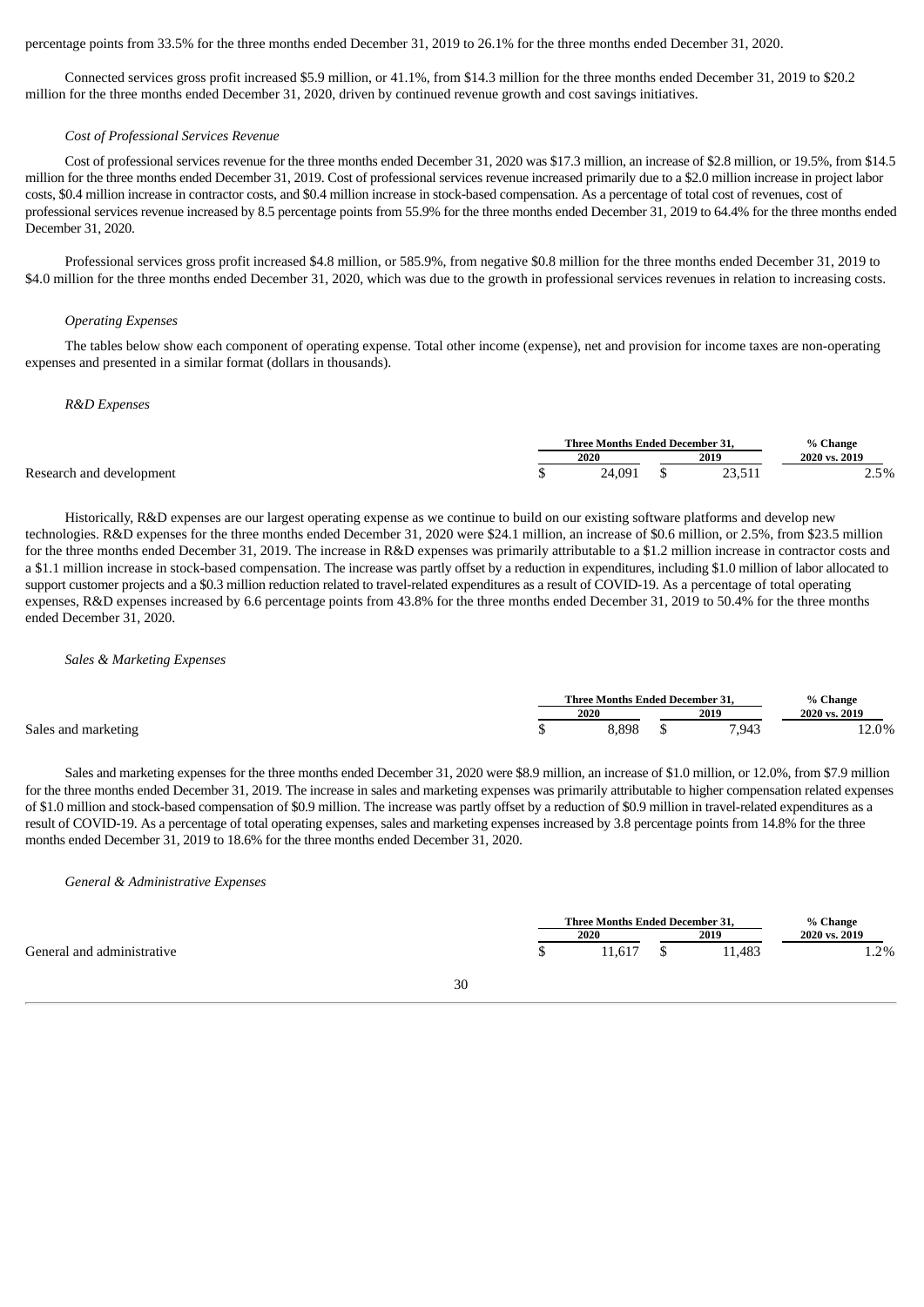percentage points from 33.5% for the three months ended December 31, 2019 to 26.1% for the three months ended December 31, 2020.

Connected services gross profit increased $5.9 million, or 41.1%, from $14.3 million for the three months ended December 31, 2019 to $20.2 million for the three months ended December 31, 2020, driven by continued revenue growth and cost savings initiatives.

*Cost of Professional Services Revenue*

Cost of professional services revenue for the three months ended December 31, 2020 was $17.3 million, an increase of $2.8 million, or 19.5%, from $14.5 million for the three months ended December 31, 2019. Cost of professional services revenue increased primarily due to a $2.0 million increase in project labor costs, $0.4 million increase in contractor costs, and $0.4 million increase in stock-based compensation. As a percentage of total cost of revenues, cost of professional services revenue increased by 8.5 percentage points from 55.9% for the three months ended December 31, 2019 to 64.4% for the three months ended December 31, 2020.

Professional services gross profit increased $4.8 million, or 585.9%, from negative $0.8 million for the three months ended December 31, 2019 to $4.0 million for the three months ended December 31, 2020, which was due to the growth in professional services revenues in relation to increasing costs.

*Operating Expenses*

The tables below show each component of operating expense. Total other income (expense), net and provision for income taxes are non-operating expenses and presented in a similar format (dollars in thousands).

*R&D Expenses*

| | Three Months Ended December 31, | | % Change |
|---|---|---|---|
| | 2020 | 2019 | 2020 vs. 2019 |
| Research and development | $ 24,091 | $ 23,511 | 2.5% |

Historically, R&D expenses are our largest operating expense as we continue to build on our existing software platforms and develop new technologies. R&D expenses for the three months ended December 31, 2020 were $24.1 million, an increase of $0.6 million, or 2.5%, from $23.5 million for the three months ended December 31, 2019. The increase in R&D expenses was primarily attributable to a $1.2 million increase in contractor costs and a $1.1 million increase in stock-based compensation. The increase was partly offset by a reduction in expenditures, including $1.0 million of labor allocated to support customer projects and a $0.3 million reduction related to travel-related expenditures as a result of COVID-19. As a percentage of total operating expenses, R&D expenses increased by 6.6 percentage points from 43.8% for the three months ended December 31, 2019 to 50.4% for the three months ended December 31, 2020.

*Sales & Marketing Expenses*

| | Three Months Ended December 31, | | % Change |
|---|---|---|---|
| | 2020 | 2019 | 2020 vs. 2019 |
| Sales and marketing | $ 8,898 | $ 7,943 | 12.0% |

Sales and marketing expenses for the three months ended December 31, 2020 were $8.9 million, an increase of $1.0 million, or 12.0%, from $7.9 million for the three months ended December 31, 2019. The increase in sales and marketing expenses was primarily attributable to higher compensation related expenses of $1.0 million and stock-based compensation of $0.9 million. The increase was partly offset by a reduction of $0.9 million in travel-related expenditures as a result of COVID-19. As a percentage of total operating expenses, sales and marketing expenses increased by 3.8 percentage points from 14.8% for the three months ended December 31, 2019 to 18.6% for the three months ended December 31, 2020.

*General & Administrative Expenses*

| | Three Months Ended December 31, | | % Change |
|---|---|---|---|
| | 2020 | 2019 | 2020 vs. 2019 |
| General and administrative | $ 11,617 | $ 11,483 | 1.2% |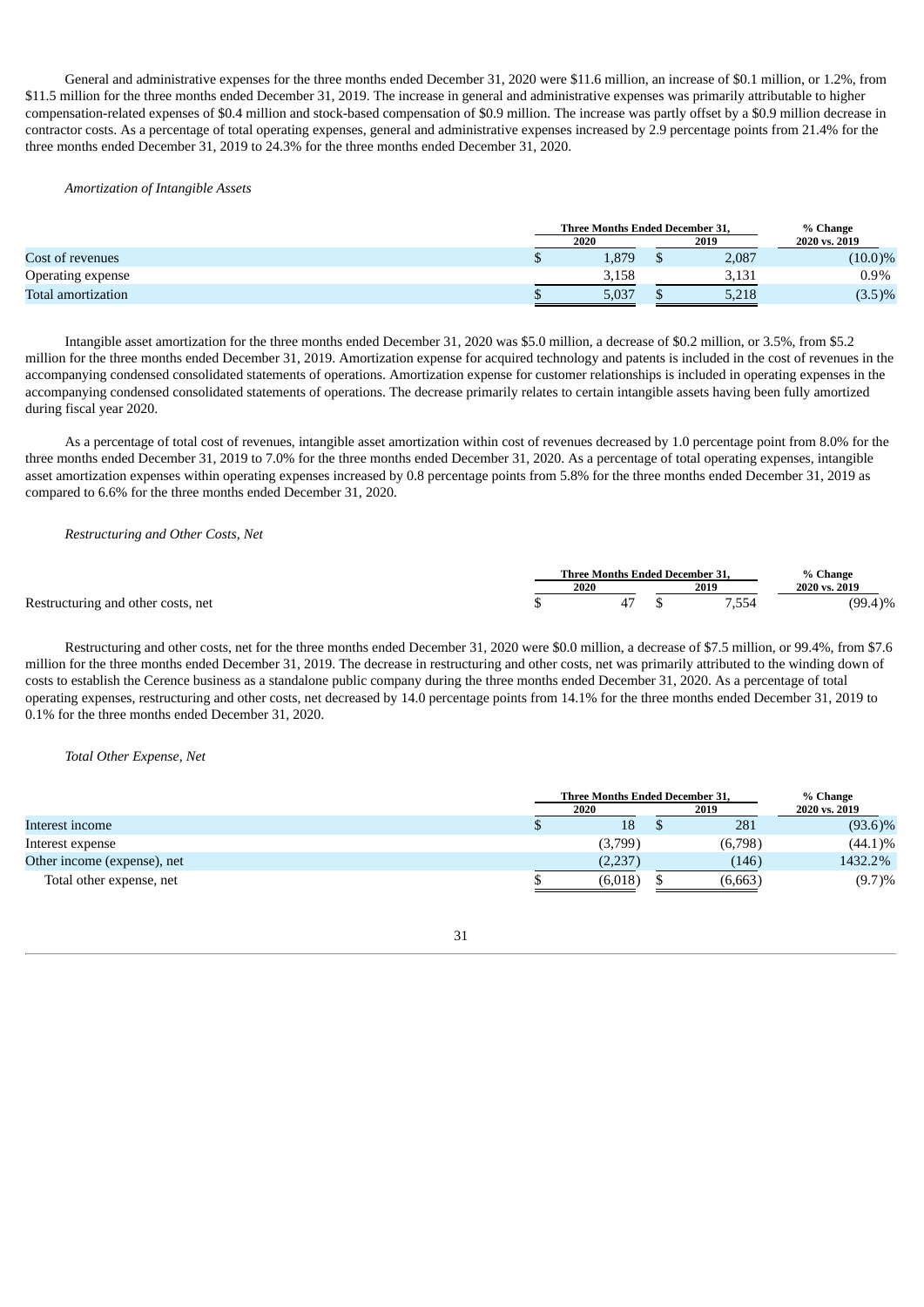General and administrative expenses for the three months ended December 31, 2020 were $11.6 million, an increase of $0.1 million, or 1.2%, from $11.5 million for the three months ended December 31, 2019. The increase in general and administrative expenses was primarily attributable to higher compensation-related expenses of $0.4 million and stock-based compensation of $0.9 million. The increase was partly offset by a $0.9 million decrease in contractor costs. As a percentage of total operating expenses, general and administrative expenses increased by 2.9 percentage points from 21.4% for the three months ended December 31, 2019 to 24.3% for the three months ended December 31, 2020.

*Amortization of Intangible Assets*

| | Three Months Ended December 31, | | % Change |
|---|---|---|---|
| | 2020 | 2019 | 2020 vs. 2019 |
| Cost of revenues | $ 1,879 | $ 2,087 | (10.0)% |
| Operating expense | 3,158 | 3,131 | 0.9% |
| Total amortization | $ 5,037 | $ 5,218 | (3.5)% |

Intangible asset amortization for the three months ended December 31, 2020 was $5.0 million, a decrease of $0.2 million, or 3.5%, from $5.2 million for the three months ended December 31, 2019. Amortization expense for acquired technology and patents is included in the cost of revenues in the accompanying condensed consolidated statements of operations. Amortization expense for customer relationships is included in operating expenses in the accompanying condensed consolidated statements of operations. The decrease primarily relates to certain intangible assets having been fully amortized during fiscal year 2020.

As a percentage of total cost of revenues, intangible asset amortization within cost of revenues decreased by 1.0 percentage point from 8.0% for the three months ended December 31, 2019 to 7.0% for the three months ended December 31, 2020. As a percentage of total operating expenses, intangible asset amortization expenses within operating expenses increased by 0.8 percentage points from 5.8% for the three months ended December 31, 2019 as compared to 6.6% for the three months ended December 31, 2020.

*Restructuring and Other Costs, Net*

| | Three Months Ended December 31, | | % Change |
|---|---|---|---|
| | 2020 | 2019 | 2020 vs. 2019 |
| Restructuring and other costs, net | $ 47 | $ 7,554 | (99.4)% |

Restructuring and other costs, net for the three months ended December 31, 2020 were $0.0 million, a decrease of $7.5 million, or 99.4%, from $7.6 million for the three months ended December 31, 2019. The decrease in restructuring and other costs, net was primarily attributed to the winding down of costs to establish the Cerence business as a standalone public company during the three months ended December 31, 2020. As a percentage of total operating expenses, restructuring and other costs, net decreased by 14.0 percentage points from 14.1% for the three months ended December 31, 2019 to 0.1% for the three months ended December 31, 2020.

*Total Other Expense, Net*

| | Three Months Ended December 31, | | % Change |
|---|---|---|---|
| | 2020 | 2019 | 2020 vs. 2019 |
| Interest income | $ 18 | $ 281 | (93.6)% |
| Interest expense | (3,799) | (6,798) | (44.1)% |
| Other income (expense), net | (2,237) | (146) | 1432.2% |
| Total other expense, net | $ (6,018) | $ (6,663) | (9.7)% |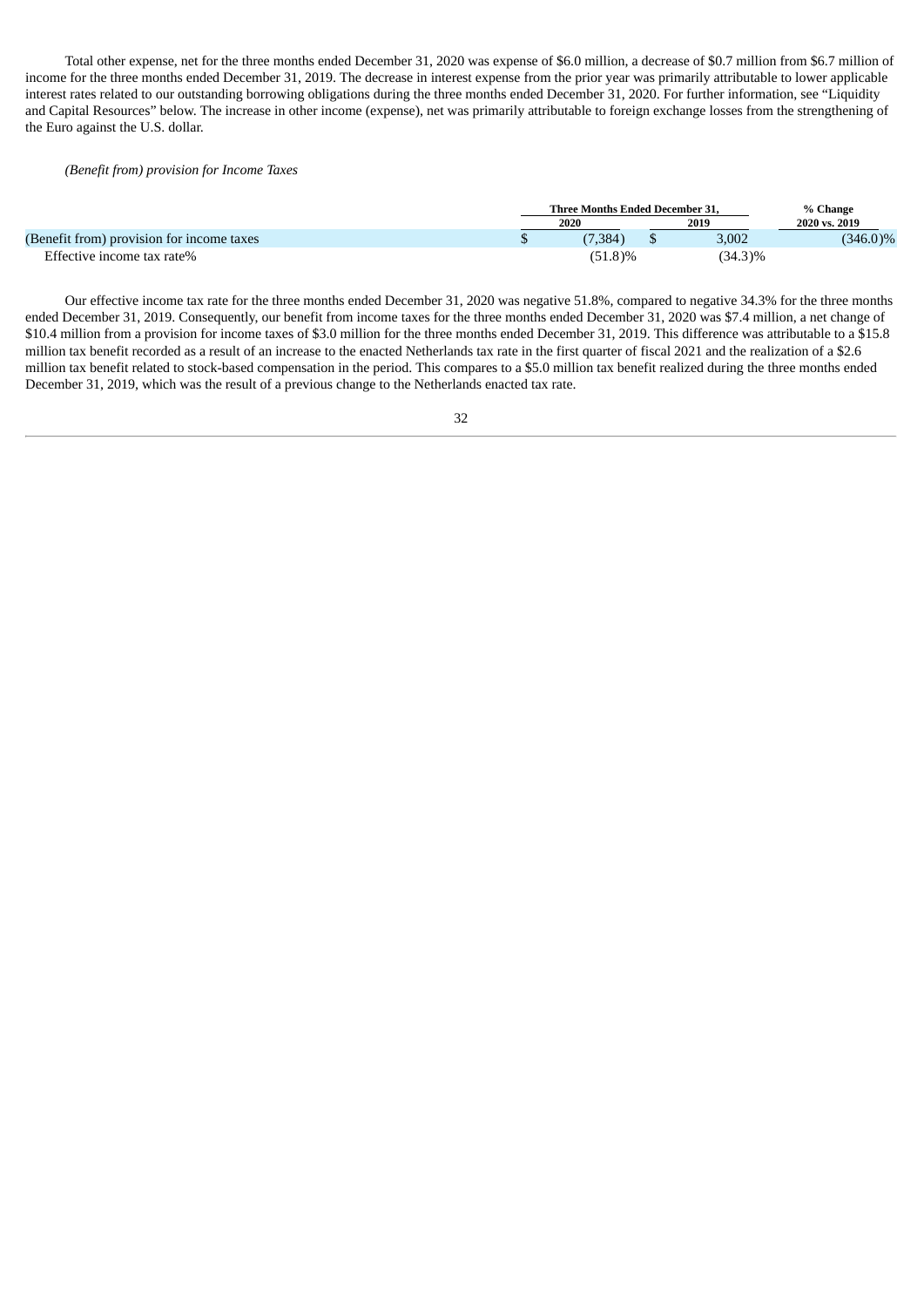Total other expense, net for the three months ended December 31, 2020 was expense of $6.0 million, a decrease of $0.7 million from $6.7 million of income for the three months ended December 31, 2019. The decrease in interest expense from the prior year was primarily attributable to lower applicable interest rates related to our outstanding borrowing obligations during the three months ended December 31, 2020. For further information, see "Liquidity and Capital Resources" below. The increase in other income (expense), net was primarily attributable to foreign exchange losses from the strengthening of the Euro against the U.S. dollar.

*(Benefit from) provision for Income Taxes*

| | Three Months Ended December 31, | | % Change |
|---|---|---|---|
| | 2020 | 2019 | 2020 vs. 2019 |
| (Benefit from) provision for income taxes | $ (7,384) | $ 3,002 | (346.0)% |
| Effective income tax rate% | (51.8)% | (34.3)% | |

Our effective income tax rate for the three months ended December 31, 2020 was negative 51.8%, compared to negative 34.3% for the three months ended December 31, 2019. Consequently, our benefit from income taxes for the three months ended December 31, 2020 was $7.4 million, a net change of $10.4 million from a provision for income taxes of $3.0 million for the three months ended December 31, 2019. This difference was attributable to a $15.8 million tax benefit recorded as a result of an increase to the enacted Netherlands tax rate in the first quarter of fiscal 2021 and the realization of a $2.6 million tax benefit related to stock-based compensation in the period. This compares to a $5.0 million tax benefit realized during the three months ended December 31, 2019, which was the result of a previous change to the Netherlands enacted tax rate.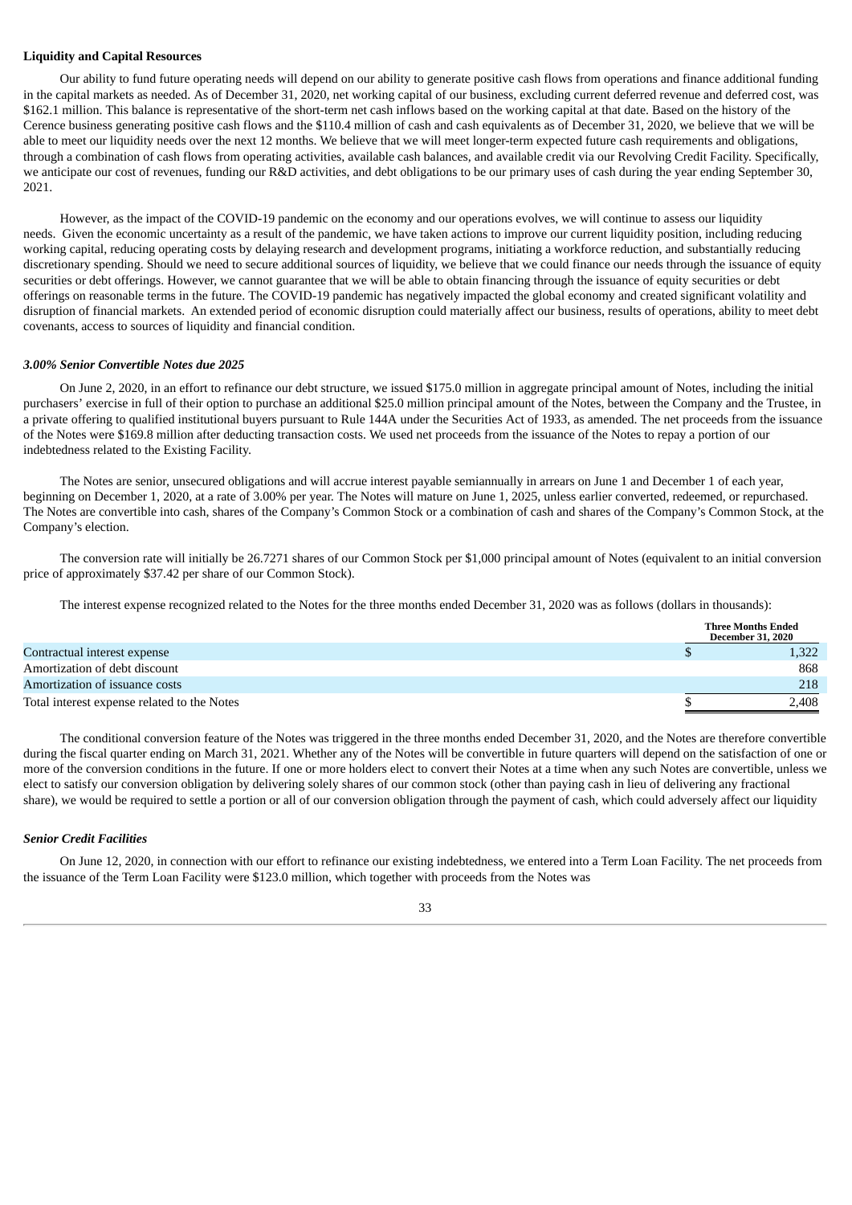**Liquidity and Capital Resources**

Our ability to fund future operating needs will depend on our ability to generate positive cash flows from operations and finance additional funding in the capital markets as needed. As of December 31, 2020, net working capital of our business, excluding current deferred revenue and deferred cost, was $162.1 million. This balance is representative of the short-term net cash inflows based on the working capital at that date. Based on the history of the Cerence business generating positive cash flows and the $110.4 million of cash and cash equivalents as of December 31, 2020, we believe that we will be able to meet our liquidity needs over the next 12 months. We believe that we will meet longer-term expected future cash requirements and obligations, through a combination of cash flows from operating activities, available cash balances, and available credit via our Revolving Credit Facility. Specifically, we anticipate our cost of revenues, funding our R&D activities, and debt obligations to be our primary uses of cash during the year ending September 30, 2021.

However, as the impact of the COVID-19 pandemic on the economy and our operations evolves, we will continue to assess our liquidity needs. Given the economic uncertainty as a result of the pandemic, we have taken actions to improve our current liquidity position, including reducing working capital, reducing operating costs by delaying research and development programs, initiating a workforce reduction, and substantially reducing discretionary spending. Should we need to secure additional sources of liquidity, we believe that we could finance our needs through the issuance of equity securities or debt offerings. However, we cannot guarantee that we will be able to obtain financing through the issuance of equity securities or debt offerings on reasonable terms in the future. The COVID-19 pandemic has negatively impacted the global economy and created significant volatility and disruption of financial markets. An extended period of economic disruption could materially affect our business, results of operations, ability to meet debt covenants, access to sources of liquidity and financial condition.

***3.00% Senior Convertible Notes due 2025***

On June 2, 2020, in an effort to refinance our debt structure, we issued $175.0 million in aggregate principal amount of Notes, including the initial purchasers' exercise in full of their option to purchase an additional $25.0 million principal amount of the Notes, between the Company and the Trustee, in a private offering to qualified institutional buyers pursuant to Rule 144A under the Securities Act of 1933, as amended. The net proceeds from the issuance of the Notes were $169.8 million after deducting transaction costs. We used net proceeds from the issuance of the Notes to repay a portion of our indebtedness related to the Existing Facility.

The Notes are senior, unsecured obligations and will accrue interest payable semiannually in arrears on June 1 and December 1 of each year, beginning on December 1, 2020, at a rate of 3.00% per year. The Notes will mature on June 1, 2025, unless earlier converted, redeemed, or repurchased. The Notes are convertible into cash, shares of the Company's Common Stock or a combination of cash and shares of the Company's Common Stock, at the Company's election.

The conversion rate will initially be 26.7271 shares of our Common Stock per $1,000 principal amount of Notes (equivalent to an initial conversion price of approximately $37.42 per share of our Common Stock).

The interest expense recognized related to the Notes for the three months ended December 31, 2020 was as follows (dollars in thousands):

| | Three Months Ended December 31, 2020 |
|---|---|
| Contractual interest expense | $ 1,322 |
| Amortization of debt discount | 868 |
| Amortization of issuance costs | 218 |
| Total interest expense related to the Notes | $ 2,408 |

The conditional conversion feature of the Notes was triggered in the three months ended December 31, 2020, and the Notes are therefore convertible during the fiscal quarter ending on March 31, 2021. Whether any of the Notes will be convertible in future quarters will depend on the satisfaction of one or more of the conversion conditions in the future. If one or more holders elect to convert their Notes at a time when any such Notes are convertible, unless we elect to satisfy our conversion obligation by delivering solely shares of our common stock (other than paying cash in lieu of delivering any fractional share), we would be required to settle a portion or all of our conversion obligation through the payment of cash, which could adversely affect our liquidity

***Senior Credit Facilities***

On June 12, 2020, in connection with our effort to refinance our existing indebtedness, we entered into a Term Loan Facility. The net proceeds from the issuance of the Term Loan Facility were $123.0 million, which together with proceeds from the Notes was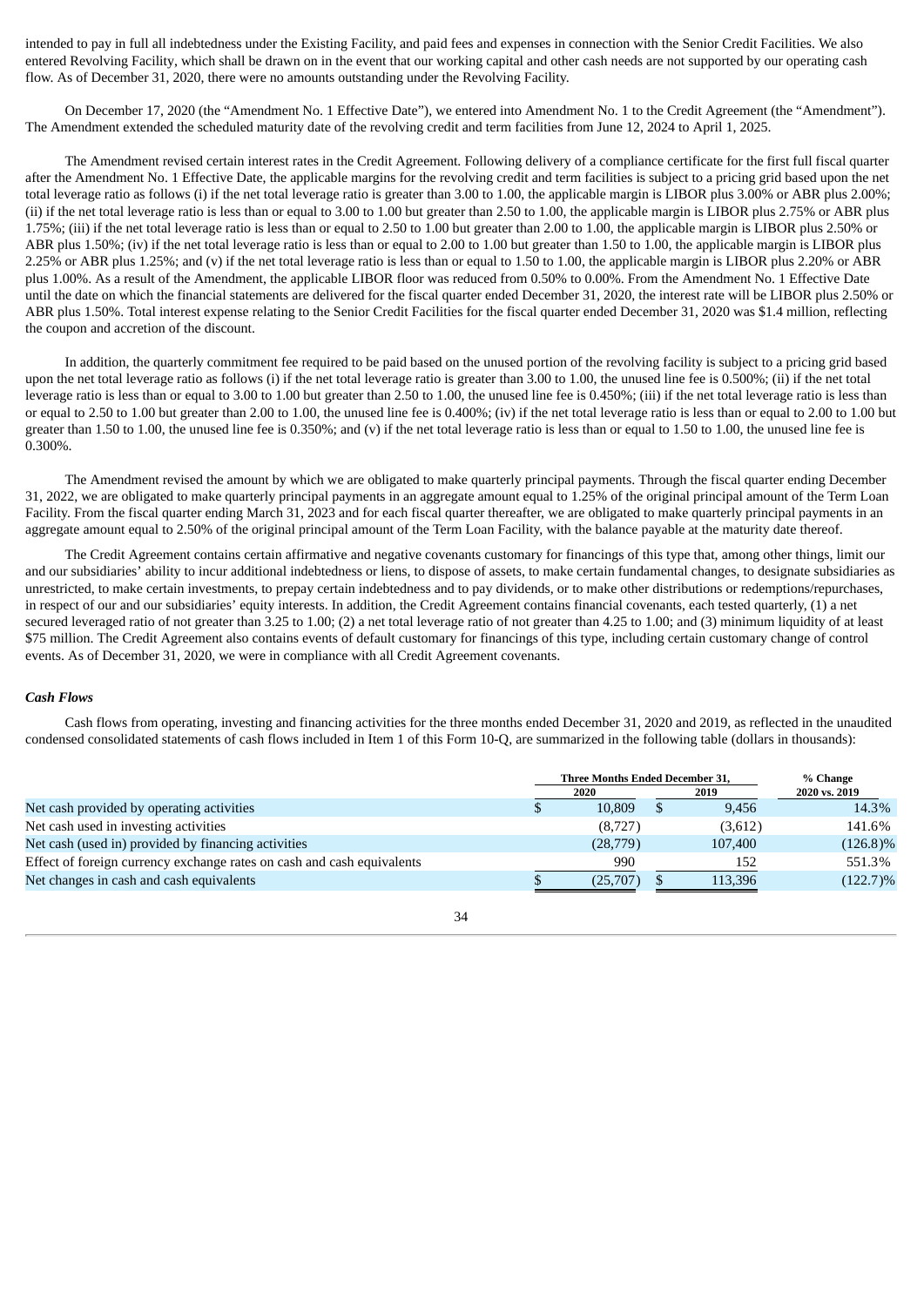intended to pay in full all indebtedness under the Existing Facility, and paid fees and expenses in connection with the Senior Credit Facilities. We also entered Revolving Facility, which shall be drawn on in the event that our working capital and other cash needs are not supported by our operating cash flow. As of December 31, 2020, there were no amounts outstanding under the Revolving Facility.

On December 17, 2020 (the "Amendment No. 1 Effective Date"), we entered into Amendment No. 1 to the Credit Agreement (the "Amendment"). The Amendment extended the scheduled maturity date of the revolving credit and term facilities from June 12, 2024 to April 1, 2025.

The Amendment revised certain interest rates in the Credit Agreement. Following delivery of a compliance certificate for the first full fiscal quarter after the Amendment No. 1 Effective Date, the applicable margins for the revolving credit and term facilities is subject to a pricing grid based upon the net total leverage ratio as follows (i) if the net total leverage ratio is greater than 3.00 to 1.00, the applicable margin is LIBOR plus 3.00% or ABR plus 2.00%; (ii) if the net total leverage ratio is less than or equal to 3.00 to 1.00 but greater than 2.50 to 1.00, the applicable margin is LIBOR plus 2.75% or ABR plus 1.75%; (iii) if the net total leverage ratio is less than or equal to 2.50 to 1.00 but greater than 2.00 to 1.00, the applicable margin is LIBOR plus 2.50% or ABR plus 1.50%; (iv) if the net total leverage ratio is less than or equal to 2.00 to 1.00 but greater than 1.50 to 1.00, the applicable margin is LIBOR plus 2.25% or ABR plus 1.25%; and (v) if the net total leverage ratio is less than or equal to 1.50 to 1.00, the applicable margin is LIBOR plus 2.20% or ABR plus 1.00%. As a result of the Amendment, the applicable LIBOR floor was reduced from 0.50% to 0.00%. From the Amendment No. 1 Effective Date until the date on which the financial statements are delivered for the fiscal quarter ended December 31, 2020, the interest rate will be LIBOR plus 2.50% or ABR plus 1.50%. Total interest expense relating to the Senior Credit Facilities for the fiscal quarter ended December 31, 2020 was $1.4 million, reflecting the coupon and accretion of the discount.

In addition, the quarterly commitment fee required to be paid based on the unused portion of the revolving facility is subject to a pricing grid based upon the net total leverage ratio as follows (i) if the net total leverage ratio is greater than 3.00 to 1.00, the unused line fee is 0.500%; (ii) if the net total leverage ratio is less than or equal to 3.00 to 1.00 but greater than 2.50 to 1.00, the unused line fee is 0.450%; (iii) if the net total leverage ratio is less than or equal to 2.50 to 1.00 but greater than 2.00 to 1.00, the unused line fee is 0.400%; (iv) if the net total leverage ratio is less than or equal to 2.00 to 1.00 but greater than 1.50 to 1.00, the unused line fee is 0.350%; and (v) if the net total leverage ratio is less than or equal to 1.50 to 1.00, the unused line fee is 0.300%.

The Amendment revised the amount by which we are obligated to make quarterly principal payments. Through the fiscal quarter ending December 31, 2022, we are obligated to make quarterly principal payments in an aggregate amount equal to 1.25% of the original principal amount of the Term Loan Facility. From the fiscal quarter ending March 31, 2023 and for each fiscal quarter thereafter, we are obligated to make quarterly principal payments in an aggregate amount equal to 2.50% of the original principal amount of the Term Loan Facility, with the balance payable at the maturity date thereof.

The Credit Agreement contains certain affirmative and negative covenants customary for financings of this type that, among other things, limit our and our subsidiaries' ability to incur additional indebtedness or liens, to dispose of assets, to make certain fundamental changes, to designate subsidiaries as unrestricted, to make certain investments, to prepay certain indebtedness and to pay dividends, or to make other distributions or redemptions/repurchases, in respect of our and our subsidiaries' equity interests. In addition, the Credit Agreement contains financial covenants, each tested quarterly, (1) a net secured leveraged ratio of not greater than 3.25 to 1.00; (2) a net total leverage ratio of not greater than 4.25 to 1.00; and (3) minimum liquidity of at least $75 million. The Credit Agreement also contains events of default customary for financings of this type, including certain customary change of control events. As of December 31, 2020, we were in compliance with all Credit Agreement covenants.

### *Cash Flows*

Cash flows from operating, investing and financing activities for the three months ended December 31, 2020 and 2019, as reflected in the unaudited condensed consolidated statements of cash flows included in Item 1 of this Form 10-Q, are summarized in the following table (dollars in thousands):

| | Three Months Ended December 31, | | % Change |
|---|---|---|---|
| | 2020 | 2019 | 2020 vs. 2019 |
| Net cash provided by operating activities | $ 10,809 | $ 9,456 | 14.3% |
| Net cash used in investing activities | (8,727) | (3,612) | 141.6% |
| Net cash (used in) provided by financing activities | (28,779) | 107,400 | (126.8)% |
| Effect of foreign currency exchange rates on cash and cash equivalents | 990 | 152 | 551.3% |
| Net changes in cash and cash equivalents | $ (25,707) | $ 113,396 | (122.7)% |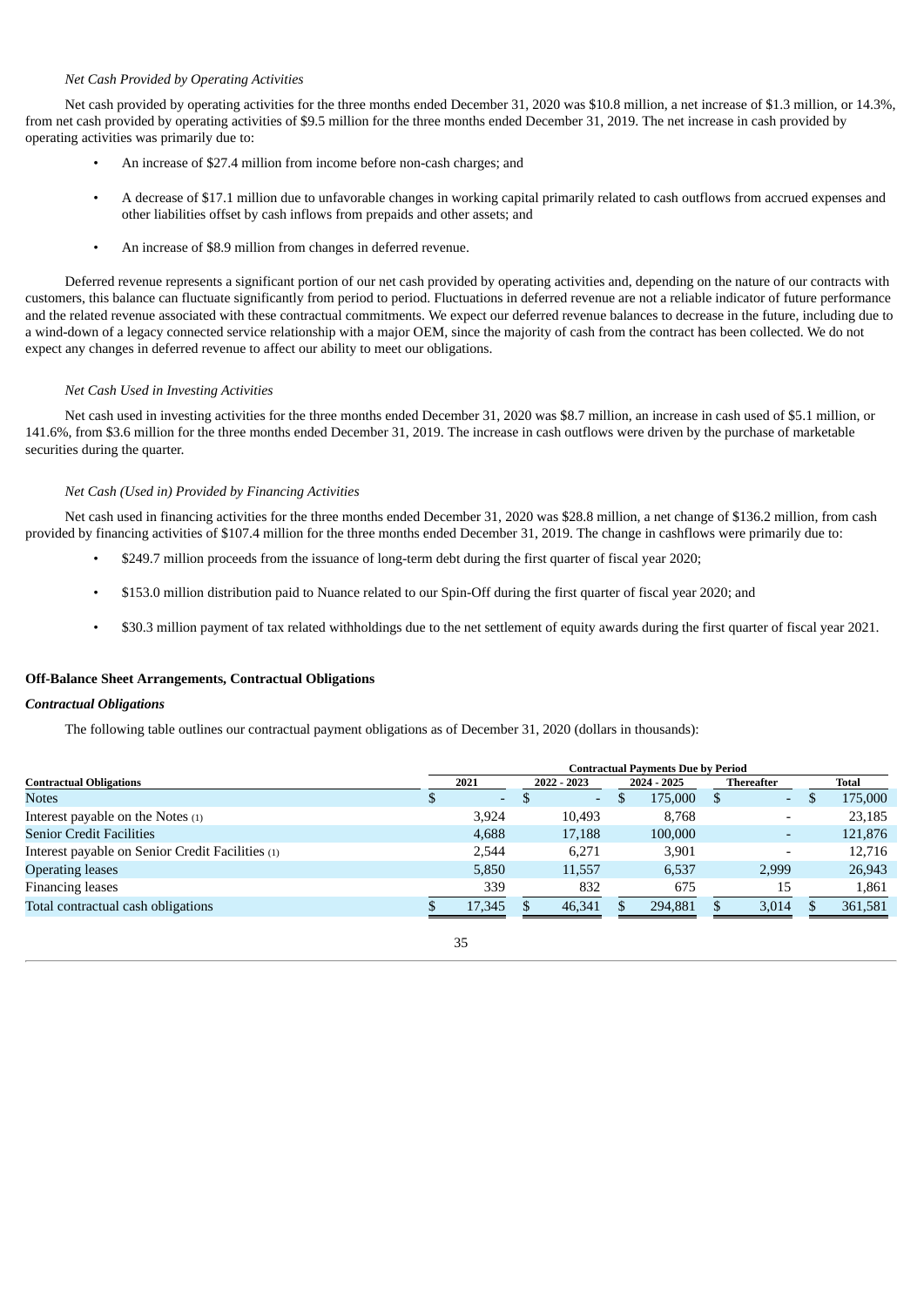*Net Cash Provided by Operating Activities*

Net cash provided by operating activities for the three months ended December 31, 2020 was $10.8 million, a net increase of $1.3 million, or 14.3%, from net cash provided by operating activities of $9.5 million for the three months ended December 31, 2019. The net increase in cash provided by operating activities was primarily due to:

- An increase of $27.4 million from income before non-cash charges; and
- A decrease of $17.1 million due to unfavorable changes in working capital primarily related to cash outflows from accrued expenses and other liabilities offset by cash inflows from prepaids and other assets; and
- An increase of $8.9 million from changes in deferred revenue.

Deferred revenue represents a significant portion of our net cash provided by operating activities and, depending on the nature of our contracts with customers, this balance can fluctuate significantly from period to period. Fluctuations in deferred revenue are not a reliable indicator of future performance and the related revenue associated with these contractual commitments. We expect our deferred revenue balances to decrease in the future, including due to a wind-down of a legacy connected service relationship with a major OEM, since the majority of cash from the contract has been collected. We do not expect any changes in deferred revenue to affect our ability to meet our obligations.

*Net Cash Used in Investing Activities*

Net cash used in investing activities for the three months ended December 31, 2020 was $8.7 million, an increase in cash used of $5.1 million, or 141.6%, from $3.6 million for the three months ended December 31, 2019. The increase in cash outflows were driven by the purchase of marketable securities during the quarter.

*Net Cash (Used in) Provided by Financing Activities*

Net cash used in financing activities for the three months ended December 31, 2020 was $28.8 million, a net change of $136.2 million, from cash provided by financing activities of $107.4 million for the three months ended December 31, 2019. The change in cashflows were primarily due to:

- $249.7 million proceeds from the issuance of long-term debt during the first quarter of fiscal year 2020;
- $153.0 million distribution paid to Nuance related to our Spin-Off during the first quarter of fiscal year 2020; and
- $30.3 million payment of tax related withholdings due to the net settlement of equity awards during the first quarter of fiscal year 2021.

**Off-Balance Sheet Arrangements, Contractual Obligations**

***Contractual Obligations***

The following table outlines our contractual payment obligations as of December 31, 2020 (dollars in thousands):

| | Contractual Payments Due by Period | | | | |
|---|---|---|---|---|---|
| **Contractual Obligations** | **2021** | **2022 - 2023** | **2024 - 2025** | **Thereafter** | **Total** |
| Notes | $ - | $ - | $ 175,000 | $ - | $ 175,000 |
| Interest payable on the Notes (1) | 3,924 | 10,493 | 8,768 | - | 23,185 |
| Senior Credit Facilities | 4,688 | 17,188 | 100,000 | - | 121,876 |
| Interest payable on Senior Credit Facilities (1) | 2,544 | 6,271 | 3,901 | - | 12,716 |
| Operating leases | 5,850 | 11,557 | 6,537 | 2,999 | 26,943 |
| Financing leases | 339 | 832 | 675 | 15 | 1,861 |
| Total contractual cash obligations | $ 17,345 | $ 46,341 | $ 294,881 | $ 3,014 | $ 361,581 |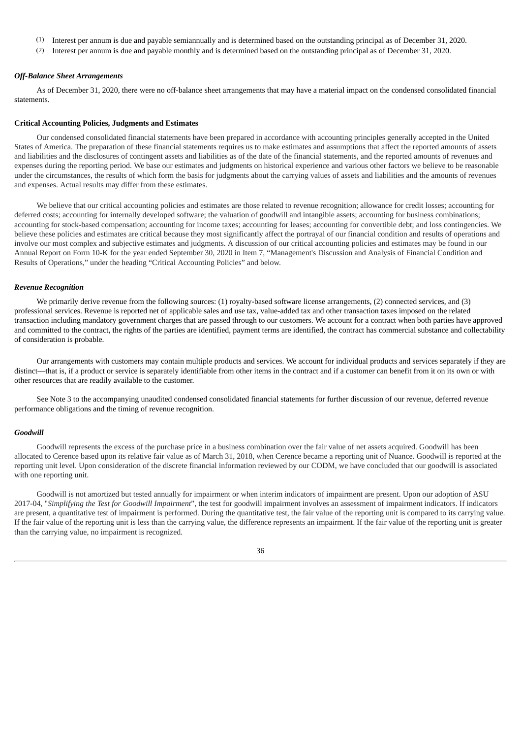(1) Interest per annum is due and payable semiannually and is determined based on the outstanding principal as of December 31, 2020.

(2) Interest per annum is due and payable monthly and is determined based on the outstanding principal as of December 31, 2020.

### *Off-Balance Sheet Arrangements*

As of December 31, 2020, there were no off-balance sheet arrangements that may have a material impact on the condensed consolidated financial statements.

### **Critical Accounting Policies, Judgments and Estimates**

Our condensed consolidated financial statements have been prepared in accordance with accounting principles generally accepted in the United States of America. The preparation of these financial statements requires us to make estimates and assumptions that affect the reported amounts of assets and liabilities and the disclosures of contingent assets and liabilities as of the date of the financial statements, and the reported amounts of revenues and expenses during the reporting period. We base our estimates and judgments on historical experience and various other factors we believe to be reasonable under the circumstances, the results of which form the basis for judgments about the carrying values of assets and liabilities and the amounts of revenues and expenses. Actual results may differ from these estimates.

We believe that our critical accounting policies and estimates are those related to revenue recognition; allowance for credit losses; accounting for deferred costs; accounting for internally developed software; the valuation of goodwill and intangible assets; accounting for business combinations; accounting for stock-based compensation; accounting for income taxes; accounting for leases; accounting for convertible debt; and loss contingencies. We believe these policies and estimates are critical because they most significantly affect the portrayal of our financial condition and results of operations and involve our most complex and subjective estimates and judgments. A discussion of our critical accounting policies and estimates may be found in our Annual Report on Form 10-K for the year ended September 30, 2020 in Item 7, "Management's Discussion and Analysis of Financial Condition and Results of Operations," under the heading "Critical Accounting Policies" and below.

### *Revenue Recognition*

We primarily derive revenue from the following sources: (1) royalty-based software license arrangements, (2) connected services, and (3) professional services. Revenue is reported net of applicable sales and use tax, value-added tax and other transaction taxes imposed on the related transaction including mandatory government charges that are passed through to our customers. We account for a contract when both parties have approved and committed to the contract, the rights of the parties are identified, payment terms are identified, the contract has commercial substance and collectability of consideration is probable.

Our arrangements with customers may contain multiple products and services. We account for individual products and services separately if they are distinct—that is, if a product or service is separately identifiable from other items in the contract and if a customer can benefit from it on its own or with other resources that are readily available to the customer.

See Note 3 to the accompanying unaudited condensed consolidated financial statements for further discussion of our revenue, deferred revenue performance obligations and the timing of revenue recognition.

### *Goodwill*

Goodwill represents the excess of the purchase price in a business combination over the fair value of net assets acquired. Goodwill has been allocated to Cerence based upon its relative fair value as of March 31, 2018, when Cerence became a reporting unit of Nuance. Goodwill is reported at the reporting unit level. Upon consideration of the discrete financial information reviewed by our CODM, we have concluded that our goodwill is associated with one reporting unit.

Goodwill is not amortized but tested annually for impairment or when interim indicators of impairment are present. Upon our adoption of ASU 2017-04, "*Simplifying the Test for Goodwill Impairment*", the test for goodwill impairment involves an assessment of impairment indicators. If indicators are present, a quantitative test of impairment is performed. During the quantitative test, the fair value of the reporting unit is compared to its carrying value. If the fair value of the reporting unit is less than the carrying value, the difference represents an impairment. If the fair value of the reporting unit is greater than the carrying value, no impairment is recognized.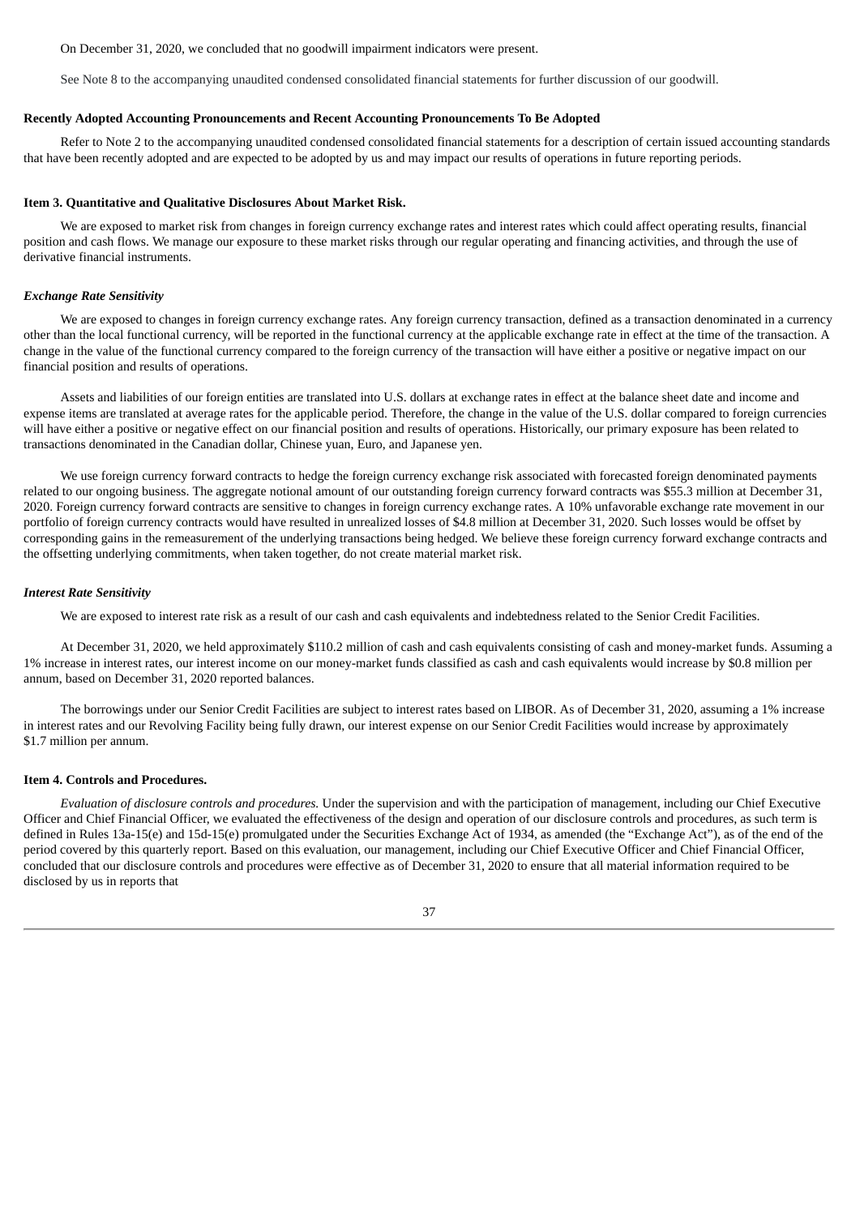On December 31, 2020, we concluded that no goodwill impairment indicators were present.

See Note 8 to the accompanying unaudited condensed consolidated financial statements for further discussion of our goodwill.

**Recently Adopted Accounting Pronouncements and Recent Accounting Pronouncements To Be Adopted**

Refer to Note 2 to the accompanying unaudited condensed consolidated financial statements for a description of certain issued accounting standards that have been recently adopted and are expected to be adopted by us and may impact our results of operations in future reporting periods.

**Item 3. Quantitative and Qualitative Disclosures About Market Risk.**

We are exposed to market risk from changes in foreign currency exchange rates and interest rates which could affect operating results, financial position and cash flows. We manage our exposure to these market risks through our regular operating and financing activities, and through the use of derivative financial instruments.

***Exchange Rate Sensitivity***

We are exposed to changes in foreign currency exchange rates. Any foreign currency transaction, defined as a transaction denominated in a currency other than the local functional currency, will be reported in the functional currency at the applicable exchange rate in effect at the time of the transaction. A change in the value of the functional currency compared to the foreign currency of the transaction will have either a positive or negative impact on our financial position and results of operations.

Assets and liabilities of our foreign entities are translated into U.S. dollars at exchange rates in effect at the balance sheet date and income and expense items are translated at average rates for the applicable period. Therefore, the change in the value of the U.S. dollar compared to foreign currencies will have either a positive or negative effect on our financial position and results of operations. Historically, our primary exposure has been related to transactions denominated in the Canadian dollar, Chinese yuan, Euro, and Japanese yen.

We use foreign currency forward contracts to hedge the foreign currency exchange risk associated with forecasted foreign denominated payments related to our ongoing business. The aggregate notional amount of our outstanding foreign currency forward contracts was $55.3 million at December 31, 2020. Foreign currency forward contracts are sensitive to changes in foreign currency exchange rates. A 10% unfavorable exchange rate movement in our portfolio of foreign currency contracts would have resulted in unrealized losses of $4.8 million at December 31, 2020. Such losses would be offset by corresponding gains in the remeasurement of the underlying transactions being hedged. We believe these foreign currency forward exchange contracts and the offsetting underlying commitments, when taken together, do not create material market risk.

***Interest Rate Sensitivity***

We are exposed to interest rate risk as a result of our cash and cash equivalents and indebtedness related to the Senior Credit Facilities.

At December 31, 2020, we held approximately $110.2 million of cash and cash equivalents consisting of cash and money-market funds. Assuming a 1% increase in interest rates, our interest income on our money-market funds classified as cash and cash equivalents would increase by $0.8 million per annum, based on December 31, 2020 reported balances.

The borrowings under our Senior Credit Facilities are subject to interest rates based on LIBOR. As of December 31, 2020, assuming a 1% increase in interest rates and our Revolving Facility being fully drawn, our interest expense on our Senior Credit Facilities would increase by approximately $1.7 million per annum.

**Item 4. Controls and Procedures.**

*Evaluation of disclosure controls and procedures.* Under the supervision and with the participation of management, including our Chief Executive Officer and Chief Financial Officer, we evaluated the effectiveness of the design and operation of our disclosure controls and procedures, as such term is defined in Rules 13a-15(e) and 15d-15(e) promulgated under the Securities Exchange Act of 1934, as amended (the "Exchange Act"), as of the end of the period covered by this quarterly report. Based on this evaluation, our management, including our Chief Executive Officer and Chief Financial Officer, concluded that our disclosure controls and procedures were effective as of December 31, 2020 to ensure that all material information required to be disclosed by us in reports that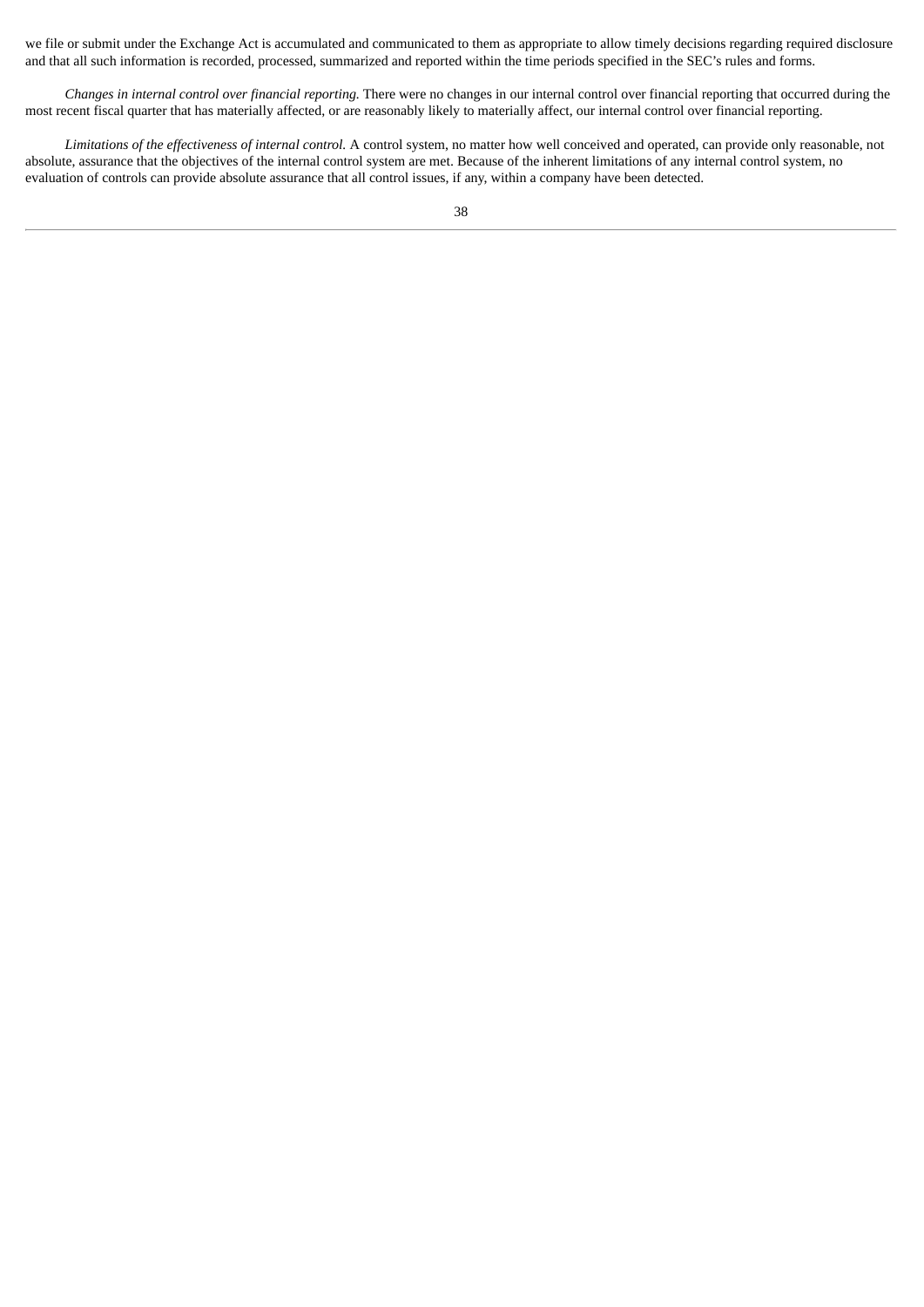we file or submit under the Exchange Act is accumulated and communicated to them as appropriate to allow timely decisions regarding required disclosure and that all such information is recorded, processed, summarized and reported within the time periods specified in the SEC's rules and forms.

*Changes in internal control over financial reporting.* There were no changes in our internal control over financial reporting that occurred during the most recent fiscal quarter that has materially affected, or are reasonably likely to materially affect, our internal control over financial reporting.

*Limitations of the effectiveness of internal control.* A control system, no matter how well conceived and operated, can provide only reasonable, not absolute, assurance that the objectives of the internal control system are met. Because of the inherent limitations of any internal control system, no evaluation of controls can provide absolute assurance that all control issues, if any, within a company have been detected.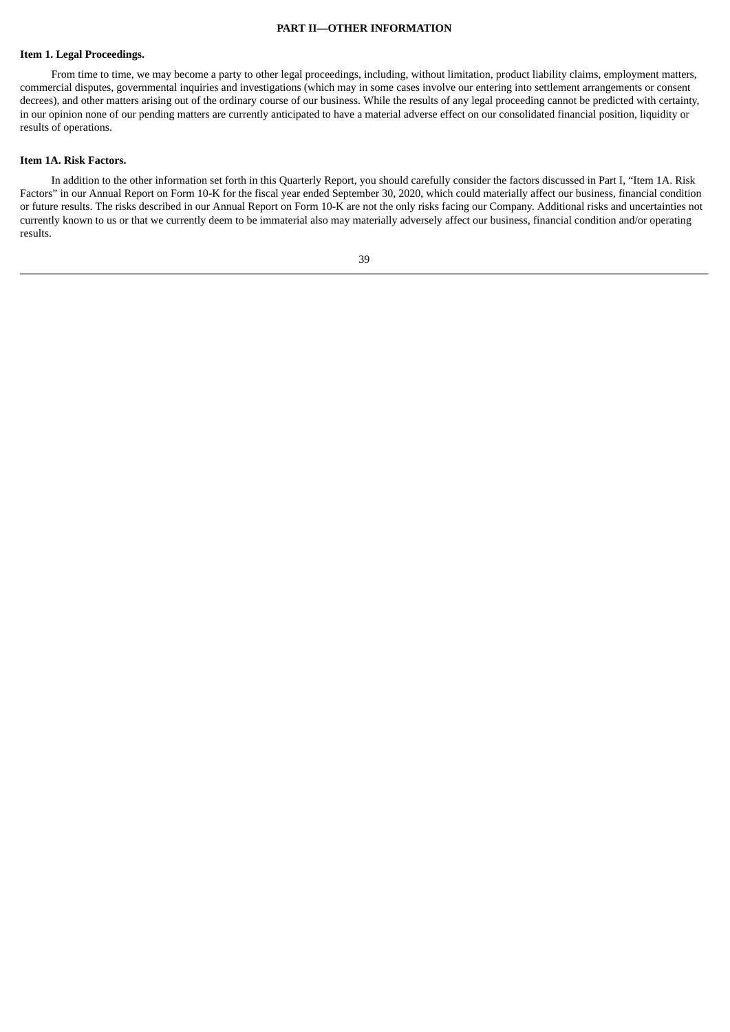## PART II—OTHER INFORMATION

### Item 1. Legal Proceedings.

From time to time, we may become a party to other legal proceedings, including, without limitation, product liability claims, employment matters, commercial disputes, governmental inquiries and investigations (which may in some cases involve our entering into settlement arrangements or consent decrees), and other matters arising out of the ordinary course of our business. While the results of any legal proceeding cannot be predicted with certainty, in our opinion none of our pending matters are currently anticipated to have a material adverse effect on our consolidated financial position, liquidity or results of operations.

### Item 1A. Risk Factors.

In addition to the other information set forth in this Quarterly Report, you should carefully consider the factors discussed in Part I, "Item 1A. Risk Factors" in our Annual Report on Form 10-K for the fiscal year ended September 30, 2020, which could materially affect our business, financial condition or future results. The risks described in our Annual Report on Form 10-K are not the only risks facing our Company. Additional risks and uncertainties not currently known to us or that we currently deem to be immaterial also may materially adversely affect our business, financial condition and/or operating results.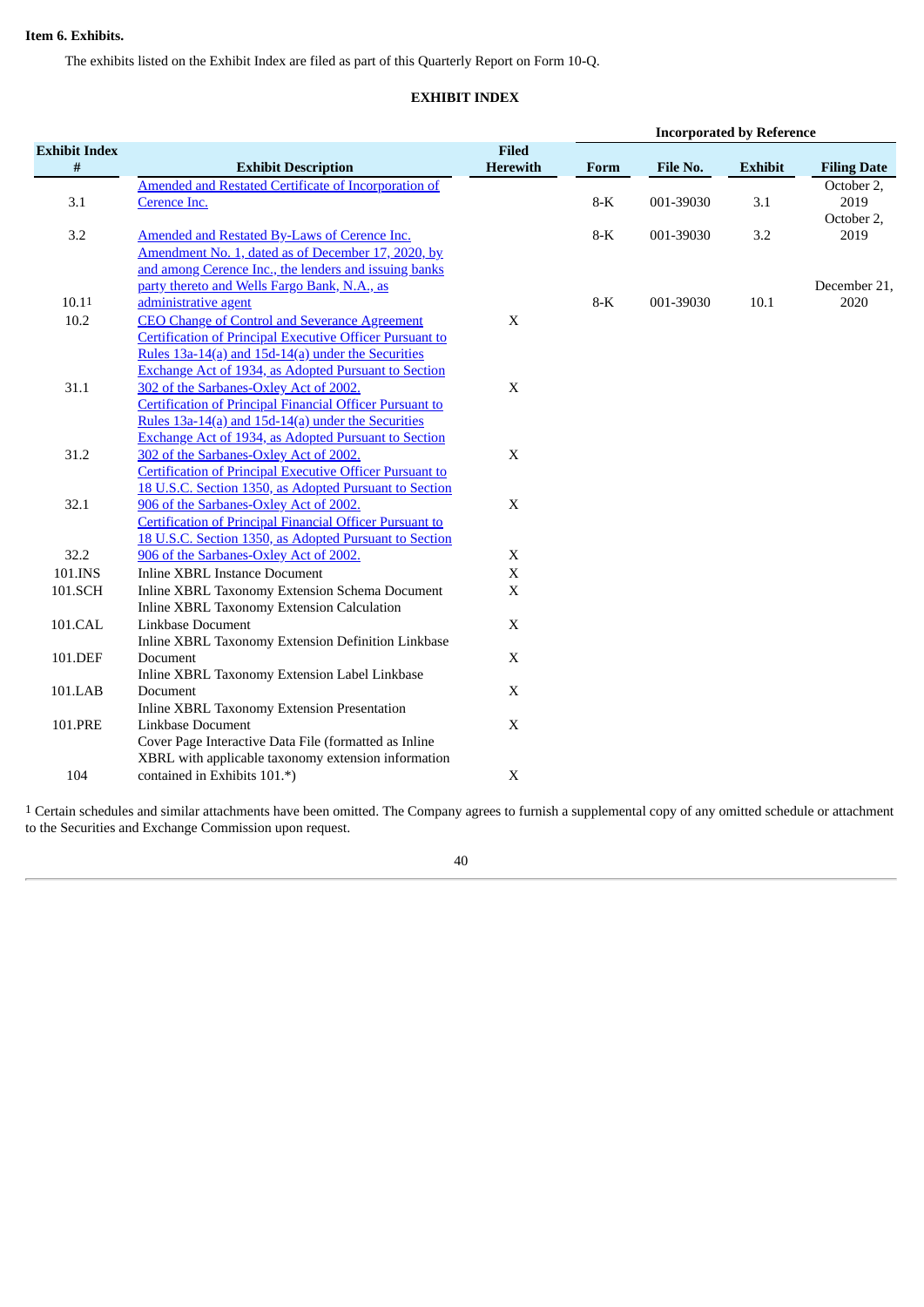**Item 6. Exhibits.**

The exhibits listed on the Exhibit Index are filed as part of this Quarterly Report on Form 10-Q.

**EXHIBIT INDEX**

| | | | Incorporated by Reference | | | |
|---|---|---|---|---|---|---|
| **Exhibit Index #** | **Exhibit Description** | **Filed Herewith** | **Form** | **File No.** | **Exhibit** | **Filing Date** |
| 3.1 | Amended and Restated Certificate of Incorporation of Cerence Inc. | | 8-K | 001-39030 | 3.1 | October 2, 2019 |
| 3.2 | Amended and Restated By-Laws of Cerence Inc. | | 8-K | 001-39030 | 3.2 | October 2, 2019 |
| 10.1[1] | Amendment No. 1, dated as of December 17, 2020, by and among Cerence Inc., the lenders and issuing banks party thereto and Wells Fargo Bank, N.A., as administrative agent | | 8-K | 001-39030 | 10.1 | December 21, 2020 |
| 10.2 | CEO Change of Control and Severance Agreement | X | | | | |
| 31.1 | Certification of Principal Executive Officer Pursuant to Rules 13a-14(a) and 15d-14(a) under the Securities Exchange Act of 1934, as Adopted Pursuant to Section 302 of the Sarbanes-Oxley Act of 2002. | X | | | | |
| 31.2 | Certification of Principal Financial Officer Pursuant to Rules 13a-14(a) and 15d-14(a) under the Securities Exchange Act of 1934, as Adopted Pursuant to Section 302 of the Sarbanes-Oxley Act of 2002. | X | | | | |
| 32.1 | Certification of Principal Executive Officer Pursuant to 18 U.S.C. Section 1350, as Adopted Pursuant to Section 906 of the Sarbanes-Oxley Act of 2002. | X | | | | |
| 32.2 | Certification of Principal Financial Officer Pursuant to 18 U.S.C. Section 1350, as Adopted Pursuant to Section 906 of the Sarbanes-Oxley Act of 2002. | X | | | | |
| 101.INS | Inline XBRL Instance Document | X | | | | |
| 101.SCH | Inline XBRL Taxonomy Extension Schema Document | X | | | | |
| 101.CAL | Inline XBRL Taxonomy Extension Calculation Linkbase Document | X | | | | |
| 101.DEF | Inline XBRL Taxonomy Extension Definition Linkbase Document | X | | | | |
| 101.LAB | Inline XBRL Taxonomy Extension Label Linkbase Document | X | | | | |
| 101.PRE | Inline XBRL Taxonomy Extension Presentation Linkbase Document | X | | | | |
| 104 | Cover Page Interactive Data File (formatted as Inline XBRL with applicable taxonomy extension information contained in Exhibits 101.*) | X | | | | |

[1] Certain schedules and similar attachments have been omitted. The Company agrees to furnish a supplemental copy of any omitted schedule or attachment to the Securities and Exchange Commission upon request.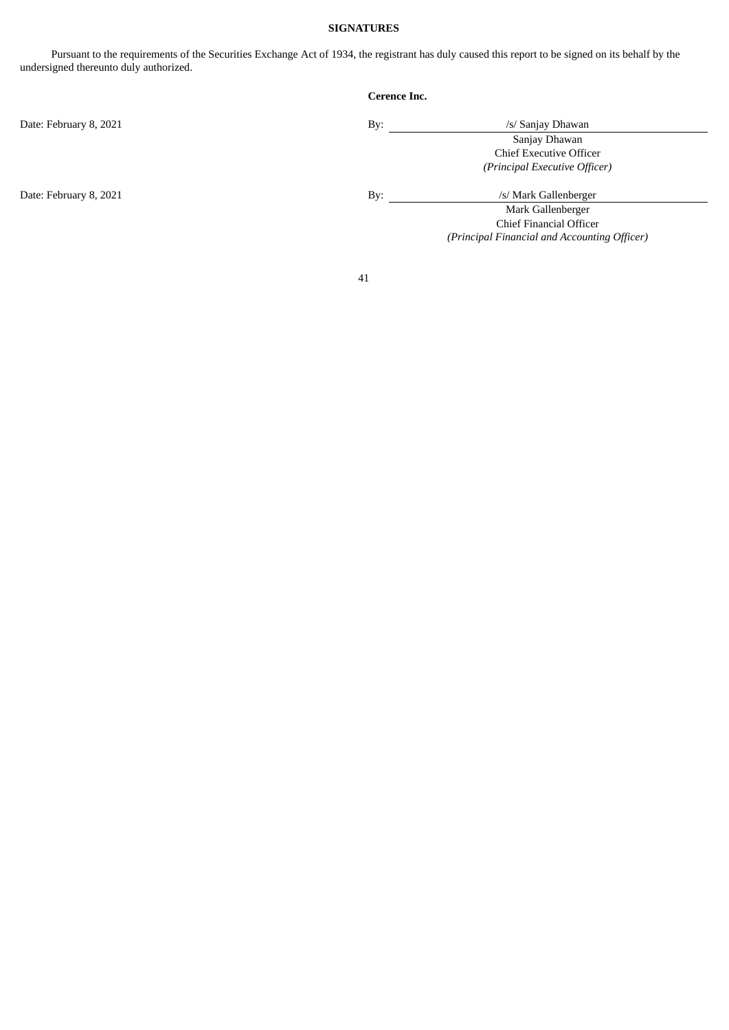**SIGNATURES**

Pursuant to the requirements of the Securities Exchange Act of 1934, the registrant has duly caused this report to be signed on its behalf by the undersigned thereunto duly authorized.

**Cerence Inc.**

| | | |
|---|---|---|
| Date: February 8, 2021 | By: | /s/ Sanjay Dhawan |
| | | Sanjay Dhawan |
| | | Chief Executive Officer |
| | | *(Principal Executive Officer)* |
| Date: February 8, 2021 | By: | /s/ Mark Gallenberger |
| | | Mark Gallenberger |
| | | Chief Financial Officer |
| | | *(Principal Financial and Accounting Officer)* |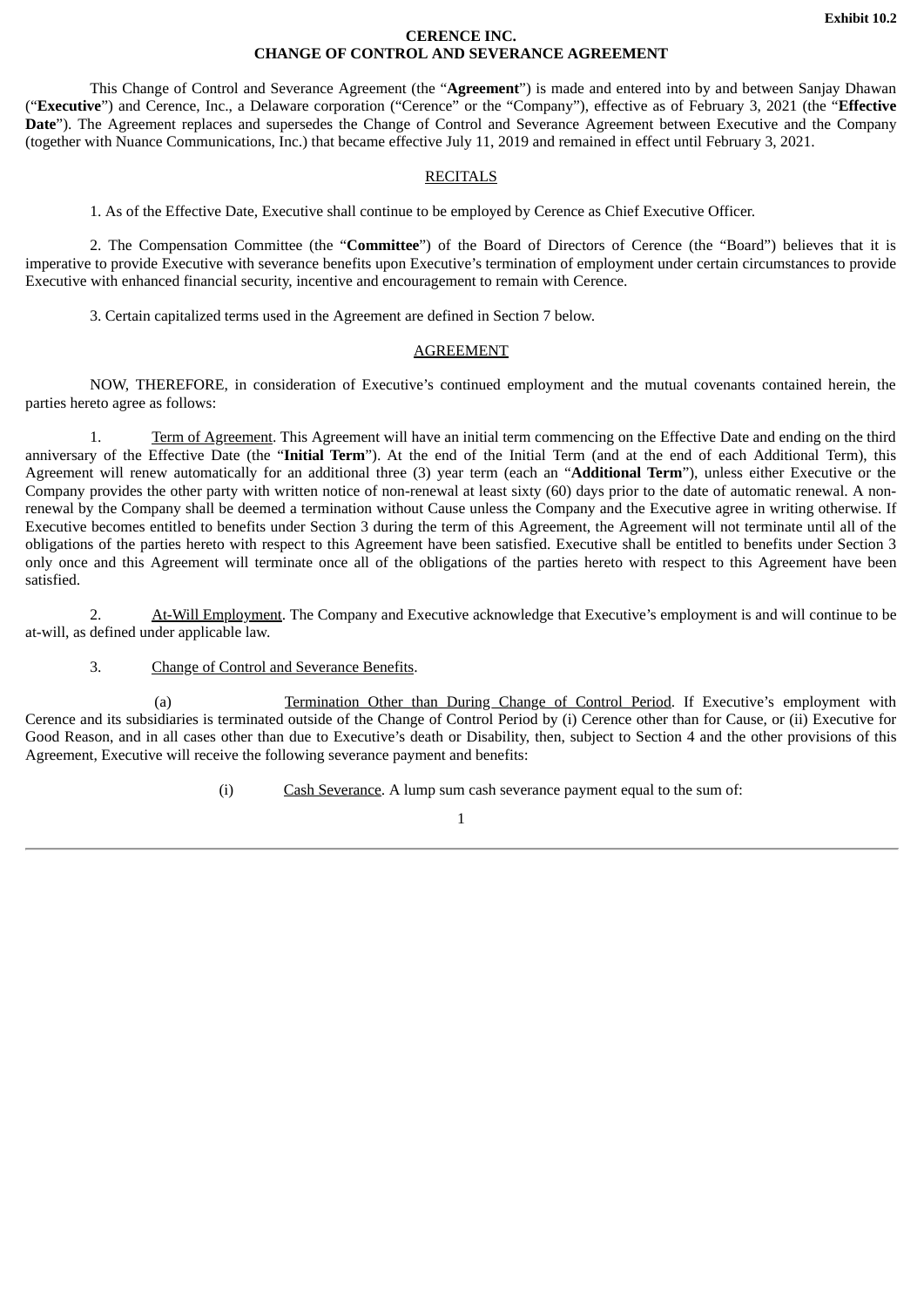**Exhibit 10.2**

**CERENCE INC.**
**CHANGE OF CONTROL AND SEVERANCE AGREEMENT**

This Change of Control and Severance Agreement (the "**Agreement**") is made and entered into by and between Sanjay Dhawan ("**Executive**") and Cerence, Inc., a Delaware corporation ("Cerence" or the "Company"), effective as of February 3, 2021 (the "**Effective Date**"). The Agreement replaces and supersedes the Change of Control and Severance Agreement between Executive and the Company (together with Nuance Communications, Inc.) that became effective July 11, 2019 and remained in effect until February 3, 2021.

<u>RECITALS</u>

1. As of the Effective Date, Executive shall continue to be employed by Cerence as Chief Executive Officer.

2. The Compensation Committee (the "**Committee**") of the Board of Directors of Cerence (the "Board") believes that it is imperative to provide Executive with severance benefits upon Executive's termination of employment under certain circumstances to provide Executive with enhanced financial security, incentive and encouragement to remain with Cerence.

3. Certain capitalized terms used in the Agreement are defined in Section 7 below.

<u>AGREEMENT</u>

NOW, THEREFORE, in consideration of Executive's continued employment and the mutual covenants contained herein, the parties hereto agree as follows:

1. <u>Term of Agreement</u>. This Agreement will have an initial term commencing on the Effective Date and ending on the third anniversary of the Effective Date (the "**Initial Term**"). At the end of the Initial Term (and at the end of each Additional Term), this Agreement will renew automatically for an additional three (3) year term (each an "**Additional Term**"), unless either Executive or the Company provides the other party with written notice of non-renewal at least sixty (60) days prior to the date of automatic renewal. A non-renewal by the Company shall be deemed a termination without Cause unless the Company and the Executive agree in writing otherwise. If Executive becomes entitled to benefits under Section 3 during the term of this Agreement, the Agreement will not terminate until all of the obligations of the parties hereto with respect to this Agreement have been satisfied. Executive shall be entitled to benefits under Section 3 only once and this Agreement will terminate once all of the obligations of the parties hereto with respect to this Agreement have been satisfied.

2. <u>At-Will Employment</u>. The Company and Executive acknowledge that Executive's employment is and will continue to be at-will, as defined under applicable law.

3. <u>Change of Control and Severance Benefits</u>.

(a) <u>Termination Other than During Change of Control Period</u>. If Executive's employment with Cerence and its subsidiaries is terminated outside of the Change of Control Period by (i) Cerence other than for Cause, or (ii) Executive for Good Reason, and in all cases other than due to Executive's death or Disability, then, subject to Section 4 and the other provisions of this Agreement, Executive will receive the following severance payment and benefits:

(i) <u>Cash Severance</u>. A lump sum cash severance payment equal to the sum of: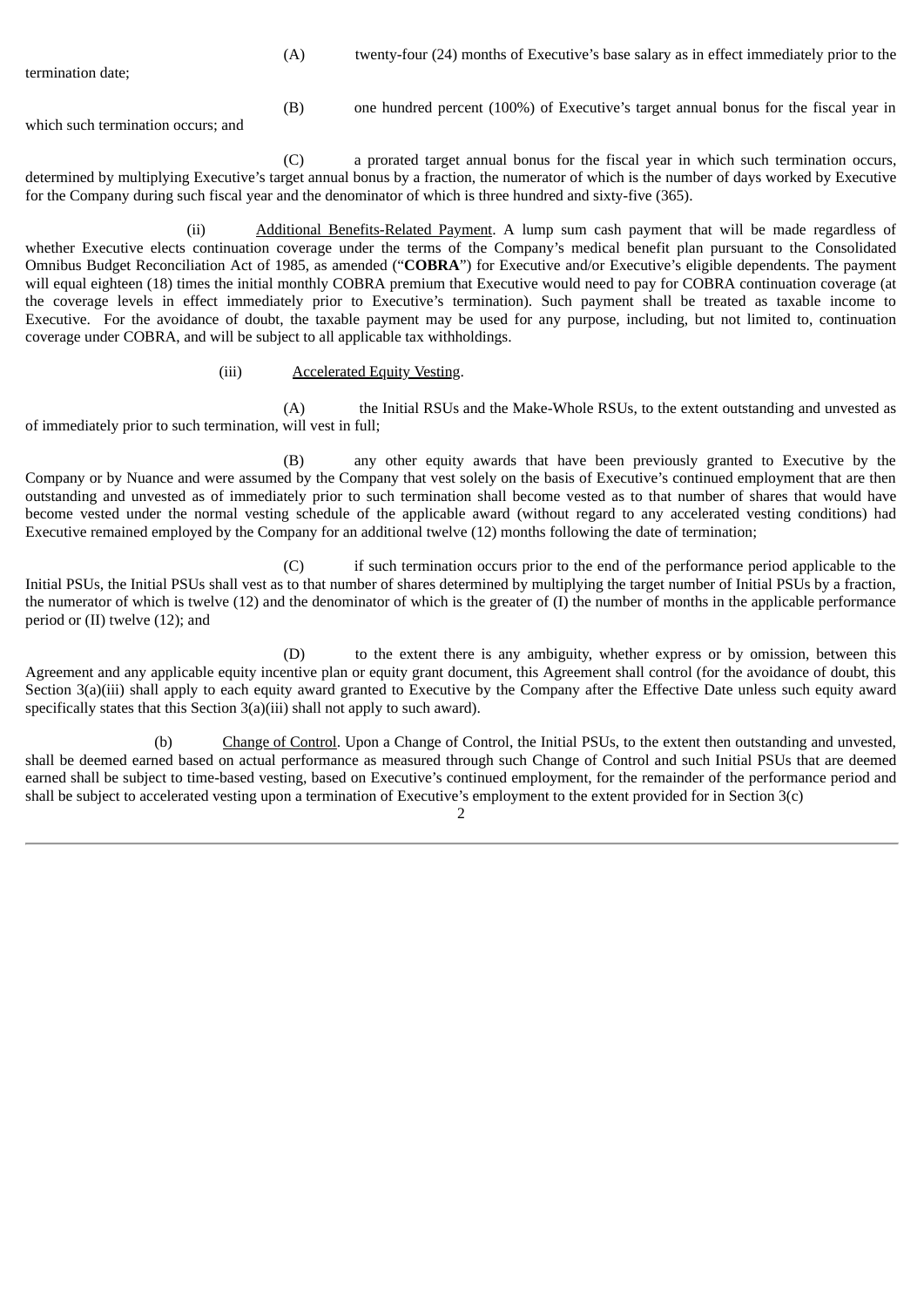(A) twenty-four (24) months of Executive's base salary as in effect immediately prior to the termination date;

(B) one hundred percent (100%) of Executive's target annual bonus for the fiscal year in which such termination occurs; and

(C) a prorated target annual bonus for the fiscal year in which such termination occurs, determined by multiplying Executive's target annual bonus by a fraction, the numerator of which is the number of days worked by Executive for the Company during such fiscal year and the denominator of which is three hundred and sixty-five (365).

(ii) Additional Benefits-Related Payment. A lump sum cash payment that will be made regardless of whether Executive elects continuation coverage under the terms of the Company's medical benefit plan pursuant to the Consolidated Omnibus Budget Reconciliation Act of 1985, as amended ("**COBRA**") for Executive and/or Executive's eligible dependents. The payment will equal eighteen (18) times the initial monthly COBRA premium that Executive would need to pay for COBRA continuation coverage (at the coverage levels in effect immediately prior to Executive's termination). Such payment shall be treated as taxable income to Executive. For the avoidance of doubt, the taxable payment may be used for any purpose, including, but not limited to, continuation coverage under COBRA, and will be subject to all applicable tax withholdings.

(iii) Accelerated Equity Vesting.

(A) the Initial RSUs and the Make-Whole RSUs, to the extent outstanding and unvested as of immediately prior to such termination, will vest in full;

(B) any other equity awards that have been previously granted to Executive by the Company or by Nuance and were assumed by the Company that vest solely on the basis of Executive's continued employment that are then outstanding and unvested as of immediately prior to such termination shall become vested as to that number of shares that would have become vested under the normal vesting schedule of the applicable award (without regard to any accelerated vesting conditions) had Executive remained employed by the Company for an additional twelve (12) months following the date of termination;

(C) if such termination occurs prior to the end of the performance period applicable to the Initial PSUs, the Initial PSUs shall vest as to that number of shares determined by multiplying the target number of Initial PSUs by a fraction, the numerator of which is twelve (12) and the denominator of which is the greater of (I) the number of months in the applicable performance period or (II) twelve (12); and

(D) to the extent there is any ambiguity, whether express or by omission, between this Agreement and any applicable equity incentive plan or equity grant document, this Agreement shall control (for the avoidance of doubt, this Section 3(a)(iii) shall apply to each equity award granted to Executive by the Company after the Effective Date unless such equity award specifically states that this Section 3(a)(iii) shall not apply to such award).

(b) Change of Control. Upon a Change of Control, the Initial PSUs, to the extent then outstanding and unvested, shall be deemed earned based on actual performance as measured through such Change of Control and such Initial PSUs that are deemed earned shall be subject to time-based vesting, based on Executive's continued employment, for the remainder of the performance period and shall be subject to accelerated vesting upon a termination of Executive's employment to the extent provided for in Section 3(c)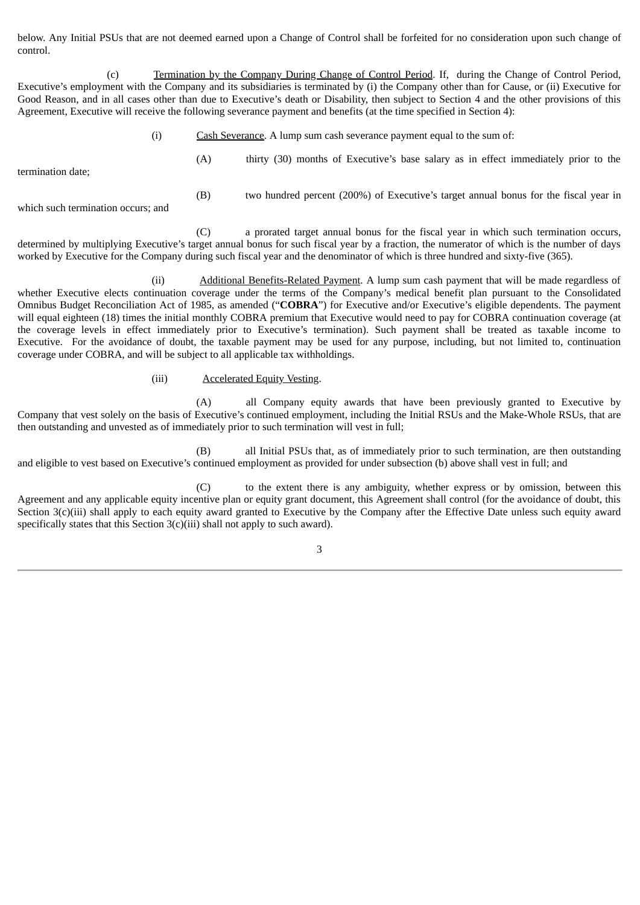below. Any Initial PSUs that are not deemed earned upon a Change of Control shall be forfeited for no consideration upon such change of control.

(c) Termination by the Company During Change of Control Period. If, during the Change of Control Period, Executive's employment with the Company and its subsidiaries is terminated by (i) the Company other than for Cause, or (ii) Executive for Good Reason, and in all cases other than due to Executive's death or Disability, then subject to Section 4 and the other provisions of this Agreement, Executive will receive the following severance payment and benefits (at the time specified in Section 4):

(i) Cash Severance. A lump sum cash severance payment equal to the sum of:

(A) thirty (30) months of Executive's base salary as in effect immediately prior to the termination date;

(B) two hundred percent (200%) of Executive's target annual bonus for the fiscal year in which such termination occurs; and

(C) a prorated target annual bonus for the fiscal year in which such termination occurs, determined by multiplying Executive's target annual bonus for such fiscal year by a fraction, the numerator of which is the number of days worked by Executive for the Company during such fiscal year and the denominator of which is three hundred and sixty-five (365).

(ii) Additional Benefits-Related Payment. A lump sum cash payment that will be made regardless of whether Executive elects continuation coverage under the terms of the Company's medical benefit plan pursuant to the Consolidated Omnibus Budget Reconciliation Act of 1985, as amended ("**COBRA**") for Executive and/or Executive's eligible dependents. The payment will equal eighteen (18) times the initial monthly COBRA premium that Executive would need to pay for COBRA continuation coverage (at the coverage levels in effect immediately prior to Executive's termination). Such payment shall be treated as taxable income to Executive. For the avoidance of doubt, the taxable payment may be used for any purpose, including, but not limited to, continuation coverage under COBRA, and will be subject to all applicable tax withholdings.

(iii) Accelerated Equity Vesting.

(A) all Company equity awards that have been previously granted to Executive by Company that vest solely on the basis of Executive's continued employment, including the Initial RSUs and the Make-Whole RSUs, that are then outstanding and unvested as of immediately prior to such termination will vest in full;

(B) all Initial PSUs that, as of immediately prior to such termination, are then outstanding and eligible to vest based on Executive's continued employment as provided for under subsection (b) above shall vest in full; and

(C) to the extent there is any ambiguity, whether express or by omission, between this Agreement and any applicable equity incentive plan or equity grant document, this Agreement shall control (for the avoidance of doubt, this Section 3(c)(iii) shall apply to each equity award granted to Executive by the Company after the Effective Date unless such equity award specifically states that this Section 3(c)(iii) shall not apply to such award).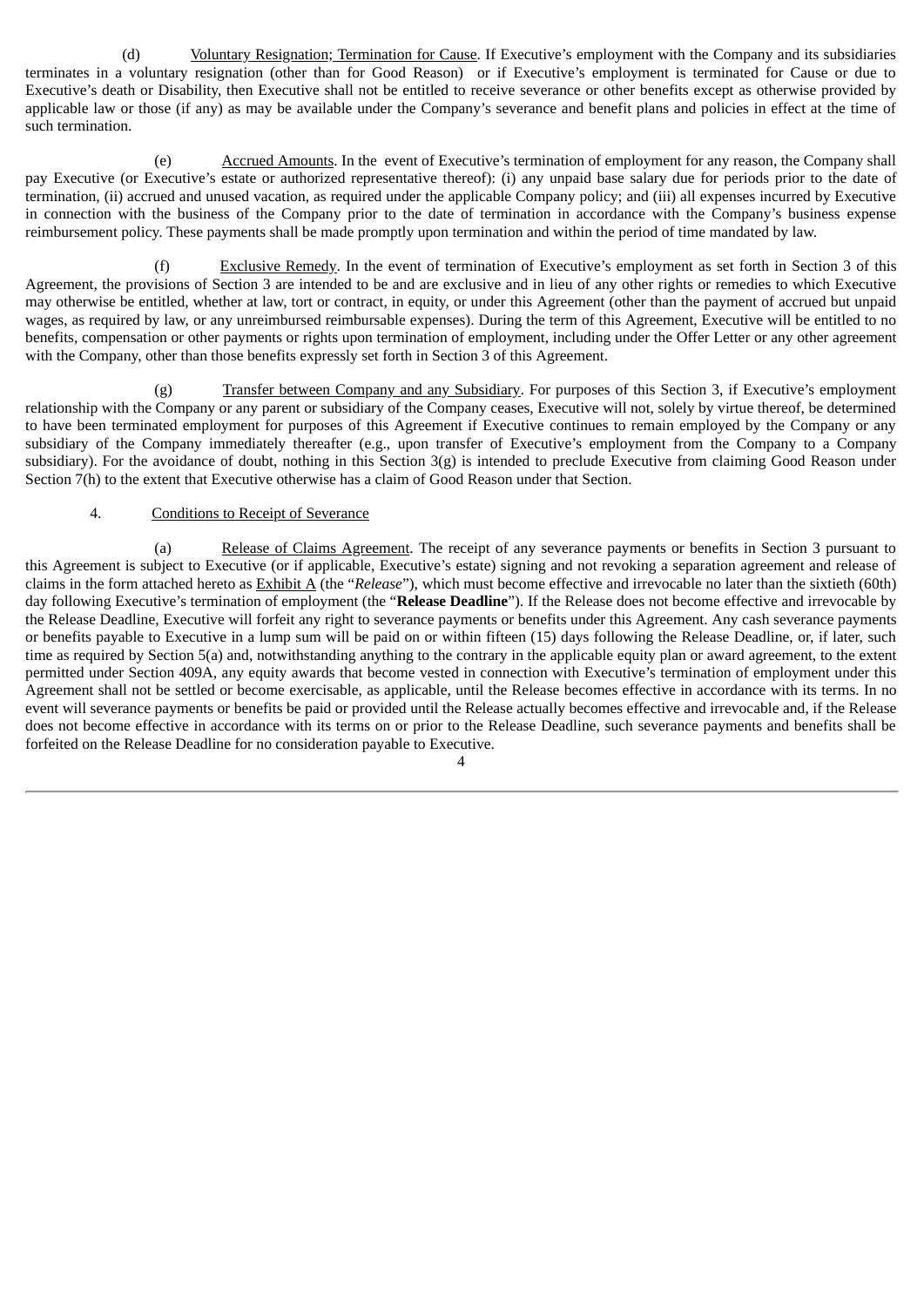(d) Voluntary Resignation; Termination for Cause. If Executive's employment with the Company and its subsidiaries terminates in a voluntary resignation (other than for Good Reason) or if Executive's employment is terminated for Cause or due to Executive's death or Disability, then Executive shall not be entitled to receive severance or other benefits except as otherwise provided by applicable law or those (if any) as may be available under the Company's severance and benefit plans and policies in effect at the time of such termination.

(e) Accrued Amounts. In the event of Executive's termination of employment for any reason, the Company shall pay Executive (or Executive's estate or authorized representative thereof): (i) any unpaid base salary due for periods prior to the date of termination, (ii) accrued and unused vacation, as required under the applicable Company policy; and (iii) all expenses incurred by Executive in connection with the business of the Company prior to the date of termination in accordance with the Company's business expense reimbursement policy. These payments shall be made promptly upon termination and within the period of time mandated by law.

(f) Exclusive Remedy. In the event of termination of Executive's employment as set forth in Section 3 of this Agreement, the provisions of Section 3 are intended to be and are exclusive and in lieu of any other rights or remedies to which Executive may otherwise be entitled, whether at law, tort or contract, in equity, or under this Agreement (other than the payment of accrued but unpaid wages, as required by law, or any unreimbursed reimbursable expenses). During the term of this Agreement, Executive will be entitled to no benefits, compensation or other payments or rights upon termination of employment, including under the Offer Letter or any other agreement with the Company, other than those benefits expressly set forth in Section 3 of this Agreement.

(g) Transfer between Company and any Subsidiary. For purposes of this Section 3, if Executive's employment relationship with the Company or any parent or subsidiary of the Company ceases, Executive will not, solely by virtue thereof, be determined to have been terminated employment for purposes of this Agreement if Executive continues to remain employed by the Company or any subsidiary of the Company immediately thereafter (e.g., upon transfer of Executive's employment from the Company to a Company subsidiary). For the avoidance of doubt, nothing in this Section 3(g) is intended to preclude Executive from claiming Good Reason under Section 7(h) to the extent that Executive otherwise has a claim of Good Reason under that Section.

4. Conditions to Receipt of Severance

(a) Release of Claims Agreement. The receipt of any severance payments or benefits in Section 3 pursuant to this Agreement is subject to Executive (or if applicable, Executive's estate) signing and not revoking a separation agreement and release of claims in the form attached hereto as Exhibit A (the "*Release*"), which must become effective and irrevocable no later than the sixtieth (60th) day following Executive's termination of employment (the "**Release Deadline**"). If the Release does not become effective and irrevocable by the Release Deadline, Executive will forfeit any right to severance payments or benefits under this Agreement. Any cash severance payments or benefits payable to Executive in a lump sum will be paid on or within fifteen (15) days following the Release Deadline, or, if later, such time as required by Section 5(a) and, notwithstanding anything to the contrary in the applicable equity plan or award agreement, to the extent permitted under Section 409A, any equity awards that become vested in connection with Executive's termination of employment under this Agreement shall not be settled or become exercisable, as applicable, until the Release becomes effective in accordance with its terms. In no event will severance payments or benefits be paid or provided until the Release actually becomes effective and irrevocable and, if the Release does not become effective in accordance with its terms on or prior to the Release Deadline, such severance payments and benefits shall be forfeited on the Release Deadline for no consideration payable to Executive.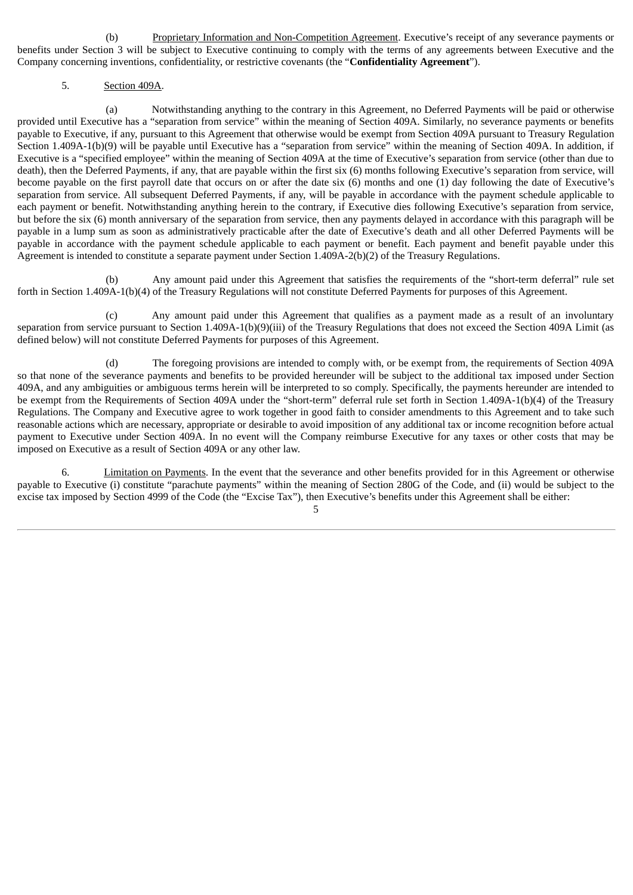(b) Proprietary Information and Non-Competition Agreement. Executive's receipt of any severance payments or benefits under Section 3 will be subject to Executive continuing to comply with the terms of any agreements between Executive and the Company concerning inventions, confidentiality, or restrictive covenants (the "**Confidentiality Agreement**").

5. Section 409A.

(a) Notwithstanding anything to the contrary in this Agreement, no Deferred Payments will be paid or otherwise provided until Executive has a "separation from service" within the meaning of Section 409A. Similarly, no severance payments or benefits payable to Executive, if any, pursuant to this Agreement that otherwise would be exempt from Section 409A pursuant to Treasury Regulation Section 1.409A-1(b)(9) will be payable until Executive has a "separation from service" within the meaning of Section 409A. In addition, if Executive is a "specified employee" within the meaning of Section 409A at the time of Executive's separation from service (other than due to death), then the Deferred Payments, if any, that are payable within the first six (6) months following Executive's separation from service, will become payable on the first payroll date that occurs on or after the date six (6) months and one (1) day following the date of Executive's separation from service. All subsequent Deferred Payments, if any, will be payable in accordance with the payment schedule applicable to each payment or benefit. Notwithstanding anything herein to the contrary, if Executive dies following Executive's separation from service, but before the six (6) month anniversary of the separation from service, then any payments delayed in accordance with this paragraph will be payable in a lump sum as soon as administratively practicable after the date of Executive's death and all other Deferred Payments will be payable in accordance with the payment schedule applicable to each payment or benefit. Each payment and benefit payable under this Agreement is intended to constitute a separate payment under Section 1.409A-2(b)(2) of the Treasury Regulations.

(b) Any amount paid under this Agreement that satisfies the requirements of the "short-term deferral" rule set forth in Section 1.409A-1(b)(4) of the Treasury Regulations will not constitute Deferred Payments for purposes of this Agreement.

(c) Any amount paid under this Agreement that qualifies as a payment made as a result of an involuntary separation from service pursuant to Section 1.409A-1(b)(9)(iii) of the Treasury Regulations that does not exceed the Section 409A Limit (as defined below) will not constitute Deferred Payments for purposes of this Agreement.

(d) The foregoing provisions are intended to comply with, or be exempt from, the requirements of Section 409A so that none of the severance payments and benefits to be provided hereunder will be subject to the additional tax imposed under Section 409A, and any ambiguities or ambiguous terms herein will be interpreted to so comply. Specifically, the payments hereunder are intended to be exempt from the Requirements of Section 409A under the "short-term" deferral rule set forth in Section 1.409A-1(b)(4) of the Treasury Regulations. The Company and Executive agree to work together in good faith to consider amendments to this Agreement and to take such reasonable actions which are necessary, appropriate or desirable to avoid imposition of any additional tax or income recognition before actual payment to Executive under Section 409A. In no event will the Company reimburse Executive for any taxes or other costs that may be imposed on Executive as a result of Section 409A or any other law.

6. Limitation on Payments. In the event that the severance and other benefits provided for in this Agreement or otherwise payable to Executive (i) constitute "parachute payments" within the meaning of Section 280G of the Code, and (ii) would be subject to the excise tax imposed by Section 4999 of the Code (the "Excise Tax"), then Executive's benefits under this Agreement shall be either: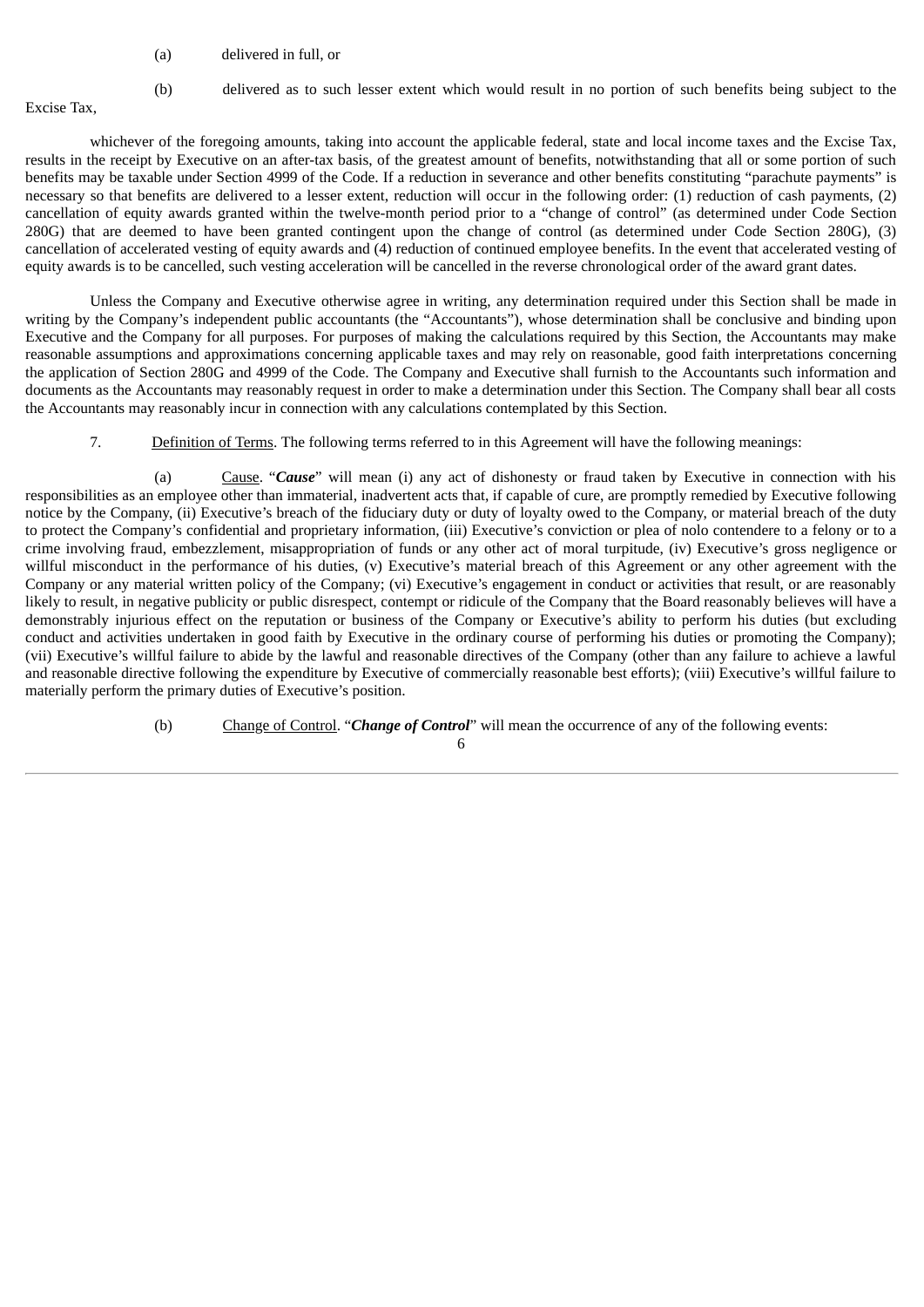(a) delivered in full, or

(b) delivered as to such lesser extent which would result in no portion of such benefits being subject to the Excise Tax,

whichever of the foregoing amounts, taking into account the applicable federal, state and local income taxes and the Excise Tax, results in the receipt by Executive on an after-tax basis, of the greatest amount of benefits, notwithstanding that all or some portion of such benefits may be taxable under Section 4999 of the Code. If a reduction in severance and other benefits constituting "parachute payments" is necessary so that benefits are delivered to a lesser extent, reduction will occur in the following order: (1) reduction of cash payments, (2) cancellation of equity awards granted within the twelve-month period prior to a "change of control" (as determined under Code Section 280G) that are deemed to have been granted contingent upon the change of control (as determined under Code Section 280G), (3) cancellation of accelerated vesting of equity awards and (4) reduction of continued employee benefits. In the event that accelerated vesting of equity awards is to be cancelled, such vesting acceleration will be cancelled in the reverse chronological order of the award grant dates.

Unless the Company and Executive otherwise agree in writing, any determination required under this Section shall be made in writing by the Company's independent public accountants (the "Accountants"), whose determination shall be conclusive and binding upon Executive and the Company for all purposes. For purposes of making the calculations required by this Section, the Accountants may make reasonable assumptions and approximations concerning applicable taxes and may rely on reasonable, good faith interpretations concerning the application of Section 280G and 4999 of the Code. The Company and Executive shall furnish to the Accountants such information and documents as the Accountants may reasonably request in order to make a determination under this Section. The Company shall bear all costs the Accountants may reasonably incur in connection with any calculations contemplated by this Section.

7. Definition of Terms. The following terms referred to in this Agreement will have the following meanings:

(a) Cause. "***Cause***" will mean (i) any act of dishonesty or fraud taken by Executive in connection with his responsibilities as an employee other than immaterial, inadvertent acts that, if capable of cure, are promptly remedied by Executive following notice by the Company, (ii) Executive's breach of the fiduciary duty or duty of loyalty owed to the Company, or material breach of the duty to protect the Company's confidential and proprietary information, (iii) Executive's conviction or plea of nolo contendere to a felony or to a crime involving fraud, embezzlement, misappropriation of funds or any other act of moral turpitude, (iv) Executive's gross negligence or willful misconduct in the performance of his duties, (v) Executive's material breach of this Agreement or any other agreement with the Company or any material written policy of the Company; (vi) Executive's engagement in conduct or activities that result, or are reasonably likely to result, in negative publicity or public disrespect, contempt or ridicule of the Company that the Board reasonably believes will have a demonstrably injurious effect on the reputation or business of the Company or Executive's ability to perform his duties (but excluding conduct and activities undertaken in good faith by Executive in the ordinary course of performing his duties or promoting the Company); (vii) Executive's willful failure to abide by the lawful and reasonable directives of the Company (other than any failure to achieve a lawful and reasonable directive following the expenditure by Executive of commercially reasonable best efforts); (viii) Executive's willful failure to materially perform the primary duties of Executive's position.

(b) Change of Control. "***Change of Control***" will mean the occurrence of any of the following events: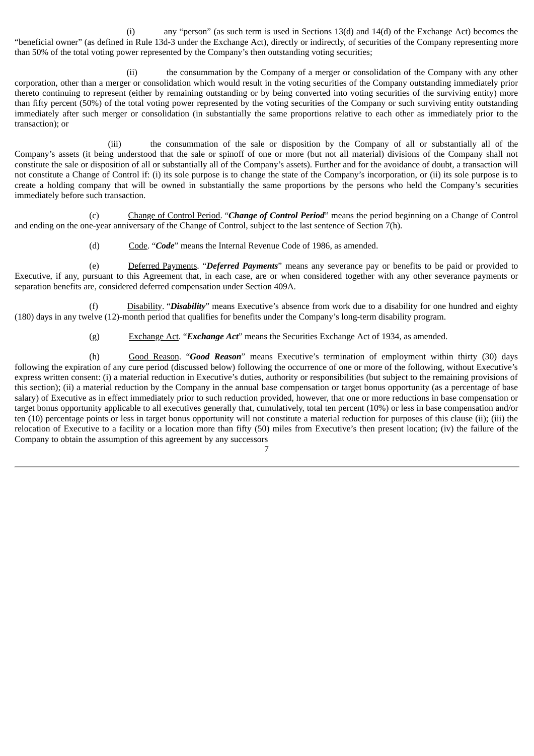(i) any "person" (as such term is used in Sections 13(d) and 14(d) of the Exchange Act) becomes the "beneficial owner" (as defined in Rule 13d-3 under the Exchange Act), directly or indirectly, of securities of the Company representing more than 50% of the total voting power represented by the Company's then outstanding voting securities;

(ii) the consummation by the Company of a merger or consolidation of the Company with any other corporation, other than a merger or consolidation which would result in the voting securities of the Company outstanding immediately prior thereto continuing to represent (either by remaining outstanding or by being converted into voting securities of the surviving entity) more than fifty percent (50%) of the total voting power represented by the voting securities of the Company or such surviving entity outstanding immediately after such merger or consolidation (in substantially the same proportions relative to each other as immediately prior to the transaction); or

(iii) the consummation of the sale or disposition by the Company of all or substantially all of the Company's assets (it being understood that the sale or spinoff of one or more (but not all material) divisions of the Company shall not constitute the sale or disposition of all or substantially all of the Company's assets). Further and for the avoidance of doubt, a transaction will not constitute a Change of Control if: (i) its sole purpose is to change the state of the Company's incorporation, or (ii) its sole purpose is to create a holding company that will be owned in substantially the same proportions by the persons who held the Company's securities immediately before such transaction.

(c) Change of Control Period. "***Change of Control Period***" means the period beginning on a Change of Control and ending on the one-year anniversary of the Change of Control, subject to the last sentence of Section 7(h).

(d) Code. "***Code***" means the Internal Revenue Code of 1986, as amended.

(e) Deferred Payments. "***Deferred Payments***" means any severance pay or benefits to be paid or provided to Executive, if any, pursuant to this Agreement that, in each case, are or when considered together with any other severance payments or separation benefits are, considered deferred compensation under Section 409A.

(f) Disability. "***Disability***" means Executive's absence from work due to a disability for one hundred and eighty (180) days in any twelve (12)-month period that qualifies for benefits under the Company's long-term disability program.

(g) Exchange Act. "***Exchange Act***" means the Securities Exchange Act of 1934, as amended.

(h) Good Reason. "***Good Reason***" means Executive's termination of employment within thirty (30) days following the expiration of any cure period (discussed below) following the occurrence of one or more of the following, without Executive's express written consent: (i) a material reduction in Executive's duties, authority or responsibilities (but subject to the remaining provisions of this section); (ii) a material reduction by the Company in the annual base compensation or target bonus opportunity (as a percentage of base salary) of Executive as in effect immediately prior to such reduction provided, however, that one or more reductions in base compensation or target bonus opportunity applicable to all executives generally that, cumulatively, total ten percent (10%) or less in base compensation and/or ten (10) percentage points or less in target bonus opportunity will not constitute a material reduction for purposes of this clause (ii); (iii) the relocation of Executive to a facility or a location more than fifty (50) miles from Executive's then present location; (iv) the failure of the Company to obtain the assumption of this agreement by any successors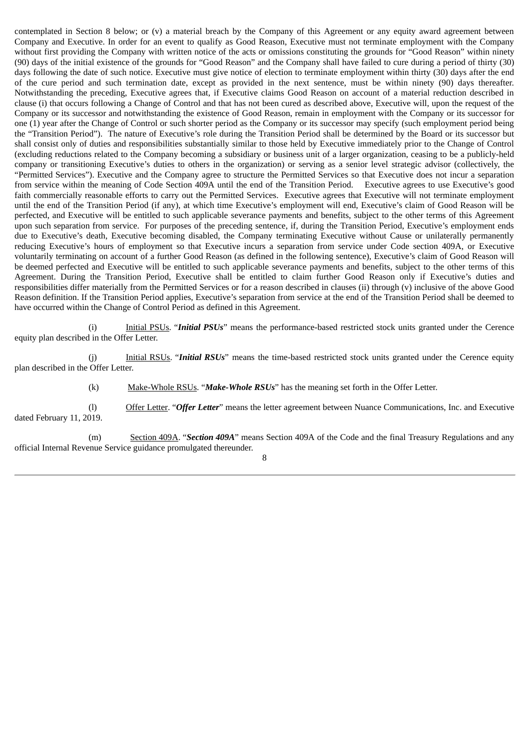contemplated in Section 8 below; or (v) a material breach by the Company of this Agreement or any equity award agreement between Company and Executive. In order for an event to qualify as Good Reason, Executive must not terminate employment with the Company without first providing the Company with written notice of the acts or omissions constituting the grounds for "Good Reason" within ninety (90) days of the initial existence of the grounds for "Good Reason" and the Company shall have failed to cure during a period of thirty (30) days following the date of such notice. Executive must give notice of election to terminate employment within thirty (30) days after the end of the cure period and such termination date, except as provided in the next sentence, must be within ninety (90) days thereafter. Notwithstanding the preceding, Executive agrees that, if Executive claims Good Reason on account of a material reduction described in clause (i) that occurs following a Change of Control and that has not been cured as described above, Executive will, upon the request of the Company or its successor and notwithstanding the existence of Good Reason, remain in employment with the Company or its successor for one (1) year after the Change of Control or such shorter period as the Company or its successor may specify (such employment period being the "Transition Period"). The nature of Executive's role during the Transition Period shall be determined by the Board or its successor but shall consist only of duties and responsibilities substantially similar to those held by Executive immediately prior to the Change of Control (excluding reductions related to the Company becoming a subsidiary or business unit of a larger organization, ceasing to be a publicly-held company or transitioning Executive's duties to others in the organization) or serving as a senior level strategic advisor (collectively, the "Permitted Services"). Executive and the Company agree to structure the Permitted Services so that Executive does not incur a separation from service within the meaning of Code Section 409A until the end of the Transition Period. Executive agrees to use Executive's good faith commercially reasonable efforts to carry out the Permitted Services. Executive agrees that Executive will not terminate employment until the end of the Transition Period (if any), at which time Executive's employment will end, Executive's claim of Good Reason will be perfected, and Executive will be entitled to such applicable severance payments and benefits, subject to the other terms of this Agreement upon such separation from service. For purposes of the preceding sentence, if, during the Transition Period, Executive's employment ends due to Executive's death, Executive becoming disabled, the Company terminating Executive without Cause or unilaterally permanently reducing Executive's hours of employment so that Executive incurs a separation from service under Code section 409A, or Executive voluntarily terminating on account of a further Good Reason (as defined in the following sentence), Executive's claim of Good Reason will be deemed perfected and Executive will be entitled to such applicable severance payments and benefits, subject to the other terms of this Agreement. During the Transition Period, Executive shall be entitled to claim further Good Reason only if Executive's duties and responsibilities differ materially from the Permitted Services or for a reason described in clauses (ii) through (v) inclusive of the above Good Reason definition. If the Transition Period applies, Executive's separation from service at the end of the Transition Period shall be deemed to have occurred within the Change of Control Period as defined in this Agreement.

(i) Initial PSUs. "***Initial PSUs***" means the performance-based restricted stock units granted under the Cerence equity plan described in the Offer Letter.

(j) Initial RSUs. "***Initial RSUs***" means the time-based restricted stock units granted under the Cerence equity plan described in the Offer Letter.

(k) Make-Whole RSUs. "***Make-Whole RSUs***" has the meaning set forth in the Offer Letter.

(l) Offer Letter. "***Offer Letter***" means the letter agreement between Nuance Communications, Inc. and Executive dated February 11, 2019.

(m) Section 409A. "***Section 409A***" means Section 409A of the Code and the final Treasury Regulations and any official Internal Revenue Service guidance promulgated thereunder.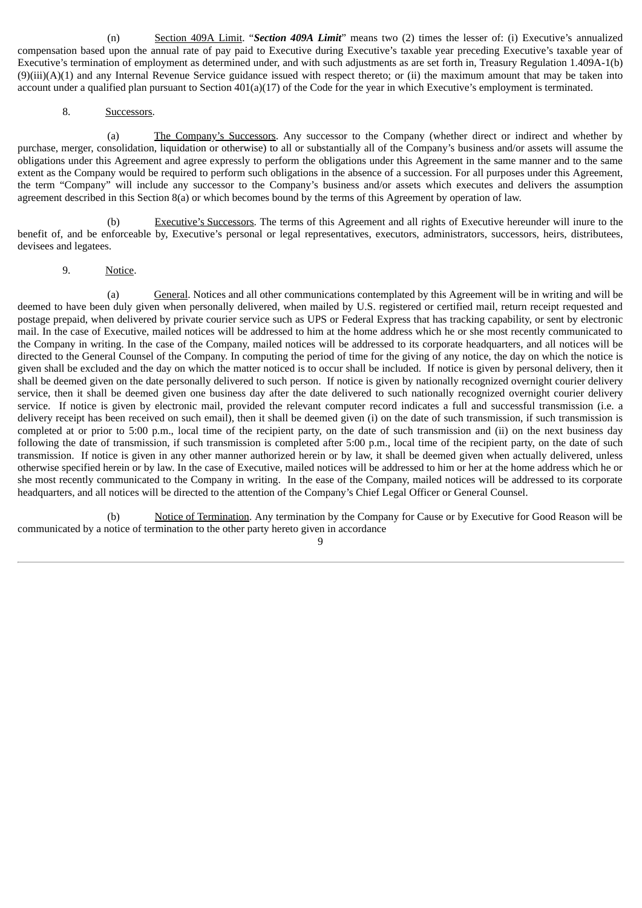(n) Section 409A Limit. "***Section 409A Limit***" means two (2) times the lesser of: (i) Executive's annualized compensation based upon the annual rate of pay paid to Executive during Executive's taxable year preceding Executive's taxable year of Executive's termination of employment as determined under, and with such adjustments as are set forth in, Treasury Regulation 1.409A-1(b)(9)(iii)(A)(1) and any Internal Revenue Service guidance issued with respect thereto; or (ii) the maximum amount that may be taken into account under a qualified plan pursuant to Section 401(a)(17) of the Code for the year in which Executive's employment is terminated.

8. Successors.

(a) The Company's Successors. Any successor to the Company (whether direct or indirect and whether by purchase, merger, consolidation, liquidation or otherwise) to all or substantially all of the Company's business and/or assets will assume the obligations under this Agreement and agree expressly to perform the obligations under this Agreement in the same manner and to the same extent as the Company would be required to perform such obligations in the absence of a succession. For all purposes under this Agreement, the term "Company" will include any successor to the Company's business and/or assets which executes and delivers the assumption agreement described in this Section 8(a) or which becomes bound by the terms of this Agreement by operation of law.

(b) Executive's Successors. The terms of this Agreement and all rights of Executive hereunder will inure to the benefit of, and be enforceable by, Executive's personal or legal representatives, executors, administrators, successors, heirs, distributees, devisees and legatees.

9. Notice.

(a) General. Notices and all other communications contemplated by this Agreement will be in writing and will be deemed to have been duly given when personally delivered, when mailed by U.S. registered or certified mail, return receipt requested and postage prepaid, when delivered by private courier service such as UPS or Federal Express that has tracking capability, or sent by electronic mail. In the case of Executive, mailed notices will be addressed to him at the home address which he or she most recently communicated to the Company in writing. In the case of the Company, mailed notices will be addressed to its corporate headquarters, and all notices will be directed to the General Counsel of the Company. In computing the period of time for the giving of any notice, the day on which the notice is given shall be excluded and the day on which the matter noticed is to occur shall be included. If notice is given by personal delivery, then it shall be deemed given on the date personally delivered to such person. If notice is given by nationally recognized overnight courier delivery service, then it shall be deemed given one business day after the date delivered to such nationally recognized overnight courier delivery service. If notice is given by electronic mail, provided the relevant computer record indicates a full and successful transmission (i.e. a delivery receipt has been received on such email), then it shall be deemed given (i) on the date of such transmission, if such transmission is completed at or prior to 5:00 p.m., local time of the recipient party, on the date of such transmission and (ii) on the next business day following the date of transmission, if such transmission is completed after 5:00 p.m., local time of the recipient party, on the date of such transmission. If notice is given in any other manner authorized herein or by law, it shall be deemed given when actually delivered, unless otherwise specified herein or by law. In the case of Executive, mailed notices will be addressed to him or her at the home address which he or she most recently communicated to the Company in writing. In the ease of the Company, mailed notices will be addressed to its corporate headquarters, and all notices will be directed to the attention of the Company's Chief Legal Officer or General Counsel.

(b) Notice of Termination. Any termination by the Company for Cause or by Executive for Good Reason will be communicated by a notice of termination to the other party hereto given in accordance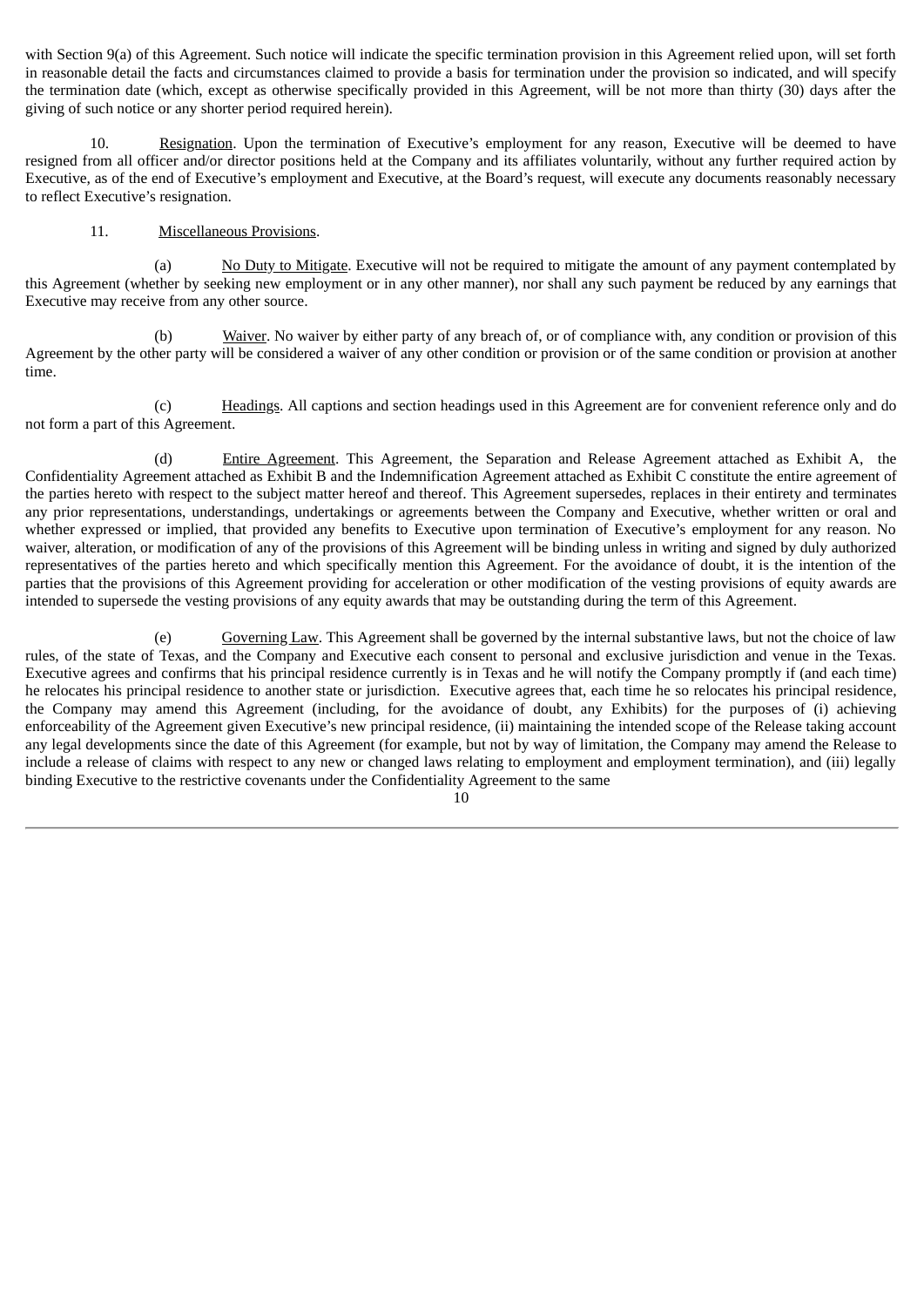with Section 9(a) of this Agreement. Such notice will indicate the specific termination provision in this Agreement relied upon, will set forth in reasonable detail the facts and circumstances claimed to provide a basis for termination under the provision so indicated, and will specify the termination date (which, except as otherwise specifically provided in this Agreement, will be not more than thirty (30) days after the giving of such notice or any shorter period required herein).

10. Resignation. Upon the termination of Executive's employment for any reason, Executive will be deemed to have resigned from all officer and/or director positions held at the Company and its affiliates voluntarily, without any further required action by Executive, as of the end of Executive's employment and Executive, at the Board's request, will execute any documents reasonably necessary to reflect Executive's resignation.

11. Miscellaneous Provisions.

(a) No Duty to Mitigate. Executive will not be required to mitigate the amount of any payment contemplated by this Agreement (whether by seeking new employment or in any other manner), nor shall any such payment be reduced by any earnings that Executive may receive from any other source.

(b) Waiver. No waiver by either party of any breach of, or of compliance with, any condition or provision of this Agreement by the other party will be considered a waiver of any other condition or provision or of the same condition or provision at another time.

(c) Headings. All captions and section headings used in this Agreement are for convenient reference only and do not form a part of this Agreement.

(d) Entire Agreement. This Agreement, the Separation and Release Agreement attached as Exhibit A, the Confidentiality Agreement attached as Exhibit B and the Indemnification Agreement attached as Exhibit C constitute the entire agreement of the parties hereto with respect to the subject matter hereof and thereof. This Agreement supersedes, replaces in their entirety and terminates any prior representations, understandings, undertakings or agreements between the Company and Executive, whether written or oral and whether expressed or implied, that provided any benefits to Executive upon termination of Executive's employment for any reason. No waiver, alteration, or modification of any of the provisions of this Agreement will be binding unless in writing and signed by duly authorized representatives of the parties hereto and which specifically mention this Agreement. For the avoidance of doubt, it is the intention of the parties that the provisions of this Agreement providing for acceleration or other modification of the vesting provisions of equity awards are intended to supersede the vesting provisions of any equity awards that may be outstanding during the term of this Agreement.

(e) Governing Law. This Agreement shall be governed by the internal substantive laws, but not the choice of law rules, of the state of Texas, and the Company and Executive each consent to personal and exclusive jurisdiction and venue in the Texas. Executive agrees and confirms that his principal residence currently is in Texas and he will notify the Company promptly if (and each time) he relocates his principal residence to another state or jurisdiction. Executive agrees that, each time he so relocates his principal residence, the Company may amend this Agreement (including, for the avoidance of doubt, any Exhibits) for the purposes of (i) achieving enforceability of the Agreement given Executive's new principal residence, (ii) maintaining the intended scope of the Release taking account any legal developments since the date of this Agreement (for example, but not by way of limitation, the Company may amend the Release to include a release of claims with respect to any new or changed laws relating to employment and employment termination), and (iii) legally binding Executive to the restrictive covenants under the Confidentiality Agreement to the same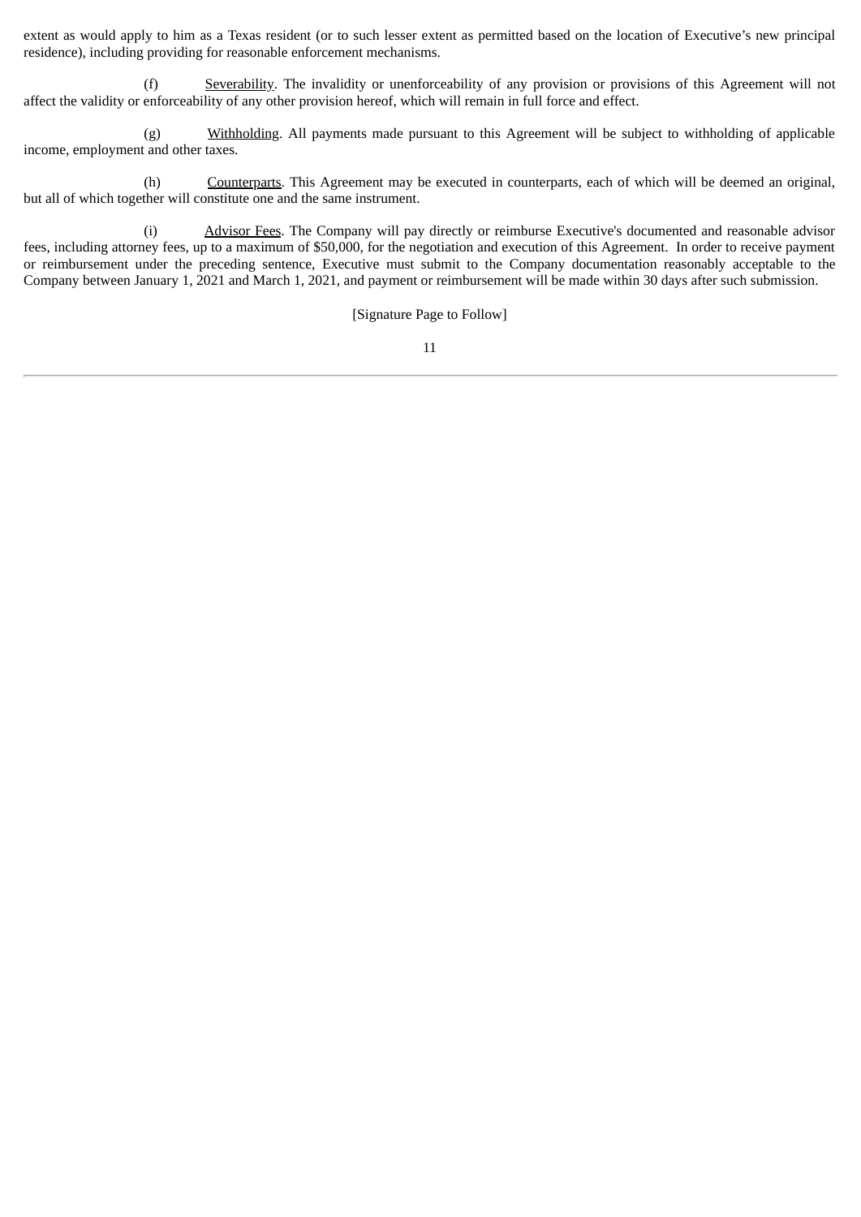extent as would apply to him as a Texas resident (or to such lesser extent as permitted based on the location of Executive's new principal residence), including providing for reasonable enforcement mechanisms.

(f) Severability. The invalidity or unenforceability of any provision or provisions of this Agreement will not affect the validity or enforceability of any other provision hereof, which will remain in full force and effect.

(g) Withholding. All payments made pursuant to this Agreement will be subject to withholding of applicable income, employment and other taxes.

(h) Counterparts. This Agreement may be executed in counterparts, each of which will be deemed an original, but all of which together will constitute one and the same instrument.

(i) Advisor Fees. The Company will pay directly or reimburse Executive's documented and reasonable advisor fees, including attorney fees, up to a maximum of $50,000, for the negotiation and execution of this Agreement. In order to receive payment or reimbursement under the preceding sentence, Executive must submit to the Company documentation reasonably acceptable to the Company between January 1, 2021 and March 1, 2021, and payment or reimbursement will be made within 30 days after such submission.

[Signature Page to Follow]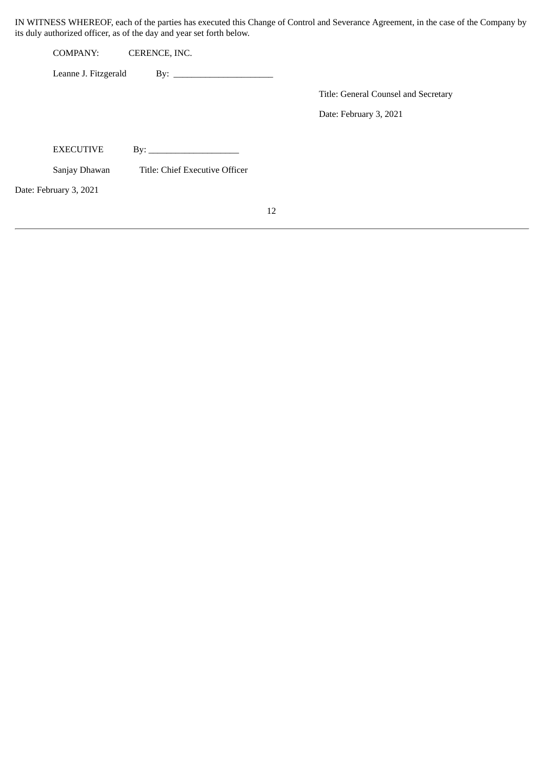IN WITNESS WHEREOF, each of the parties has executed this Change of Control and Severance Agreement, in the case of the Company by its duly authorized officer, as of the day and year set forth below.

COMPANY: CERENCE, INC.

Leanne J. Fitzgerald By: ______________________

Title: General Counsel and Secretary

Date: February 3, 2021

EXECUTIVE By: ____________________

Sanjay Dhawan Title: Chief Executive Officer

Date: February 3, 2021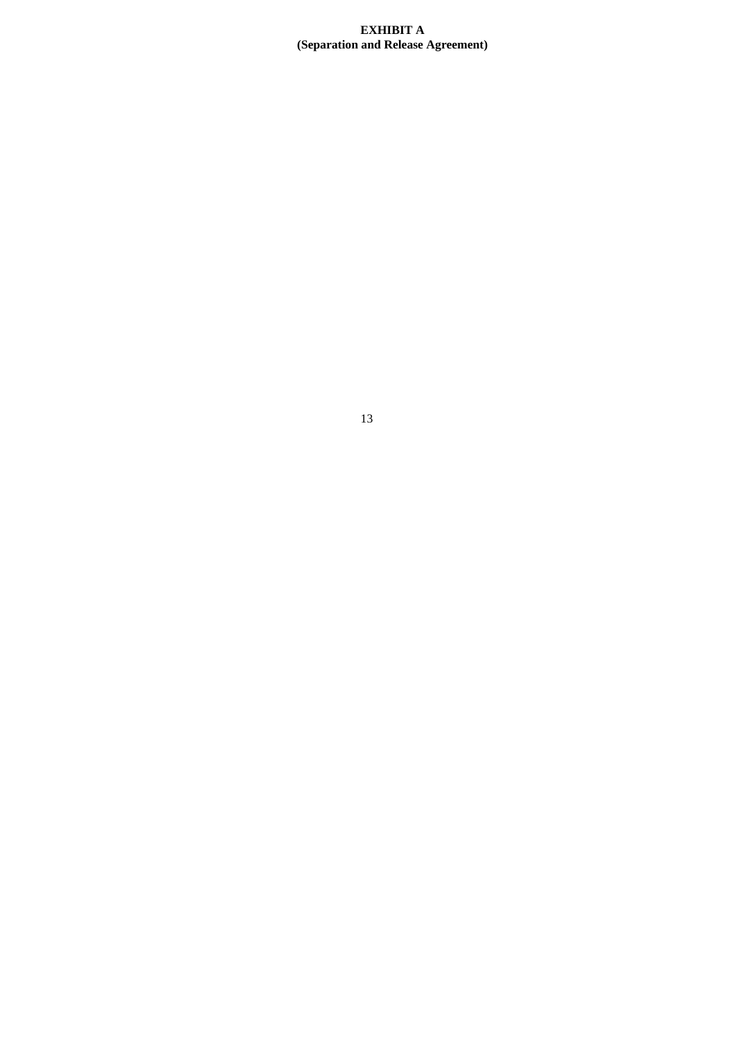**EXHIBIT A**
**(Separation and Release Agreement)**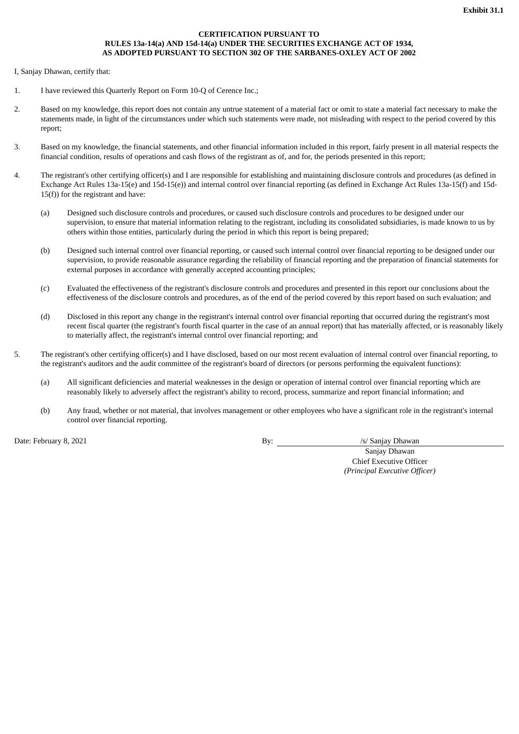**Exhibit 31.1**

**CERTIFICATION PURSUANT TO RULES 13a-14(a) AND 15d-14(a) UNDER THE SECURITIES EXCHANGE ACT OF 1934, AS ADOPTED PURSUANT TO SECTION 302 OF THE SARBANES-OXLEY ACT OF 2002**

I, Sanjay Dhawan, certify that:

1. I have reviewed this Quarterly Report on Form 10-Q of Cerence Inc.;

2. Based on my knowledge, this report does not contain any untrue statement of a material fact or omit to state a material fact necessary to make the statements made, in light of the circumstances under which such statements were made, not misleading with respect to the period covered by this report;

3. Based on my knowledge, the financial statements, and other financial information included in this report, fairly present in all material respects the financial condition, results of operations and cash flows of the registrant as of, and for, the periods presented in this report;

4. The registrant's other certifying officer(s) and I are responsible for establishing and maintaining disclosure controls and procedures (as defined in Exchange Act Rules 13a-15(e) and 15d-15(e)) and internal control over financial reporting (as defined in Exchange Act Rules 13a-15(f) and 15d-15(f)) for the registrant and have:

   (a) Designed such disclosure controls and procedures, or caused such disclosure controls and procedures to be designed under our supervision, to ensure that material information relating to the registrant, including its consolidated subsidiaries, is made known to us by others within those entities, particularly during the period in which this report is being prepared;

   (b) Designed such internal control over financial reporting, or caused such internal control over financial reporting to be designed under our supervision, to provide reasonable assurance regarding the reliability of financial reporting and the preparation of financial statements for external purposes in accordance with generally accepted accounting principles;

   (c) Evaluated the effectiveness of the registrant's disclosure controls and procedures and presented in this report our conclusions about the effectiveness of the disclosure controls and procedures, as of the end of the period covered by this report based on such evaluation; and

   (d) Disclosed in this report any change in the registrant's internal control over financial reporting that occurred during the registrant's most recent fiscal quarter (the registrant's fourth fiscal quarter in the case of an annual report) that has materially affected, or is reasonably likely to materially affect, the registrant's internal control over financial reporting; and

5. The registrant's other certifying officer(s) and I have disclosed, based on our most recent evaluation of internal control over financial reporting, to the registrant's auditors and the audit committee of the registrant's board of directors (or persons performing the equivalent functions):

   (a) All significant deficiencies and material weaknesses in the design or operation of internal control over financial reporting which are reasonably likely to adversely affect the registrant's ability to record, process, summarize and report financial information; and

   (b) Any fraud, whether or not material, that involves management or other employees who have a significant role in the registrant's internal control over financial reporting.

Date: February 8, 2021

By: /s/ Sanjay Dhawan
Sanjay Dhawan
Chief Executive Officer
*(Principal Executive Officer)*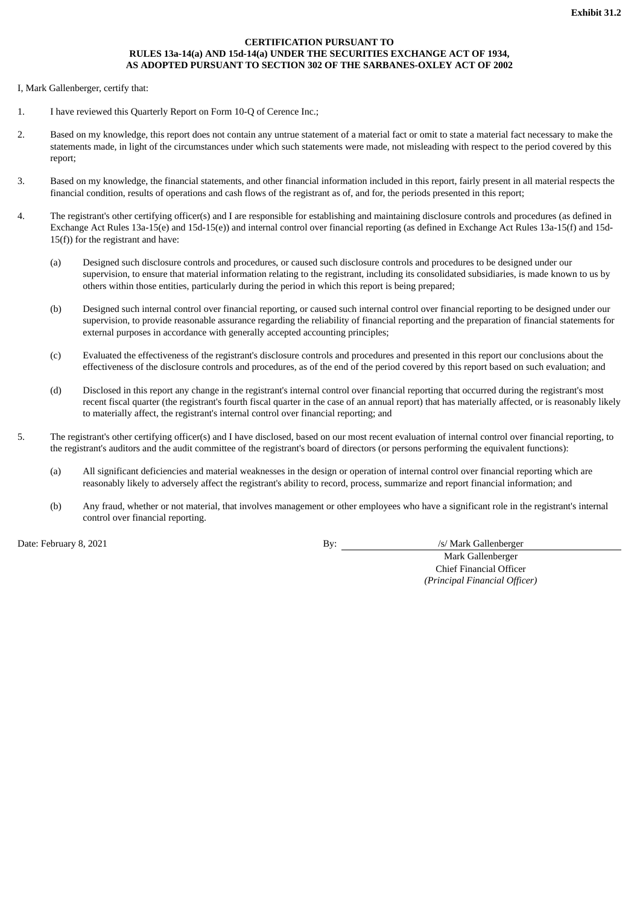**Exhibit 31.2**

**CERTIFICATION PURSUANT TO**
**RULES 13a-14(a) AND 15d-14(a) UNDER THE SECURITIES EXCHANGE ACT OF 1934,**
**AS ADOPTED PURSUANT TO SECTION 302 OF THE SARBANES-OXLEY ACT OF 2002**

I, Mark Gallenberger, certify that:

1. I have reviewed this Quarterly Report on Form 10-Q of Cerence Inc.;

2. Based on my knowledge, this report does not contain any untrue statement of a material fact or omit to state a material fact necessary to make the statements made, in light of the circumstances under which such statements were made, not misleading with respect to the period covered by this report;

3. Based on my knowledge, the financial statements, and other financial information included in this report, fairly present in all material respects the financial condition, results of operations and cash flows of the registrant as of, and for, the periods presented in this report;

4. The registrant's other certifying officer(s) and I are responsible for establishing and maintaining disclosure controls and procedures (as defined in Exchange Act Rules 13a-15(e) and 15d-15(e)) and internal control over financial reporting (as defined in Exchange Act Rules 13a-15(f) and 15d-15(f)) for the registrant and have:

   (a) Designed such disclosure controls and procedures, or caused such disclosure controls and procedures to be designed under our supervision, to ensure that material information relating to the registrant, including its consolidated subsidiaries, is made known to us by others within those entities, particularly during the period in which this report is being prepared;

   (b) Designed such internal control over financial reporting, or caused such internal control over financial reporting to be designed under our supervision, to provide reasonable assurance regarding the reliability of financial reporting and the preparation of financial statements for external purposes in accordance with generally accepted accounting principles;

   (c) Evaluated the effectiveness of the registrant's disclosure controls and procedures and presented in this report our conclusions about the effectiveness of the disclosure controls and procedures, as of the end of the period covered by this report based on such evaluation; and

   (d) Disclosed in this report any change in the registrant's internal control over financial reporting that occurred during the registrant's most recent fiscal quarter (the registrant's fourth fiscal quarter in the case of an annual report) that has materially affected, or is reasonably likely to materially affect, the registrant's internal control over financial reporting; and

5. The registrant's other certifying officer(s) and I have disclosed, based on our most recent evaluation of internal control over financial reporting, to the registrant's auditors and the audit committee of the registrant's board of directors (or persons performing the equivalent functions):

   (a) All significant deficiencies and material weaknesses in the design or operation of internal control over financial reporting which are reasonably likely to adversely affect the registrant's ability to record, process, summarize and report financial information; and

   (b) Any fraud, whether or not material, that involves management or other employees who have a significant role in the registrant's internal control over financial reporting.

Date: February 8, 2021

By: /s/ Mark Gallenberger
Mark Gallenberger
Chief Financial Officer
*(Principal Financial Officer)*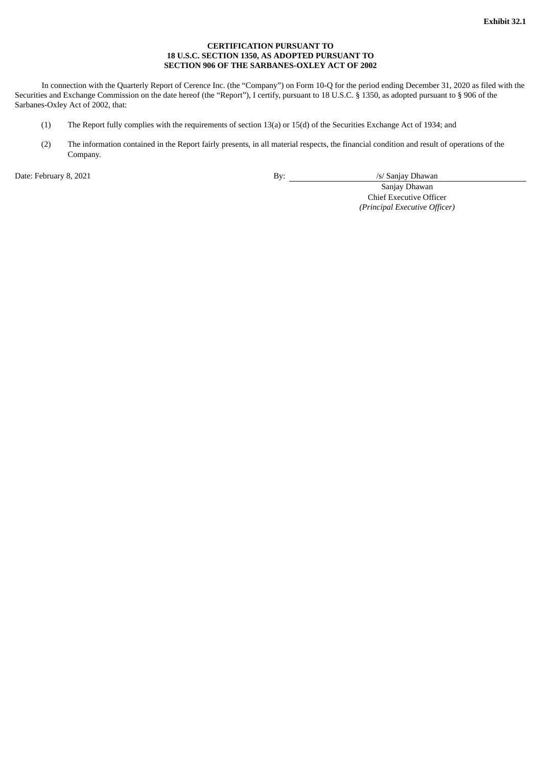**Exhibit 32.1**

**CERTIFICATION PURSUANT TO**
**18 U.S.C. SECTION 1350, AS ADOPTED PURSUANT TO**
**SECTION 906 OF THE SARBANES-OXLEY ACT OF 2002**

In connection with the Quarterly Report of Cerence Inc. (the "Company") on Form 10-Q for the period ending December 31, 2020 as filed with the Securities and Exchange Commission on the date hereof (the "Report"), I certify, pursuant to 18 U.S.C. § 1350, as adopted pursuant to § 906 of the Sarbanes-Oxley Act of 2002, that:

(1) The Report fully complies with the requirements of section 13(a) or 15(d) of the Securities Exchange Act of 1934; and

(2) The information contained in the Report fairly presents, in all material respects, the financial condition and result of operations of the Company.

Date: February 8, 2021

By: /s/ Sanjay Dhawan
Sanjay Dhawan
Chief Executive Officer
*(Principal Executive Officer)*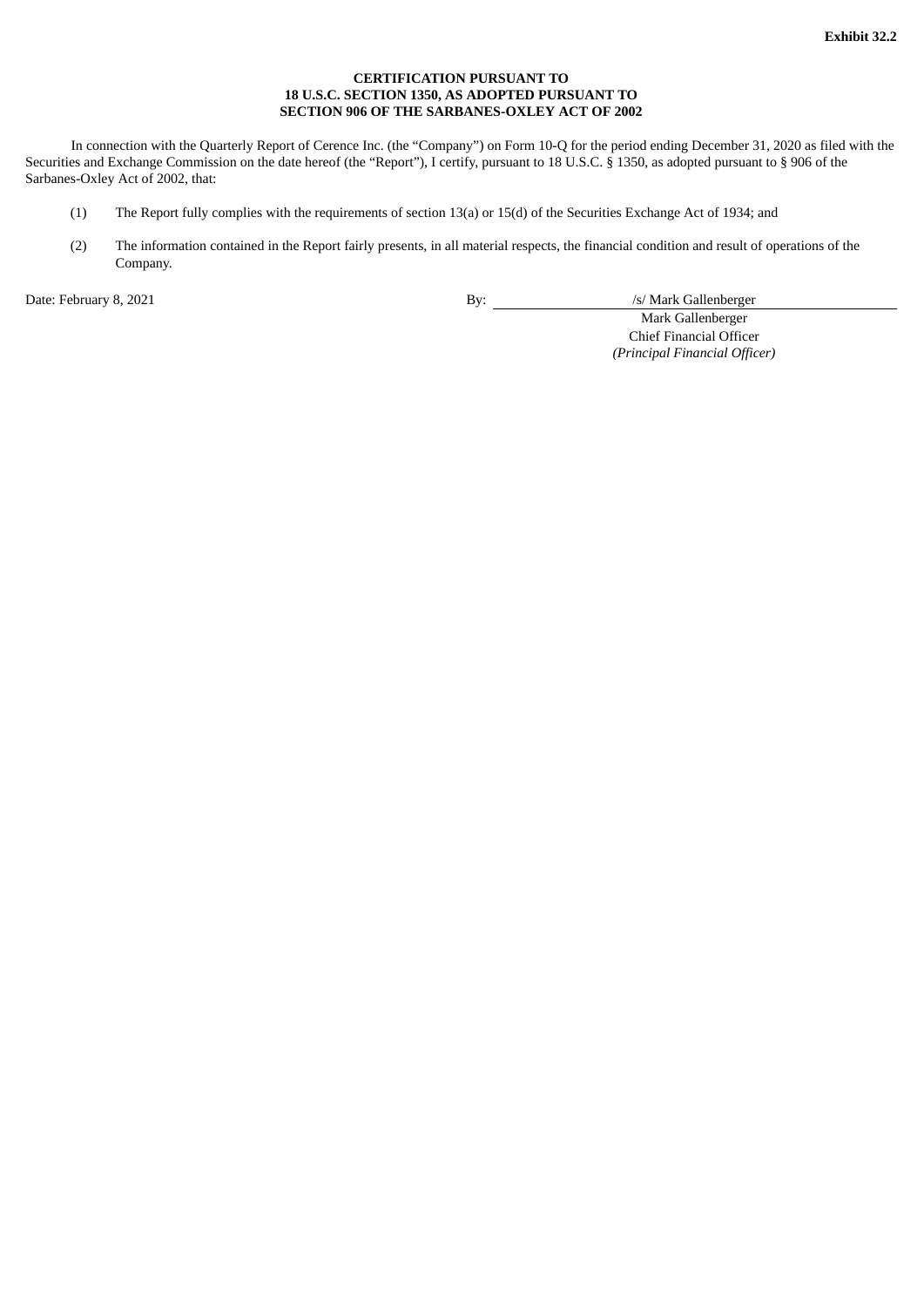**Exhibit 32.2**

**CERTIFICATION PURSUANT TO**
**18 U.S.C. SECTION 1350, AS ADOPTED PURSUANT TO**
**SECTION 906 OF THE SARBANES-OXLEY ACT OF 2002**

In connection with the Quarterly Report of Cerence Inc. (the "Company") on Form 10-Q for the period ending December 31, 2020 as filed with the Securities and Exchange Commission on the date hereof (the "Report"), I certify, pursuant to 18 U.S.C. § 1350, as adopted pursuant to § 906 of the Sarbanes-Oxley Act of 2002, that:

(1) The Report fully complies with the requirements of section 13(a) or 15(d) of the Securities Exchange Act of 1934; and

(2) The information contained in the Report fairly presents, in all material respects, the financial condition and result of operations of the Company.

Date: February 8, 2021

By: /s/ Mark Gallenberger
Mark Gallenberger
Chief Financial Officer
*(Principal Financial Officer)*